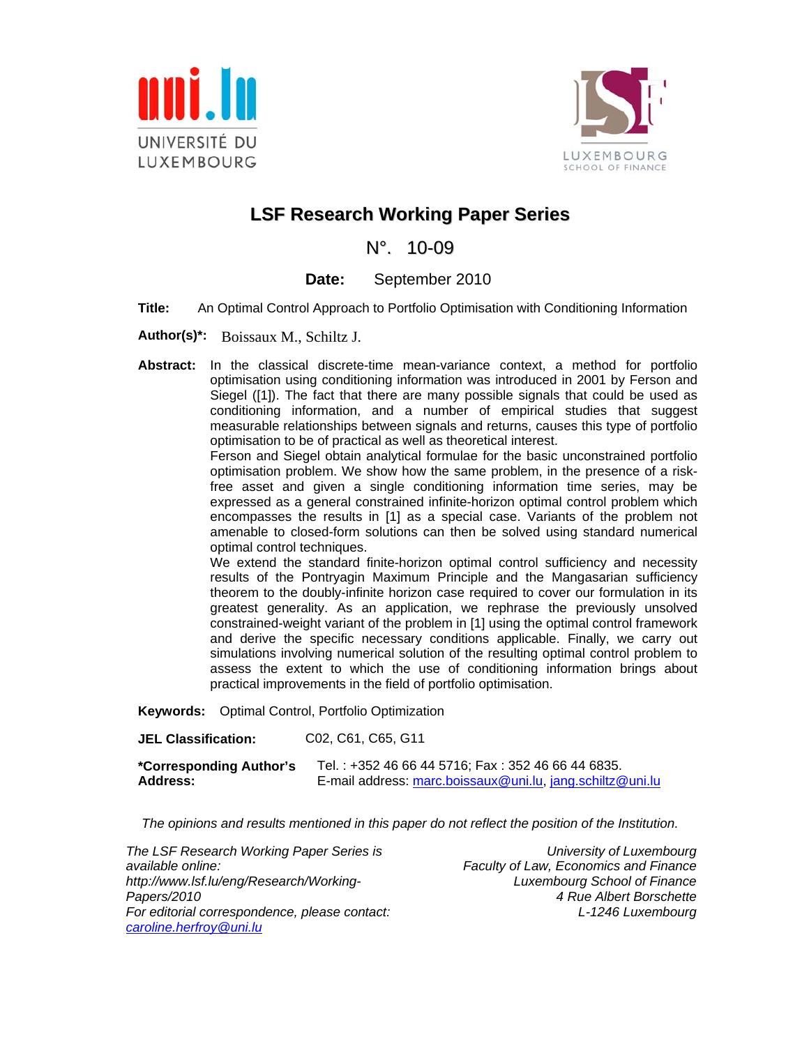UNIVERSITÉ DU LUXEMBOURG

LUXEMBOURG SCHOOL OF FINANCE

# LSF Research Working Paper Series

N°. 10-09

**Date:** September 2010

**Title:** An Optimal Control Approach to Portfolio Optimisation with Conditioning Information

**Author(s)*:** Boissaux M., Schiltz J.

**Abstract:** In the classical discrete-time mean-variance context, a method for portfolio optimisation using conditioning information was introduced in 2001 by Ferson and Siegel ([1]). The fact that there are many possible signals that could be used as conditioning information, and a number of empirical studies that suggest measurable relationships between signals and returns, causes this type of portfolio optimisation to be of practical as well as theoretical interest.

Ferson and Siegel obtain analytical formulae for the basic unconstrained portfolio optimisation problem. We show how the same problem, in the presence of a risk-free asset and given a single conditioning information time series, may be expressed as a general constrained infinite-horizon optimal control problem which encompasses the results in [1] as a special case. Variants of the problem not amenable to closed-form solutions can then be solved using standard numerical optimal control techniques.

We extend the standard finite-horizon optimal control sufficiency and necessity results of the Pontryagin Maximum Principle and the Mangasarian sufficiency theorem to the doubly-infinite horizon case required to cover our formulation in its greatest generality. As an application, we rephrase the previously unsolved constrained-weight variant of the problem in [1] using the optimal control framework and derive the specific necessary conditions applicable. Finally, we carry out simulations involving numerical solution of the resulting optimal control problem to assess the extent to which the use of conditioning information brings about practical improvements in the field of portfolio optimisation.

**Keywords:** Optimal Control, Portfolio Optimization

**JEL Classification:** C02, C61, C65, G11

**\*Corresponding Author's Address:** Tel. : +352 46 66 44 5716; Fax : 352 46 66 44 6835. E-mail address: marc.boissaux@uni.lu, jang.schiltz@uni.lu

*The opinions and results mentioned in this paper do not reflect the position of the Institution.*

*The LSF Research Working Paper Series is available online:*
*http://www.lsf.lu/eng/Research/Working-Papers/2010*
*For editorial correspondence, please contact:*
*caroline.herfroy@uni.lu*

*University of Luxembourg*
*Faculty of Law, Economics and Finance*
*Luxembourg School of Finance*
*4 Rue Albert Borschette*
*L-1246 Luxembourg*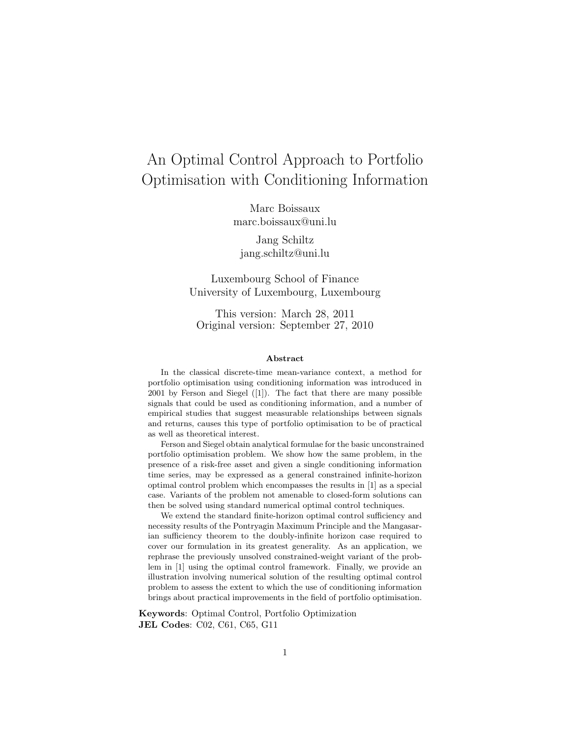# An Optimal Control Approach to Portfolio Optimisation with Conditioning Information

Marc Boissaux
marc.boissaux@uni.lu

Jang Schiltz
jang.schiltz@uni.lu

Luxembourg School of Finance
University of Luxembourg, Luxembourg

This version: March 28, 2011
Original version: September 27, 2010

### Abstract

In the classical discrete-time mean-variance context, a method for portfolio optimisation using conditioning information was introduced in 2001 by Ferson and Siegel ([1]). The fact that there are many possible signals that could be used as conditioning information, and a number of empirical studies that suggest measurable relationships between signals and returns, causes this type of portfolio optimisation to be of practical as well as theoretical interest.

Ferson and Siegel obtain analytical formulae for the basic unconstrained portfolio optimisation problem. We show how the same problem, in the presence of a risk-free asset and given a single conditioning information time series, may be expressed as a general constrained infinite-horizon optimal control problem which encompasses the results in [1] as a special case. Variants of the problem not amenable to closed-form solutions can then be solved using standard numerical optimal control techniques.

We extend the standard finite-horizon optimal control sufficiency and necessity results of the Pontryagin Maximum Principle and the Mangasarian sufficiency theorem to the doubly-infinite horizon case required to cover our formulation in its greatest generality. As an application, we rephrase the previously unsolved constrained-weight variant of the problem in [1] using the optimal control framework. Finally, we provide an illustration involving numerical solution of the resulting optimal control problem to assess the extent to which the use of conditioning information brings about practical improvements in the field of portfolio optimisation.

**Keywords**: Optimal Control, Portfolio Optimization
**JEL Codes**: C02, C61, C65, G11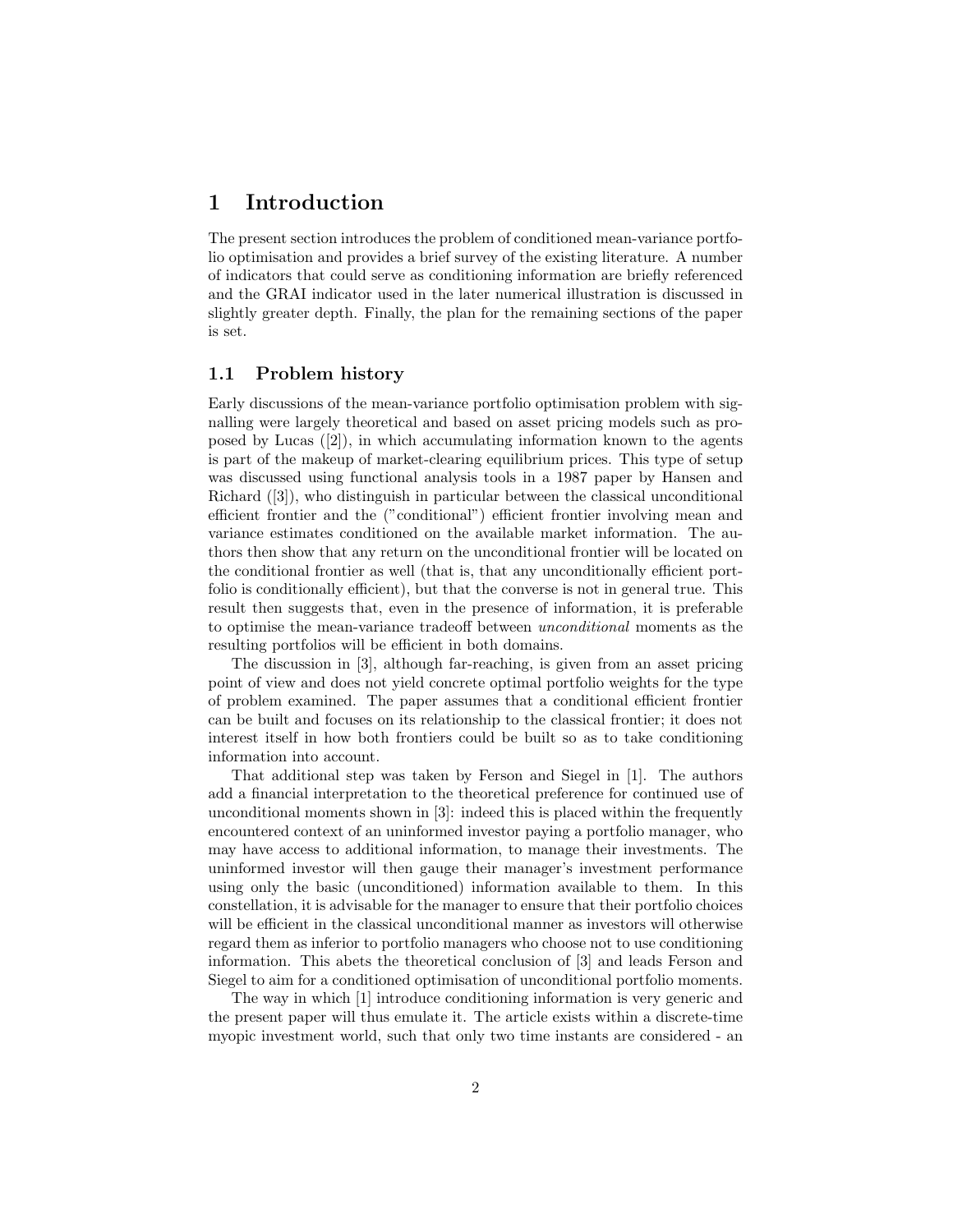# 1 Introduction

The present section introduces the problem of conditioned mean-variance portfolio optimisation and provides a brief survey of the existing literature. A number of indicators that could serve as conditioning information are briefly referenced and the GRAI indicator used in the later numerical illustration is discussed in slightly greater depth. Finally, the plan for the remaining sections of the paper is set.

## 1.1 Problem history

Early discussions of the mean-variance portfolio optimisation problem with signalling were largely theoretical and based on asset pricing models such as proposed by Lucas ([2]), in which accumulating information known to the agents is part of the makeup of market-clearing equilibrium prices. This type of setup was discussed using functional analysis tools in a 1987 paper by Hansen and Richard ([3]), who distinguish in particular between the classical unconditional efficient frontier and the ("conditional") efficient frontier involving mean and variance estimates conditioned on the available market information. The authors then show that any return on the unconditional frontier will be located on the conditional frontier as well (that is, that any unconditionally efficient portfolio is conditionally efficient), but that the converse is not in general true. This result then suggests that, even in the presence of information, it is preferable to optimise the mean-variance tradeoff between *unconditional* moments as the resulting portfolios will be efficient in both domains.

The discussion in [3], although far-reaching, is given from an asset pricing point of view and does not yield concrete optimal portfolio weights for the type of problem examined. The paper assumes that a conditional efficient frontier can be built and focuses on its relationship to the classical frontier; it does not interest itself in how both frontiers could be built so as to take conditioning information into account.

That additional step was taken by Ferson and Siegel in [1]. The authors add a financial interpretation to the theoretical preference for continued use of unconditional moments shown in [3]: indeed this is placed within the frequently encountered context of an uninformed investor paying a portfolio manager, who may have access to additional information, to manage their investments. The uninformed investor will then gauge their manager's investment performance using only the basic (unconditioned) information available to them. In this constellation, it is advisable for the manager to ensure that their portfolio choices will be efficient in the classical unconditional manner as investors will otherwise regard them as inferior to portfolio managers who choose not to use conditioning information. This abets the theoretical conclusion of [3] and leads Ferson and Siegel to aim for a conditioned optimisation of unconditional portfolio moments.

The way in which [1] introduce conditioning information is very generic and the present paper will thus emulate it. The article exists within a discrete-time myopic investment world, such that only two time instants are considered - an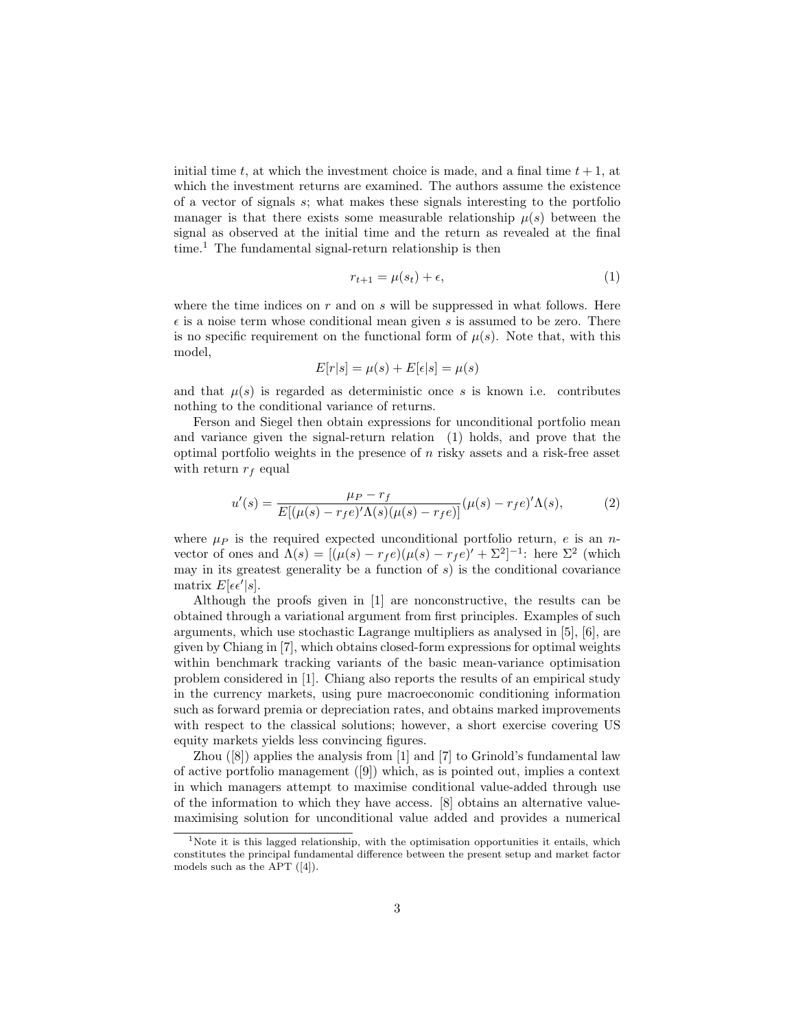initial time $t$, at which the investment choice is made, and a final time $t+1$, at which the investment returns are examined. The authors assume the existence of a vector of signals $s$; what makes these signals interesting to the portfolio manager is that there exists some measurable relationship $\mu(s)$ between the signal as observed at the initial time and the return as revealed at the final time.[1] The fundamental signal-return relationship is then

$$r_{t+1} = \mu(s_t) + \epsilon, \tag{1}$$

where the time indices on $r$ and on $s$ will be suppressed in what follows. Here $\epsilon$ is a noise term whose conditional mean given $s$ is assumed to be zero. There is no specific requirement on the functional form of $\mu(s)$. Note that, with this model,

$$E[r|s] = \mu(s) + E[\epsilon|s] = \mu(s)$$

and that $\mu(s)$ is regarded as deterministic once $s$ is known i.e. contributes nothing to the conditional variance of returns.

Ferson and Siegel then obtain expressions for unconditional portfolio mean and variance given the signal-return relation (1) holds, and prove that the optimal portfolio weights in the presence of $n$ risky assets and a risk-free asset with return $r_f$ equal

$$u'(s) = \frac{\mu_P - r_f}{E[(\mu(s) - r_f e)'\Lambda(s)(\mu(s) - r_f e)]}(\mu(s) - r_f e)'\Lambda(s), \tag{2}$$

where $\mu_P$ is the required expected unconditional portfolio return, $e$ is an $n$-vector of ones and $\Lambda(s) = [(\mu(s) - r_f e)(\mu(s) - r_f e)' + \Sigma^2]^{-1}$: here $\Sigma^2$ (which may in its greatest generality be a function of $s$) is the conditional covariance matrix $E[\epsilon\epsilon'|s]$.

Although the proofs given in [1] are nonconstructive, the results can be obtained through a variational argument from first principles. Examples of such arguments, which use stochastic Lagrange multipliers as analysed in [5], [6], are given by Chiang in [7], which obtains closed-form expressions for optimal weights within benchmark tracking variants of the basic mean-variance optimisation problem considered in [1]. Chiang also reports the results of an empirical study in the currency markets, using pure macroeconomic conditioning information such as forward premia or depreciation rates, and obtains marked improvements with respect to the classical solutions; however, a short exercise covering US equity markets yields less convincing figures.

Zhou ([8]) applies the analysis from [1] and [7] to Grinold's fundamental law of active portfolio management ([9]) which, as is pointed out, implies a context in which managers attempt to maximise conditional value-added through use of the information to which they have access. [8] obtains an alternative value-maximising solution for unconditional value added and provides a numerical

[1] Note it is this lagged relationship, with the optimisation opportunities it entails, which constitutes the principal fundamental difference between the present setup and market factor models such as the APT ([4]).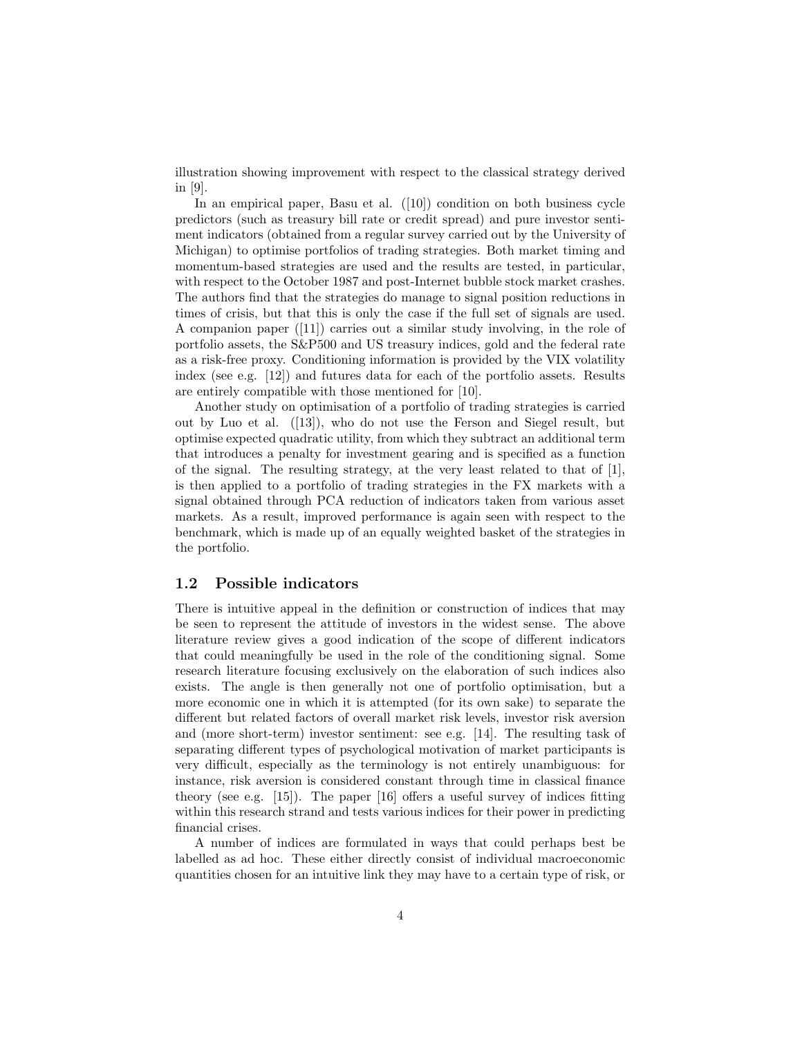illustration showing improvement with respect to the classical strategy derived in [9].

In an empirical paper, Basu et al. ([10]) condition on both business cycle predictors (such as treasury bill rate or credit spread) and pure investor sentiment indicators (obtained from a regular survey carried out by the University of Michigan) to optimise portfolios of trading strategies. Both market timing and momentum-based strategies are used and the results are tested, in particular, with respect to the October 1987 and post-Internet bubble stock market crashes. The authors find that the strategies do manage to signal position reductions in times of crisis, but that this is only the case if the full set of signals are used. A companion paper ([11]) carries out a similar study involving, in the role of portfolio assets, the S&P500 and US treasury indices, gold and the federal rate as a risk-free proxy. Conditioning information is provided by the VIX volatility index (see e.g. [12]) and futures data for each of the portfolio assets. Results are entirely compatible with those mentioned for [10].

Another study on optimisation of a portfolio of trading strategies is carried out by Luo et al. ([13]), who do not use the Ferson and Siegel result, but optimise expected quadratic utility, from which they subtract an additional term that introduces a penalty for investment gearing and is specified as a function of the signal. The resulting strategy, at the very least related to that of [1], is then applied to a portfolio of trading strategies in the FX markets with a signal obtained through PCA reduction of indicators taken from various asset markets. As a result, improved performance is again seen with respect to the benchmark, which is made up of an equally weighted basket of the strategies in the portfolio.

### 1.2 Possible indicators

There is intuitive appeal in the definition or construction of indices that may be seen to represent the attitude of investors in the widest sense. The above literature review gives a good indication of the scope of different indicators that could meaningfully be used in the role of the conditioning signal. Some research literature focusing exclusively on the elaboration of such indices also exists. The angle is then generally not one of portfolio optimisation, but a more economic one in which it is attempted (for its own sake) to separate the different but related factors of overall market risk levels, investor risk aversion and (more short-term) investor sentiment: see e.g. [14]. The resulting task of separating different types of psychological motivation of market participants is very difficult, especially as the terminology is not entirely unambiguous: for instance, risk aversion is considered constant through time in classical finance theory (see e.g. [15]). The paper [16] offers a useful survey of indices fitting within this research strand and tests various indices for their power in predicting financial crises.

A number of indices are formulated in ways that could perhaps best be labelled as ad hoc. These either directly consist of individual macroeconomic quantities chosen for an intuitive link they may have to a certain type of risk, or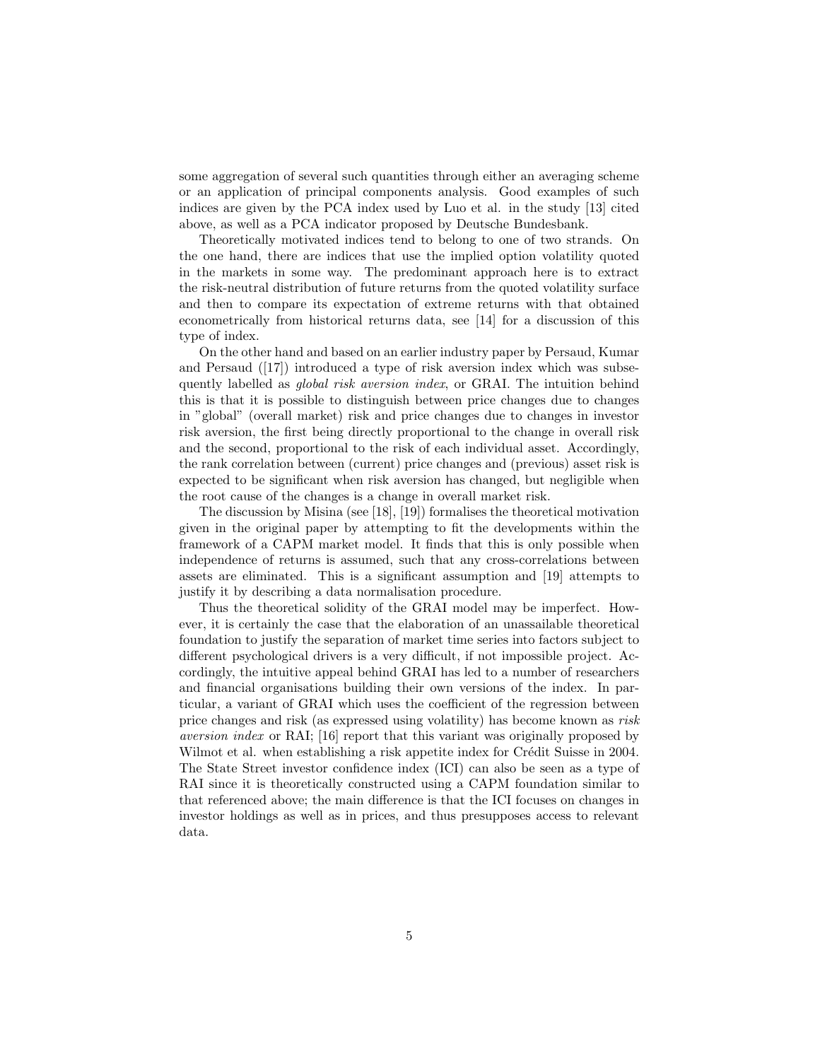some aggregation of several such quantities through either an averaging scheme or an application of principal components analysis. Good examples of such indices are given by the PCA index used by Luo et al. in the study [13] cited above, as well as a PCA indicator proposed by Deutsche Bundesbank.

Theoretically motivated indices tend to belong to one of two strands. On the one hand, there are indices that use the implied option volatility quoted in the markets in some way. The predominant approach here is to extract the risk-neutral distribution of future returns from the quoted volatility surface and then to compare its expectation of extreme returns with that obtained econometrically from historical returns data, see [14] for a discussion of this type of index.

On the other hand and based on an earlier industry paper by Persaud, Kumar and Persaud ([17]) introduced a type of risk aversion index which was subsequently labelled as *global risk aversion index*, or GRAI. The intuition behind this is that it is possible to distinguish between price changes due to changes in "global" (overall market) risk and price changes due to changes in investor risk aversion, the first being directly proportional to the change in overall risk and the second, proportional to the risk of each individual asset. Accordingly, the rank correlation between (current) price changes and (previous) asset risk is expected to be significant when risk aversion has changed, but negligible when the root cause of the changes is a change in overall market risk.

The discussion by Misina (see [18], [19]) formalises the theoretical motivation given in the original paper by attempting to fit the developments within the framework of a CAPM market model. It finds that this is only possible when independence of returns is assumed, such that any cross-correlations between assets are eliminated. This is a significant assumption and [19] attempts to justify it by describing a data normalisation procedure.

Thus the theoretical solidity of the GRAI model may be imperfect. However, it is certainly the case that the elaboration of an unassailable theoretical foundation to justify the separation of market time series into factors subject to different psychological drivers is a very difficult, if not impossible project. Accordingly, the intuitive appeal behind GRAI has led to a number of researchers and financial organisations building their own versions of the index. In particular, a variant of GRAI which uses the coefficient of the regression between price changes and risk (as expressed using volatility) has become known as *risk aversion index* or RAI; [16] report that this variant was originally proposed by Wilmot et al. when establishing a risk appetite index for Crédit Suisse in 2004. The State Street investor confidence index (ICI) can also be seen as a type of RAI since it is theoretically constructed using a CAPM foundation similar to that referenced above; the main difference is that the ICI focuses on changes in investor holdings as well as in prices, and thus presupposes access to relevant data.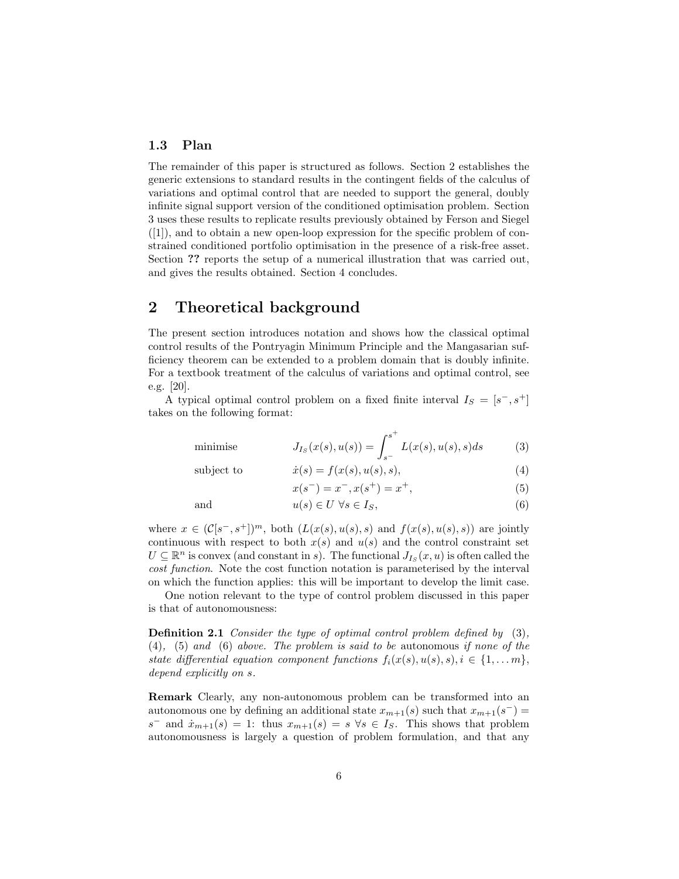### 1.3 Plan

The remainder of this paper is structured as follows. Section 2 establishes the generic extensions to standard results in the contingent fields of the calculus of variations and optimal control that are needed to support the general, doubly infinite signal support version of the conditioned optimisation problem. Section 3 uses these results to replicate results previously obtained by Ferson and Siegel ([1]), and to obtain a new open-loop expression for the specific problem of constrained conditioned portfolio optimisation in the presence of a risk-free asset. Section **??** reports the setup of a numerical illustration that was carried out, and gives the results obtained. Section 4 concludes.

# 2 Theoretical background

The present section introduces notation and shows how the classical optimal control results of the Pontryagin Minimum Principle and the Mangasarian sufficiency theorem can be extended to a problem domain that is doubly infinite. For a textbook treatment of the calculus of variations and optimal control, see e.g. [20].

A typical optimal control problem on a fixed finite interval $I_S = [s^-, s^+]$ takes on the following format:

$$\text{minimise} \qquad J_{I_S}(x(s), u(s)) = \int_{s^-}^{s^+} L(x(s), u(s), s) ds \tag{3}$$

$$\text{subject to} \qquad \dot{x}(s) = f(x(s), u(s), s), \tag{4}$$

$$x(s^-) = x^-, x(s^+) = x^+, \tag{5}$$

$$\text{and} \qquad u(s) \in U \ \forall s \in I_S, \tag{6}$$

where $x \in (\mathcal{C}[s^-, s^+])^m$, both $(L(x(s), u(s), s)$ and $f(x(s), u(s), s))$ are jointly continuous with respect to both $x(s)$ and $u(s)$ and the control constraint set $U \subseteq \mathbb{R}^n$ is convex (and constant in $s$). The functional $J_{I_S}(x, u)$ is often called the *cost function.* Note the cost function notation is parameterised by the interval on which the function applies: this will be important to develop the limit case.

One notion relevant to the type of control problem discussed in this paper is that of autonomousness:

**Definition 2.1** *Consider the type of optimal control problem defined by* (3), (4), (5) *and* (6) *above. The problem is said to be* autonomous *if none of the state differential equation component functions $f_i(x(s), u(s), s), i \in \{1, \dots m\}$, depend explicitly on $s$.*

**Remark** Clearly, any non-autonomous problem can be transformed into an autonomous one by defining an additional state $x_{m+1}(s)$ such that $x_{m+1}(s^-) = s^-$ and $\dot{x}_{m+1}(s) = 1$: thus $x_{m+1}(s) = s \ \forall s \in I_S$. This shows that problem autonomousness is largely a question of problem formulation, and that any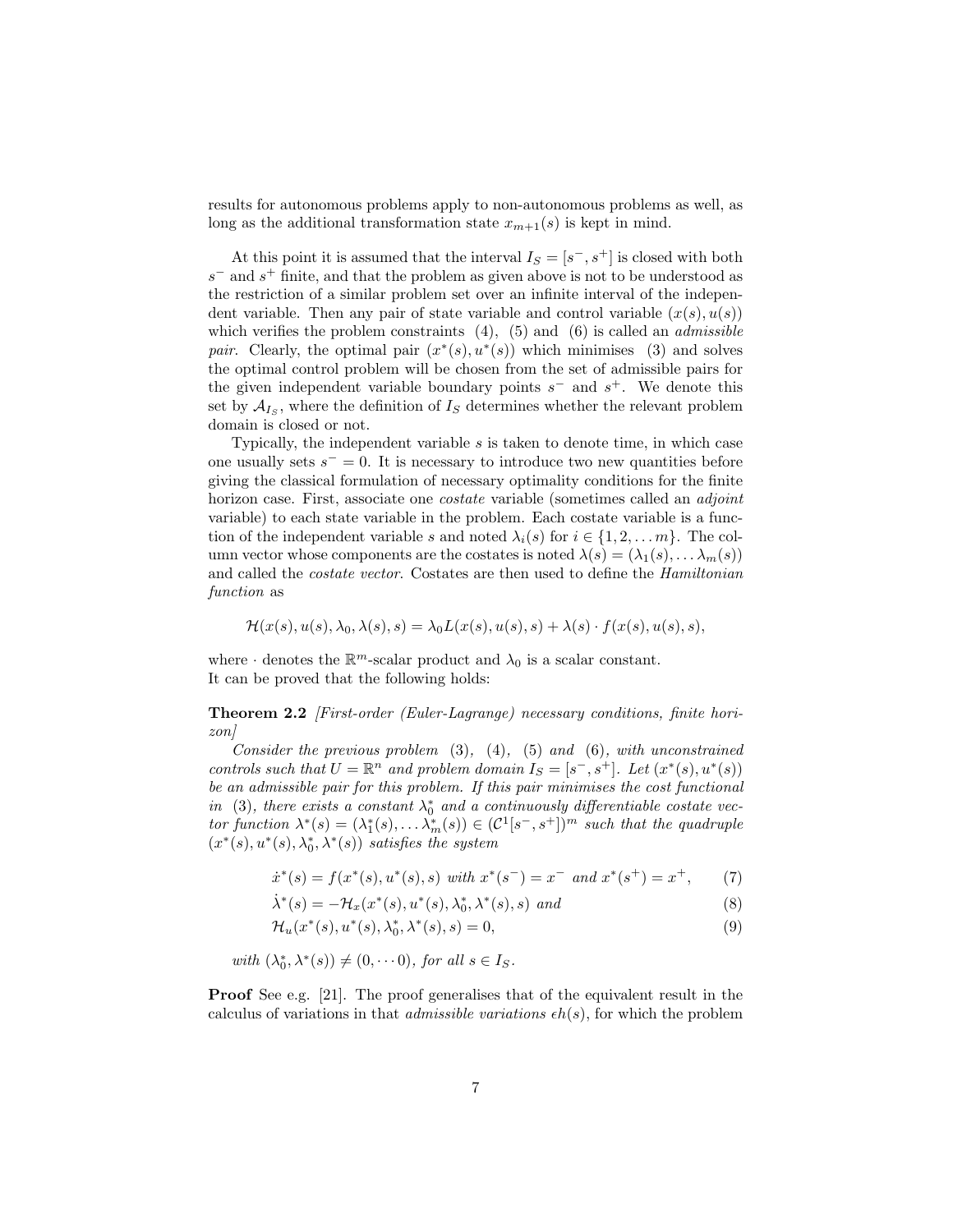results for autonomous problems apply to non-autonomous problems as well, as long as the additional transformation state $x_{m+1}(s)$ is kept in mind.

At this point it is assumed that the interval $I_S = [s^-, s^+]$ is closed with both $s^-$ and $s^+$ finite, and that the problem as given above is not to be understood as the restriction of a similar problem set over an infinite interval of the independent variable. Then any pair of state variable and control variable $(x(s), u(s))$ which verifies the problem constraints (4), (5) and (6) is called an *admissible pair*. Clearly, the optimal pair $(x^*(s), u^*(s))$ which minimises (3) and solves the optimal control problem will be chosen from the set of admissible pairs for the given independent variable boundary points $s^-$ and $s^+$. We denote this set by $\mathcal{A}_{I_S}$, where the definition of $I_S$ determines whether the relevant problem domain is closed or not.

Typically, the independent variable $s$ is taken to denote time, in which case one usually sets $s^- = 0$. It is necessary to introduce two new quantities before giving the classical formulation of necessary optimality conditions for the finite horizon case. First, associate one *costate* variable (sometimes called an *adjoint* variable) to each state variable in the problem. Each costate variable is a function of the independent variable $s$ and noted $\lambda_i(s)$ for $i \in \{1, 2, \ldots m\}$. The column vector whose components are the costates is noted $\lambda(s) = (\lambda_1(s), \ldots \lambda_m(s))$ and called the *costate vector*. Costates are then used to define the *Hamiltonian function* as

$$\mathcal{H}(x(s), u(s), \lambda_0, \lambda(s), s) = \lambda_0 L(x(s), u(s), s) + \lambda(s) \cdot f(x(s), u(s), s),$$

where $\cdot$ denotes the $\mathbb{R}^m$-scalar product and $\lambda_0$ is a scalar constant.
It can be proved that the following holds:

**Theorem 2.2** *[First-order (Euler-Lagrange) necessary conditions, finite horizon]*

*Consider the previous problem (3), (4), (5) and (6), with unconstrained controls such that $U = \mathbb{R}^n$ and problem domain $I_S = [s^-, s^+]$. Let $(x^*(s), u^*(s))$ be an admissible pair for this problem. If this pair minimises the cost functional in (3), there exists a constant $\lambda_0^*$ and a continuously differentiable costate vector function $\lambda^*(s) = (\lambda_1^*(s), \ldots \lambda_m^*(s)) \in (\mathcal{C}^1[s^-, s^+])^m$ such that the quadruple $(x^*(s), u^*(s), \lambda_0^*, \lambda^*(s))$ satisfies the system*

$$\dot{x}^*(s) = f(x^*(s), u^*(s), s) \text{ with } x^*(s^-) = x^- \text{ and } x^*(s^+) = x^+, \tag{7}$$

$$\dot{\lambda}^*(s) = -\mathcal{H}_x(x^*(s), u^*(s), \lambda_0^*, \lambda^*(s), s) \text{ and} \tag{8}$$

$$\mathcal{H}_u(x^*(s), u^*(s), \lambda_0^*, \lambda^*(s), s) = 0, \tag{9}$$

*with $(\lambda_0^*, \lambda^*(s)) \neq (0, \cdots 0)$, for all $s \in I_S$.*

**Proof** See e.g. [21]. The proof generalises that of the equivalent result in the calculus of variations in that *admissible variations* $\epsilon h(s)$, for which the problem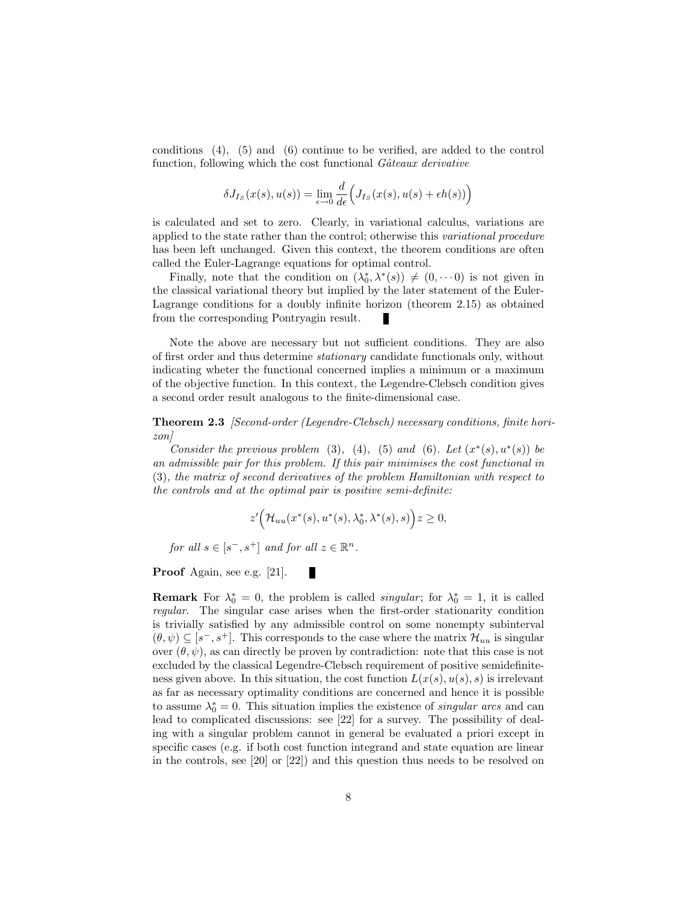conditions (4), (5) and (6) continue to be verified, are added to the control function, following which the cost functional *Gâteaux derivative*

$$\delta J_{I_S}(x(s), u(s)) = \lim_{\epsilon \to 0} \frac{d}{d\epsilon}\Big(J_{I_S}(x(s), u(s) + \epsilon h(s))\Big)$$

is calculated and set to zero. Clearly, in variational calculus, variations are applied to the state rather than the control; otherwise this *variational procedure* has been left unchanged. Given this context, the theorem conditions are often called the Euler-Lagrange equations for optimal control.

Finally, note that the condition on $(\lambda_0^*, \lambda^*(s)) \neq (0, \cdots 0)$ is not given in the classical variational theory but implied by the later statement of the Euler-Lagrange conditions for a doubly infinite horizon (theorem 2.15) as obtained from the corresponding Pontryagin result. ∎

Note the above are necessary but not sufficient conditions. They are also of first order and thus determine *stationary* candidate functionals only, without indicating wheter the functional concerned implies a minimum or a maximum of the objective function. In this context, the Legendre-Clebsch condition gives a second order result analogous to the finite-dimensional case.

**Theorem 2.3** *[Second-order (Legendre-Clebsch) necessary conditions, finite horizon]*

*Consider the previous problem* (3)*,* (4)*,* (5) *and* (6)*. Let $(x^*(s), u^*(s))$ be an admissible pair for this problem. If this pair minimises the cost functional in* (3)*, the matrix of second derivatives of the problem Hamiltonian with respect to the controls and at the optimal pair is positive semi-definite:*

$$z'\Big(\mathcal{H}_{uu}(x^*(s), u^*(s), \lambda_0^*, \lambda^*(s), s)\Big)z \geq 0,$$

*for all $s \in [s^-, s^+]$ and for all $z \in \mathbb{R}^n$.*

**Proof** Again, see e.g. [21]. ∎

**Remark** For $\lambda_0^* = 0$, the problem is called *singular*; for $\lambda_0^* = 1$, it is called *regular*. The singular case arises when the first-order stationarity condition is trivially satisfied by any admissible control on some nonempty subinterval $(\theta, \psi) \subseteq [s^-, s^+]$. This corresponds to the case where the matrix $\mathcal{H}_{uu}$ is singular over $(\theta, \psi)$, as can directly be proven by contradiction: note that this case is not excluded by the classical Legendre-Clebsch requirement of positive semidefiniteness given above. In this situation, the cost function $L(x(s), u(s), s)$ is irrelevant as far as necessary optimality conditions are concerned and hence it is possible to assume $\lambda_0^* = 0$. This situation implies the existence of *singular arcs* and can lead to complicated discussions: see [22] for a survey. The possibility of dealing with a singular problem cannot in general be evaluated a priori except in specific cases (e.g. if both cost function integrand and state equation are linear in the controls, see [20] or [22]) and this question thus needs to be resolved on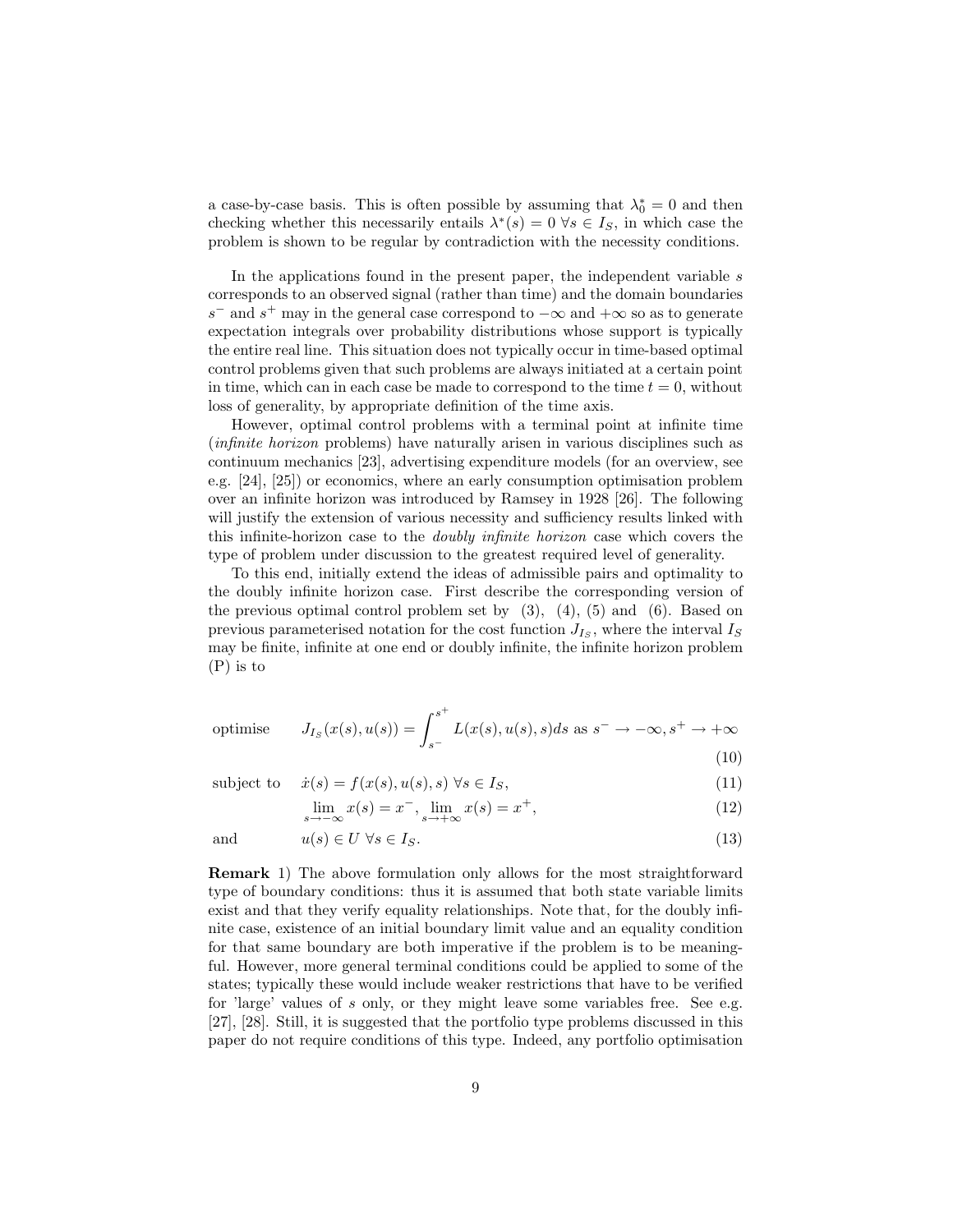a case-by-case basis. This is often possible by assuming that $\lambda_0^* = 0$ and then checking whether this necessarily entails $\lambda^*(s) = 0 \; \forall s \in I_S$, in which case the problem is shown to be regular by contradiction with the necessity conditions.

In the applications found in the present paper, the independent variable $s$ corresponds to an observed signal (rather than time) and the domain boundaries $s^-$ and $s^+$ may in the general case correspond to $-\infty$ and $+\infty$ so as to generate expectation integrals over probability distributions whose support is typically the entire real line. This situation does not typically occur in time-based optimal control problems given that such problems are always initiated at a certain point in time, which can in each case be made to correspond to the time $t = 0$, without loss of generality, by appropriate definition of the time axis.

However, optimal control problems with a terminal point at infinite time (*infinite horizon* problems) have naturally arisen in various disciplines such as continuum mechanics [23], advertising expenditure models (for an overview, see e.g. [24], [25]) or economics, where an early consumption optimisation problem over an infinite horizon was introduced by Ramsey in 1928 [26]. The following will justify the extension of various necessity and sufficiency results linked with this infinite-horizon case to the *doubly infinite horizon* case which covers the type of problem under discussion to the greatest required level of generality.

To this end, initially extend the ideas of admissible pairs and optimality to the doubly infinite horizon case. First describe the corresponding version of the previous optimal control problem set by (3), (4), (5) and (6). Based on previous parameterised notation for the cost function $J_{I_S}$, where the interval $I_S$ may be finite, infinite at one end or doubly infinite, the infinite horizon problem (P) is to

$$\text{optimise} \qquad J_{I_S}(x(s), u(s)) = \int_{s^-}^{s^+} L(x(s), u(s), s) ds \text{ as } s^- \to -\infty, s^+ \to +\infty \tag{10}$$

$$\text{subject to} \quad \dot{x}(s) = f(x(s), u(s), s) \; \forall s \in I_S, \tag{11}$$

$$\lim_{s \to -\infty} x(s) = x^-, \; \lim_{s \to +\infty} x(s) = x^+, \tag{12}$$

$$\text{and} \qquad u(s) \in U \; \forall s \in I_S. \tag{13}$$

**Remark** 1) The above formulation only allows for the most straightforward type of boundary conditions: thus it is assumed that both state variable limits exist and that they verify equality relationships. Note that, for the doubly infinite case, existence of an initial boundary limit value and an equality condition for that same boundary are both imperative if the problem is to be meaningful. However, more general terminal conditions could be applied to some of the states; typically these would include weaker restrictions that have to be verified for 'large' values of $s$ only, or they might leave some variables free. See e.g. [27], [28]. Still, it is suggested that the portfolio type problems discussed in this paper do not require conditions of this type. Indeed, any portfolio optimisation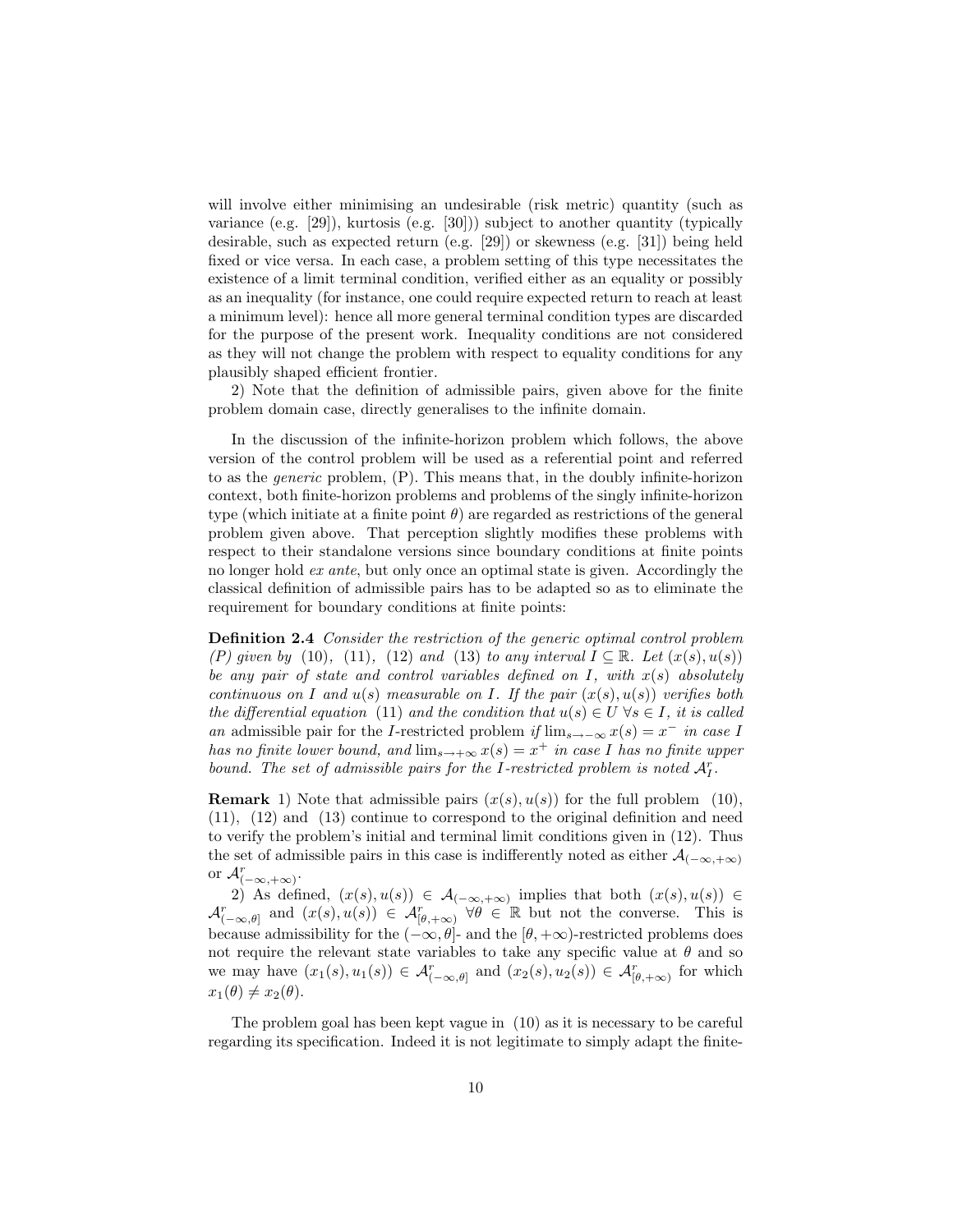will involve either minimising an undesirable (risk metric) quantity (such as variance (e.g. [29]), kurtosis (e.g. [30])) subject to another quantity (typically desirable, such as expected return (e.g. [29]) or skewness (e.g. [31]) being held fixed or vice versa. In each case, a problem setting of this type necessitates the existence of a limit terminal condition, verified either as an equality or possibly as an inequality (for instance, one could require expected return to reach at least a minimum level): hence all more general terminal condition types are discarded for the purpose of the present work. Inequality conditions are not considered as they will not change the problem with respect to equality conditions for any plausibly shaped efficient frontier.

2) Note that the definition of admissible pairs, given above for the finite problem domain case, directly generalises to the infinite domain.

In the discussion of the infinite-horizon problem which follows, the above version of the control problem will be used as a referential point and referred to as the *generic* problem, (P). This means that, in the doubly infinite-horizon context, both finite-horizon problems and problems of the singly infinite-horizon type (which initiate at a finite point $\theta$) are regarded as restrictions of the general problem given above. That perception slightly modifies these problems with respect to their standalone versions since boundary conditions at finite points no longer hold *ex ante*, but only once an optimal state is given. Accordingly the classical definition of admissible pairs has to be adapted so as to eliminate the requirement for boundary conditions at finite points:

**Definition 2.4** *Consider the restriction of the generic optimal control problem (P) given by* (10), (11), (12) *and* (13) *to any interval $I \subseteq \mathbb{R}$. Let $(x(s), u(s))$ be any pair of state and control variables defined on $I$, with $x(s)$ absolutely continuous on $I$ and $u(s)$ measurable on $I$. If the pair $(x(s), u(s))$ verifies both the differential equation* (11) *and the condition that $u(s) \in U \; \forall s \in I$, it is called an* admissible pair for the $I$-restricted problem *if $\lim_{s \to -\infty} x(s) = x^-$ in case $I$ has no finite lower bound, and $\lim_{s \to +\infty} x(s) = x^+$ in case $I$ has no finite upper bound. The set of admissible pairs for the $I$-restricted problem is noted $\mathcal{A}_I^r$.*

**Remark** 1) Note that admissible pairs $(x(s), u(s))$ for the full problem (10), (11), (12) and (13) continue to correspond to the original definition and need to verify the problem's initial and terminal limit conditions given in (12). Thus the set of admissible pairs in this case is indifferently noted as either $\mathcal{A}_{(-\infty,+\infty)}$ or $\mathcal{A}_{(-\infty,+\infty)}^r$.

2) As defined, $(x(s), u(s)) \in \mathcal{A}_{(-\infty,+\infty)}$ implies that both $(x(s), u(s)) \in \mathcal{A}_{(-\infty,\theta]}^r$ and $(x(s), u(s)) \in \mathcal{A}_{[\theta,+\infty)}^r \; \forall \theta \in \mathbb{R}$ but not the converse. This is because admissibility for the $(-\infty, \theta]$- and the $[\theta, +\infty)$-restricted problems does not require the relevant state variables to take any specific value at $\theta$ and so we may have $(x_1(s), u_1(s)) \in \mathcal{A}_{(-\infty,\theta]}^r$ and $(x_2(s), u_2(s)) \in \mathcal{A}_{[\theta,+\infty)}^r$ for which $x_1(\theta) \neq x_2(\theta)$.

The problem goal has been kept vague in (10) as it is necessary to be careful regarding its specification. Indeed it is not legitimate to simply adapt the finite-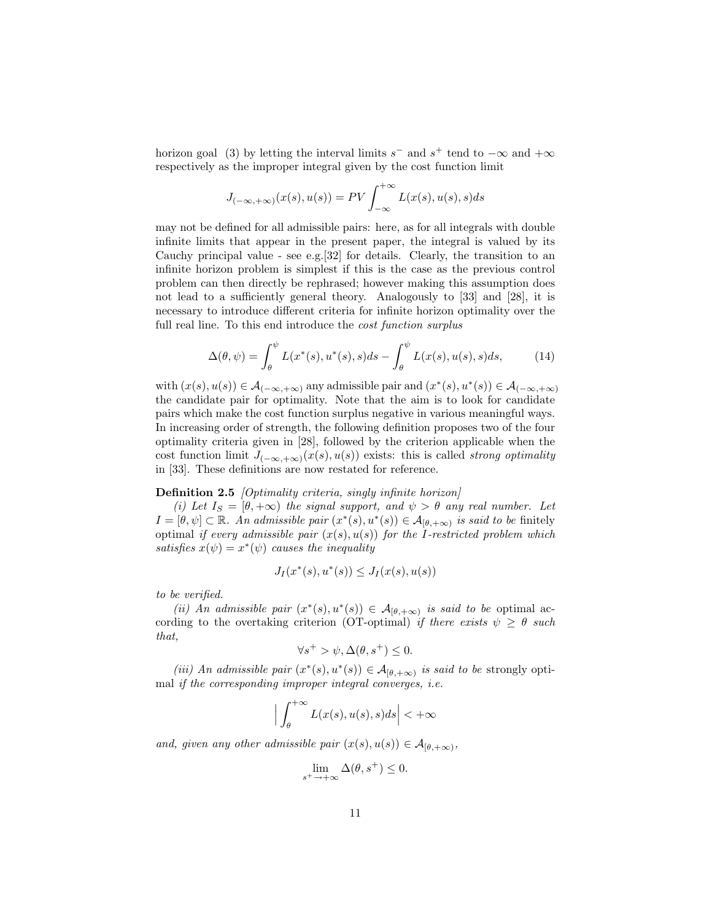horizon goal (3) by letting the interval limits $s^-$ and $s^+$ tend to $-\infty$ and $+\infty$ respectively as the improper integral given by the cost function limit

$$J_{(-\infty,+\infty)}(x(s),u(s)) = PV\int_{-\infty}^{+\infty} L(x(s),u(s),s)ds$$

may not be defined for all admissible pairs: here, as for all integrals with double infinite limits that appear in the present paper, the integral is valued by its Cauchy principal value - see e.g.[32] for details. Clearly, the transition to an infinite horizon problem is simplest if this is the case as the previous control problem can then directly be rephrased; however making this assumption does not lead to a sufficiently general theory. Analogously to [33] and [28], it is necessary to introduce different criteria for infinite horizon optimality over the full real line. To this end introduce the *cost function surplus*

$$\Delta(\theta,\psi) = \int_{\theta}^{\psi} L(x^*(s),u^*(s),s)ds - \int_{\theta}^{\psi} L(x(s),u(s),s)ds, \qquad (14)$$

with $(x(s),u(s)) \in \mathcal{A}_{(-\infty,+\infty)}$ any admissible pair and $(x^*(s),u^*(s)) \in \mathcal{A}_{(-\infty,+\infty)}$ the candidate pair for optimality. Note that the aim is to look for candidate pairs which make the cost function surplus negative in various meaningful ways. In increasing order of strength, the following definition proposes two of the four optimality criteria given in [28], followed by the criterion applicable when the cost function limit $J_{(-\infty,+\infty)}(x(s),u(s))$ exists: this is called *strong optimality* in [33]. These definitions are now restated for reference.

**Definition 2.5** *[Optimality criteria, singly infinite horizon]*

*(i) Let $I_S = [\theta,+\infty)$ the signal support, and $\psi > \theta$ any real number. Let $I = [\theta,\psi] \subset \mathbb{R}$. An admissible pair $(x^*(s),u^*(s)) \in \mathcal{A}_{[\theta,+\infty)}$ is said to be* finitely optimal *if every admissible pair $(x(s),u(s))$ for the $I$-restricted problem which satisfies $x(\psi) = x^*(\psi)$ causes the inequality*

$$J_I(x^*(s),u^*(s)) \leq J_I(x(s),u(s))$$

*to be verified.*

*(ii) An admissible pair $(x^*(s),u^*(s)) \in \mathcal{A}_{[\theta,+\infty)}$ is said to be* optimal according to the overtaking criterion (OT-optimal) *if there exists $\psi \geq \theta$ such that,*

$$\forall s^+ > \psi, \Delta(\theta,s^+) \leq 0.$$

*(iii) An admissible pair $(x^*(s),u^*(s)) \in \mathcal{A}_{[\theta,+\infty)}$ is said to be* strongly optimal *if the corresponding improper integral converges, i.e.*

$$\Big| \int_{\theta}^{+\infty} L(x(s),u(s),s)ds \Big| < +\infty$$

*and, given any other admissible pair $(x(s),u(s)) \in \mathcal{A}_{[\theta,+\infty)}$,*

$$\lim_{s^+ \to +\infty} \Delta(\theta,s^+) \leq 0.$$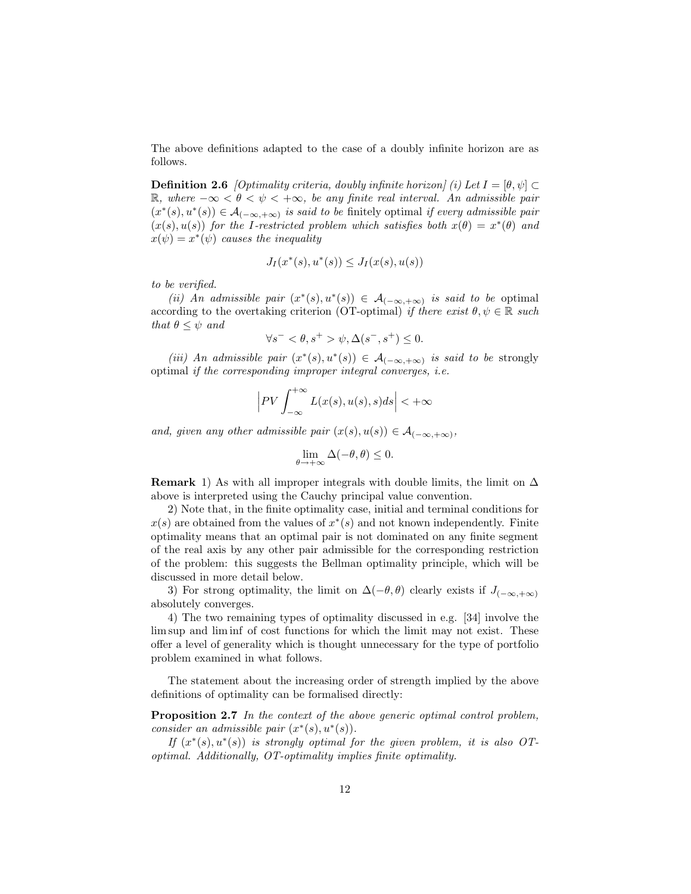The above definitions adapted to the case of a doubly infinite horizon are as follows.

**Definition 2.6** *[Optimality criteria, doubly infinite horizon] (i) Let $I = [\theta, \psi] \subset \mathbb{R}$, where $-\infty < \theta < \psi < +\infty$, be any finite real interval. An admissible pair $(x^*(s), u^*(s)) \in \mathcal{A}_{(-\infty,+\infty)}$ is said to be* finitely optimal *if every admissible pair $(x(s), u(s))$ for the $I$-restricted problem which satisfies both $x(\theta) = x^*(\theta)$ and $x(\psi) = x^*(\psi)$ causes the inequality*

$$J_I(x^*(s), u^*(s)) \leq J_I(x(s), u(s))$$

*to be verified.*

*(ii) An admissible pair $(x^*(s), u^*(s)) \in \mathcal{A}_{(-\infty,+\infty)}$ is said to be* optimal according to the overtaking criterion (OT-optimal) *if there exist $\theta, \psi \in \mathbb{R}$ such that $\theta \leq \psi$ and*

$$\forall s^- < \theta, s^+ > \psi, \Delta(s^-, s^+) \leq 0.$$

*(iii) An admissible pair $(x^*(s), u^*(s)) \in \mathcal{A}_{(-\infty,+\infty)}$ is said to be* strongly optimal *if the corresponding improper integral converges, i.e.*

$$\left| PV \int_{-\infty}^{+\infty} L(x(s), u(s), s) ds \right| < +\infty$$

*and, given any other admissible pair $(x(s), u(s)) \in \mathcal{A}_{(-\infty,+\infty)}$,*

$$\lim_{\theta \to +\infty} \Delta(-\theta, \theta) \leq 0.$$

**Remark** 1) As with all improper integrals with double limits, the limit on $\Delta$ above is interpreted using the Cauchy principal value convention.

2) Note that, in the finite optimality case, initial and terminal conditions for $x(s)$ are obtained from the values of $x^*(s)$ and not known independently. Finite optimality means that an optimal pair is not dominated on any finite segment of the real axis by any other pair admissible for the corresponding restriction of the problem: this suggests the Bellman optimality principle, which will be discussed in more detail below.

3) For strong optimality, the limit on $\Delta(-\theta, \theta)$ clearly exists if $J_{(-\infty,+\infty)}$ absolutely converges.

4) The two remaining types of optimality discussed in e.g. [34] involve the lim sup and lim inf of cost functions for which the limit may not exist. These offer a level of generality which is thought unnecessary for the type of portfolio problem examined in what follows.

The statement about the increasing order of strength implied by the above definitions of optimality can be formalised directly:

**Proposition 2.7** *In the context of the above generic optimal control problem, consider an admissible pair $(x^*(s), u^*(s))$.*

*If $(x^*(s), u^*(s))$ is strongly optimal for the given problem, it is also OT-optimal. Additionally, OT-optimality implies finite optimality.*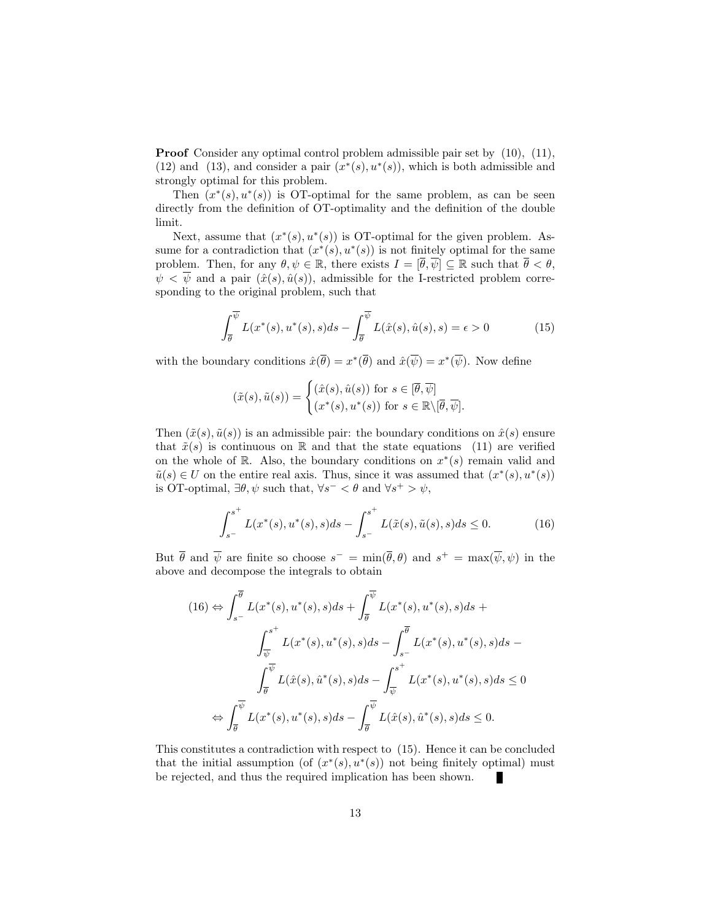**Proof** Consider any optimal control problem admissible pair set by (10), (11), (12) and (13), and consider a pair $(x^*(s), u^*(s))$, which is both admissible and strongly optimal for this problem.

Then $(x^*(s), u^*(s))$ is OT-optimal for the same problem, as can be seen directly from the definition of OT-optimality and the definition of the double limit.

Next, assume that $(x^*(s), u^*(s))$ is OT-optimal for the given problem. Assume for a contradiction that $(x^*(s), u^*(s))$ is not finitely optimal for the same problem. Then, for any $\theta, \psi \in \mathbb{R}$, there exists $I = [\overline{\theta}, \overline{\psi}] \subseteq \mathbb{R}$ such that $\overline{\theta} < \theta$, $\psi < \overline{\psi}$ and a pair $(\hat{x}(s), \hat{u}(s))$, admissible for the I-restricted problem corresponding to the original problem, such that

$$\int_{\overline{\theta}}^{\overline{\psi}} L(x^*(s), u^*(s), s)ds - \int_{\overline{\theta}}^{\overline{\psi}} L(\hat{x}(s), \hat{u}(s), s) = \epsilon > 0 \tag{15}$$

with the boundary conditions $\hat{x}(\overline{\theta}) = x^*(\overline{\theta})$ and $\hat{x}(\overline{\psi}) = x^*(\overline{\psi})$. Now define

$$(\tilde{x}(s), \tilde{u}(s)) = \begin{cases} (\hat{x}(s), \hat{u}(s)) \text{ for } s \in [\overline{\theta}, \overline{\psi}] \\ (x^*(s), u^*(s)) \text{ for } s \in \mathbb{R} \backslash [\overline{\theta}, \overline{\psi}]. \end{cases}$$

Then $(\tilde{x}(s), \tilde{u}(s))$ is an admissible pair: the boundary conditions on $\hat{x}(s)$ ensure that $\tilde{x}(s)$ is continuous on $\mathbb{R}$ and that the state equations (11) are verified on the whole of $\mathbb{R}$. Also, the boundary conditions on $x^*(s)$ remain valid and $\tilde{u}(s) \in U$ on the entire real axis. Thus, since it was assumed that $(x^*(s), u^*(s))$ is OT-optimal, $\exists \theta, \psi$ such that, $\forall s^- < \theta$ and $\forall s^+ > \psi$,

$$\int_{s^-}^{s^+} L(x^*(s), u^*(s), s)ds - \int_{s^-}^{s^+} L(\tilde{x}(s), \tilde{u}(s), s)ds \leq 0. \tag{16}$$

But $\overline{\theta}$ and $\overline{\psi}$ are finite so choose $s^- = \min(\overline{\theta}, \theta)$ and $s^+ = \max(\overline{\psi}, \psi)$ in the above and decompose the integrals to obtain

$$\begin{aligned}
(16) \Leftrightarrow & \int_{s^-}^{\overline{\theta}} L(x^*(s), u^*(s), s)ds + \int_{\overline{\theta}}^{\overline{\psi}} L(x^*(s), u^*(s), s)ds + \\
& \int_{\overline{\psi}}^{s^+} L(x^*(s), u^*(s), s)ds - \int_{s^-}^{\overline{\theta}} L(x^*(s), u^*(s), s)ds - \\
& \int_{\overline{\theta}}^{\overline{\psi}} L(\hat{x}(s), \hat{u}^*(s), s)ds - \int_{\overline{\psi}}^{s^+} L(x^*(s), u^*(s), s)ds \leq 0 \\
\Leftrightarrow & \int_{\overline{\theta}}^{\overline{\psi}} L(x^*(s), u^*(s), s)ds - \int_{\overline{\theta}}^{\overline{\psi}} L(\hat{x}(s), \hat{u}^*(s), s)ds \leq 0.
\end{aligned}$$

This constitutes a contradiction with respect to (15). Hence it can be concluded that the initial assumption (of $(x^*(s), u^*(s))$ not being finitely optimal) must be rejected, and thus the required implication has been shown. ■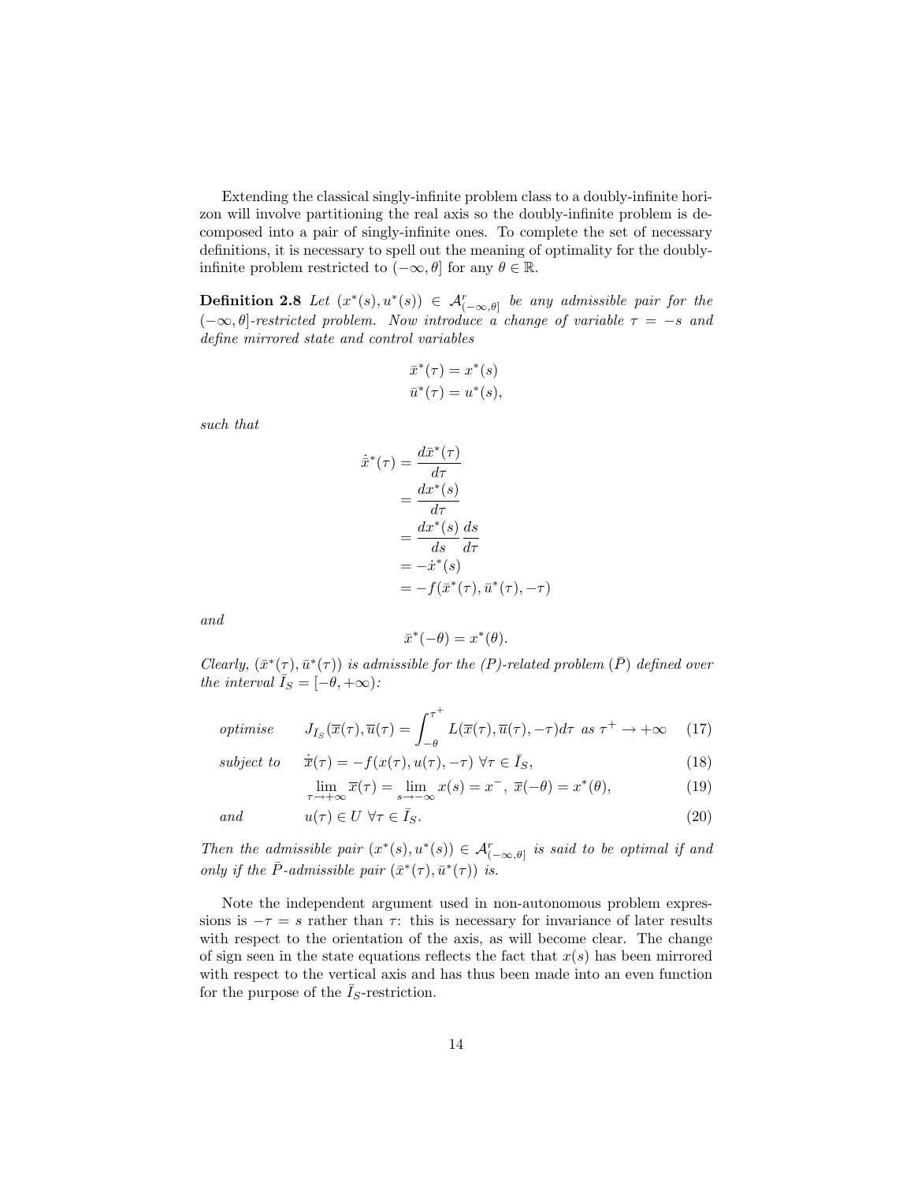Extending the classical singly-infinite problem class to a doubly-infinite horizon will involve partitioning the real axis so the doubly-infinite problem is decomposed into a pair of singly-infinite ones. To complete the set of necessary definitions, it is necessary to spell out the meaning of optimality for the doubly-infinite problem restricted to $(-\infty, \theta]$ for any $\theta \in \mathbb{R}$.

**Definition 2.8** *Let $(x^*(s), u^*(s)) \in \mathcal{A}^r_{(-\infty,\theta]}$ be any admissible pair for the $(-\infty, \theta]$-restricted problem. Now introduce a change of variable $\tau = -s$ and define mirrored state and control variables*

$$
\begin{aligned}
\bar{x}^*(\tau) &= x^*(s) \\
\bar{u}^*(\tau) &= u^*(s),
\end{aligned}
$$

*such that*

$$
\begin{aligned}
\dot{\bar{x}}^*(\tau) &= \frac{d\bar{x}^*(\tau)}{d\tau} \\
&= \frac{dx^*(s)}{d\tau} \\
&= \frac{dx^*(s)}{ds}\frac{ds}{d\tau} \\
&= -\dot{x}^*(s) \\
&= -f(\bar{x}^*(\tau), \bar{u}^*(\tau), -\tau)
\end{aligned}
$$

*and*

$$
\bar{x}^*(-\theta) = x^*(\theta).
$$

*Clearly, $(\bar{x}^*(\tau), \bar{u}^*(\tau))$ is admissible for the (P)-related problem $(\bar{P})$ defined over the interval $\bar{I}_S = [-\theta, +\infty)$:*

$$
\begin{aligned}
&\textit{optimise} && J_{\bar{I}_S}(\overline{x}(\tau), \overline{u}(\tau)) = \int_{-\theta}^{\tau^+} L(\overline{x}(\tau), \overline{u}(\tau), -\tau)d\tau \ \textit{ as } \tau^+ \to +\infty && (17)\\
&\textit{subject to} && \dot{\overline{x}}(\tau) = -f(x(\tau), u(\tau), -\tau) \ \forall \tau \in \bar{I}_S, && (18)\\
& && \lim_{\tau \to +\infty} \overline{x}(\tau) = \lim_{s \to -\infty} x(s) = x^-, \ \overline{x}(-\theta) = x^*(\theta), && (19)\\
&\textit{and} && u(\tau) \in U \ \forall \tau \in \bar{I}_S. && (20)
\end{aligned}
$$

*Then the admissible pair $(x^*(s), u^*(s)) \in \mathcal{A}^r_{(-\infty,\theta]}$ is said to be optimal if and only if the $\bar{P}$-admissible pair $(\bar{x}^*(\tau), \bar{u}^*(\tau))$ is.*

Note the independent argument used in non-autonomous problem expressions is $-\tau = s$ rather than $\tau$: this is necessary for invariance of later results with respect to the orientation of the axis, as will become clear. The change of sign seen in the state equations reflects the fact that $x(s)$ has been mirrored with respect to the vertical axis and has thus been made into an even function for the purpose of the $\bar{I}_S$-restriction.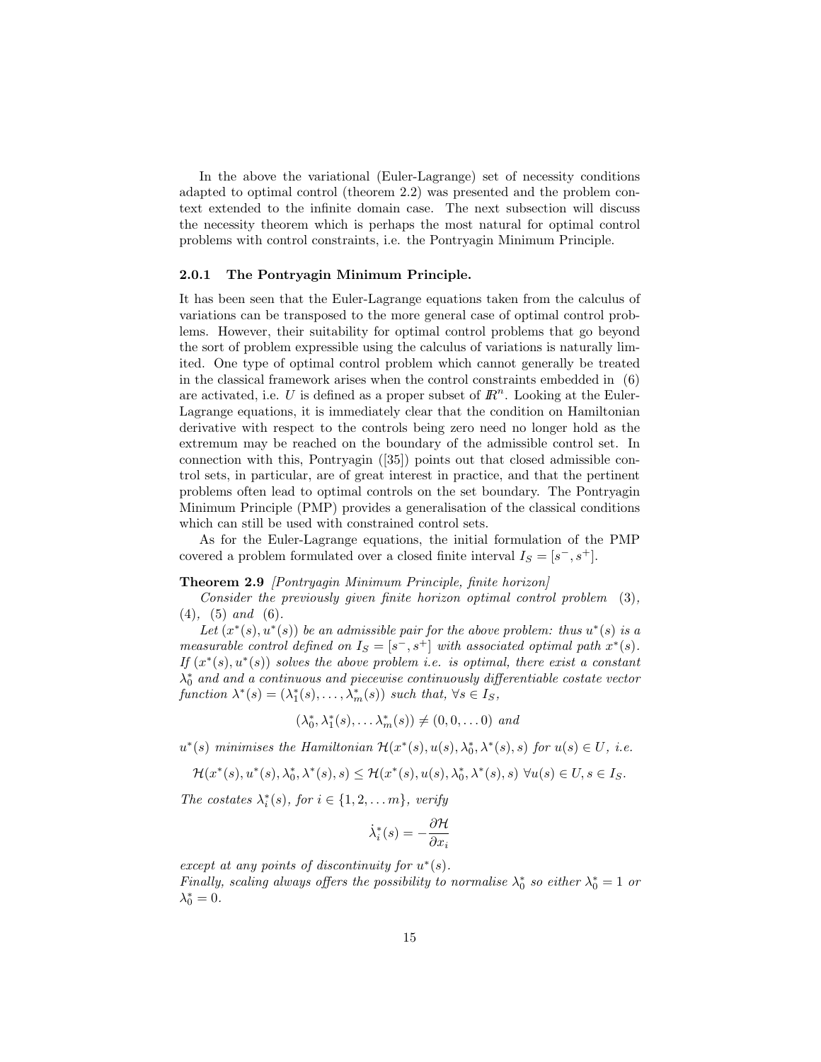In the above the variational (Euler-Lagrange) set of necessity conditions adapted to optimal control (theorem 2.2) was presented and the problem context extended to the infinite domain case. The next subsection will discuss the necessity theorem which is perhaps the most natural for optimal control problems with control constraints, i.e. the Pontryagin Minimum Principle.

### 2.0.1 The Pontryagin Minimum Principle.

It has been seen that the Euler-Lagrange equations taken from the calculus of variations can be transposed to the more general case of optimal control problems. However, their suitability for optimal control problems that go beyond the sort of problem expressible using the calculus of variations is naturally limited. One type of optimal control problem which cannot generally be treated in the classical framework arises when the control constraints embedded in (6) are activated, i.e. $U$ is defined as a proper subset of $\mathbb{R}^n$. Looking at the Euler-Lagrange equations, it is immediately clear that the condition on Hamiltonian derivative with respect to the controls being zero need no longer hold as the extremum may be reached on the boundary of the admissible control set. In connection with this, Pontryagin ([35]) points out that closed admissible control sets, in particular, are of great interest in practice, and that the pertinent problems often lead to optimal controls on the set boundary. The Pontryagin Minimum Principle (PMP) provides a generalisation of the classical conditions which can still be used with constrained control sets.

As for the Euler-Lagrange equations, the initial formulation of the PMP covered a problem formulated over a closed finite interval $I_S = [s^-, s^+]$.

**Theorem 2.9** *[Pontryagin Minimum Principle, finite horizon]*

*Consider the previously given finite horizon optimal control problem* (3), (4), (5) *and* (6).

*Let $(x^*(s), u^*(s))$ be an admissible pair for the above problem: thus $u^*(s)$ is a measurable control defined on $I_S = [s^-, s^+]$ with associated optimal path $x^*(s)$. If $(x^*(s), u^*(s))$ solves the above problem i.e. is optimal, there exist a constant $\lambda_0^*$ and and a continuous and piecewise continuously differentiable costate vector function $\lambda^*(s) = (\lambda_1^*(s), \ldots, \lambda_m^*(s))$ such that, $\forall s \in I_S$,*

$$(\lambda_0^*, \lambda_1^*(s), \ldots \lambda_m^*(s)) \neq (0, 0, \ldots 0) \text{ and}$$

*$u^*(s)$ minimises the Hamiltonian $\mathcal{H}(x^*(s), u(s), \lambda_0^*, \lambda^*(s), s)$ for $u(s) \in U$, i.e.*

$$\mathcal{H}(x^*(s), u^*(s), \lambda_0^*, \lambda^*(s), s) \leq \mathcal{H}(x^*(s), u(s), \lambda_0^*, \lambda^*(s), s) \ \forall u(s) \in U, s \in I_S.$$

*The costates $\lambda_i^*(s)$, for $i \in \{1, 2, \ldots m\}$, verify*

$$\dot{\lambda}_i^*(s) = -\frac{\partial \mathcal{H}}{\partial x_i}$$

*except at any points of discontinuity for $u^*(s)$.*

*Finally, scaling always offers the possibility to normalise $\lambda_0^*$ so either $\lambda_0^* = 1$ or $\lambda_0^* = 0$.*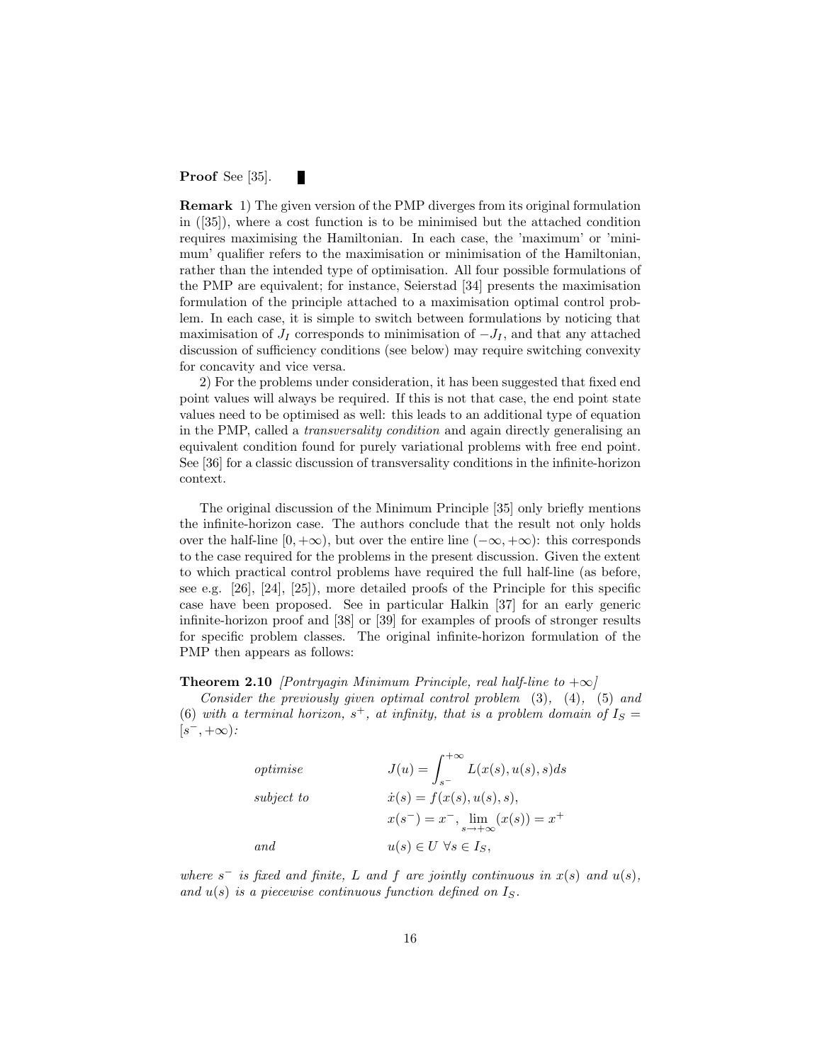**Proof** See [35]. ■

**Remark** 1) The given version of the PMP diverges from its original formulation in ([35]), where a cost function is to be minimised but the attached condition requires maximising the Hamiltonian. In each case, the 'maximum' or 'minimum' qualifier refers to the maximisation or minimisation of the Hamiltonian, rather than the intended type of optimisation. All four possible formulations of the PMP are equivalent; for instance, Seierstad [34] presents the maximisation formulation of the principle attached to a maximisation optimal control problem. In each case, it is simple to switch between formulations by noticing that maximisation of $J_I$ corresponds to minimisation of $-J_I$, and that any attached discussion of sufficiency conditions (see below) may require switching convexity for concavity and vice versa.

2) For the problems under consideration, it has been suggested that fixed end point values will always be required. If this is not that case, the end point state values need to be optimised as well: this leads to an additional type of equation in the PMP, called a *transversality condition* and again directly generalising an equivalent condition found for purely variational problems with free end point. See [36] for a classic discussion of transversality conditions in the infinite-horizon context.

The original discussion of the Minimum Principle [35] only briefly mentions the infinite-horizon case. The authors conclude that the result not only holds over the half-line $[0, +\infty)$, but over the entire line $(-\infty, +\infty)$: this corresponds to the case required for the problems in the present discussion. Given the extent to which practical control problems have required the full half-line (as before, see e.g. [26], [24], [25]), more detailed proofs of the Principle for this specific case have been proposed. See in particular Halkin [37] for an early generic infinite-horizon proof and [38] or [39] for examples of proofs of stronger results for specific problem classes. The original infinite-horizon formulation of the PMP then appears as follows:

**Theorem 2.10** *[Pontryagin Minimum Principle, real half-line to $+\infty$]*

*Consider the previously given optimal control problem* (3), (4), (5) *and* (6) *with a terminal horizon, $s^+$, at infinity, that is a problem domain of $I_S = [s^-, +\infty)$:*

$$
\begin{aligned}
&\textit{optimise} && J(u) = \int_{s^-}^{+\infty} L(x(s), u(s), s) ds \\
&\textit{subject to} && \dot{x}(s) = f(x(s), u(s), s), \\
& && x(s^-) = x^-, \lim_{s \to +\infty} (x(s)) = x^+ \\
&\textit{and} && u(s) \in U \ \forall s \in I_S,
\end{aligned}
$$

*where $s^-$ is fixed and finite, $L$ and $f$ are jointly continuous in $x(s)$ and $u(s)$, and $u(s)$ is a piecewise continuous function defined on $I_S$.*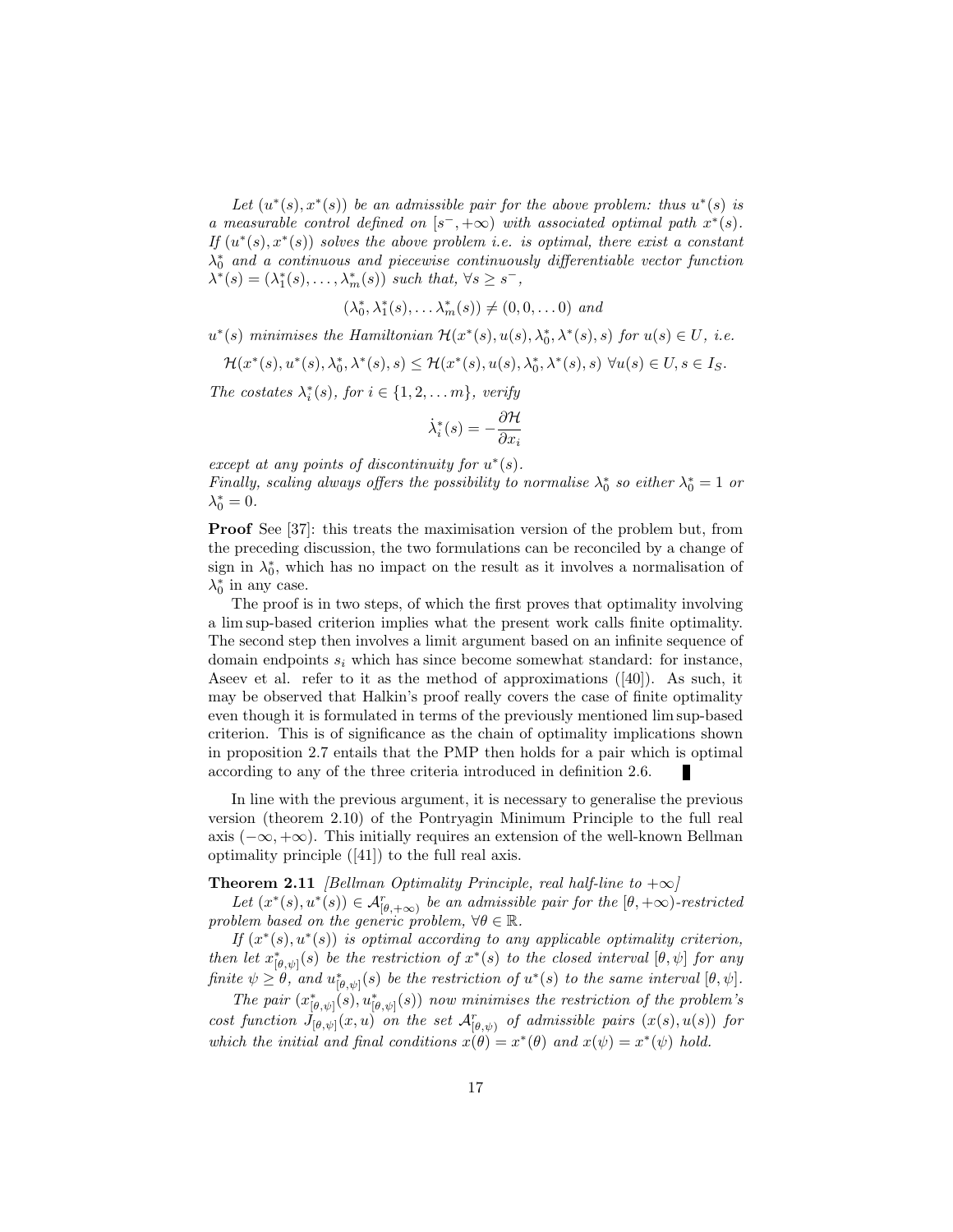*Let $(u^*(s), x^*(s))$ be an admissible pair for the above problem: thus $u^*(s)$ is a measurable control defined on $[s^-, +\infty)$ with associated optimal path $x^*(s)$. If $(u^*(s), x^*(s))$ solves the above problem i.e. is optimal, there exist a constant $\lambda_0^*$ and a continuous and piecewise continuously differentiable vector function $\lambda^*(s) = (\lambda_1^*(s), \ldots, \lambda_m^*(s))$ such that, $\forall s \geq s^-$,*

$$(\lambda_0^*, \lambda_1^*(s), \ldots \lambda_m^*(s)) \neq (0, 0, \ldots 0) \text{ and}$$

*$u^*(s)$ minimises the Hamiltonian $\mathcal{H}(x^*(s), u(s), \lambda_0^*, \lambda^*(s), s)$ for $u(s) \in U$, i.e.*

$$\mathcal{H}(x^*(s), u^*(s), \lambda_0^*, \lambda^*(s), s) \leq \mathcal{H}(x^*(s), u(s), \lambda_0^*, \lambda^*(s), s) \ \forall u(s) \in U, s \in I_S.$$

*The costates $\lambda_i^*(s)$, for $i \in \{1, 2, \ldots m\}$, verify*

$$\dot{\lambda}_i^*(s) = -\frac{\partial \mathcal{H}}{\partial x_i}$$

*except at any points of discontinuity for $u^*(s)$.*
*Finally, scaling always offers the possibility to normalise $\lambda_0^*$ so either $\lambda_0^* = 1$ or $\lambda_0^* = 0$.*

**Proof** See [37]: this treats the maximisation version of the problem but, from the preceding discussion, the two formulations can be reconciled by a change of sign in $\lambda_0^*$, which has no impact on the result as it involves a normalisation of $\lambda_0^*$ in any case.

The proof is in two steps, of which the first proves that optimality involving a lim sup-based criterion implies what the present work calls finite optimality. The second step then involves a limit argument based on an infinite sequence of domain endpoints $s_i$ which has since become somewhat standard: for instance, Aseev et al. refer to it as the method of approximations ([40]). As such, it may be observed that Halkin's proof really covers the case of finite optimality even though it is formulated in terms of the previously mentioned lim sup-based criterion. This is of significance as the chain of optimality implications shown in proposition 2.7 entails that the PMP then holds for a pair which is optimal according to any of the three criteria introduced in definition 2.6. ∎

In line with the previous argument, it is necessary to generalise the previous version (theorem 2.10) of the Pontryagin Minimum Principle to the full real axis $(-\infty, +\infty)$. This initially requires an extension of the well-known Bellman optimality principle ([41]) to the full real axis.

**Theorem 2.11** *[Bellman Optimality Principle, real half-line to $+\infty$]*
*Let $(x^*(s), u^*(s)) \in \mathcal{A}^r_{[\theta, +\infty)}$ be an admissible pair for the $[\theta, +\infty)$-restricted problem based on the generic problem, $\forall \theta \in \mathbb{R}$.*

*If $(x^*(s), u^*(s))$ is optimal according to any applicable optimality criterion, then let $x^*_{[\theta,\psi]}(s)$ be the restriction of $x^*(s)$ to the closed interval $[\theta, \psi]$ for any finite $\psi \geq \theta$, and $u^*_{[\theta,\psi]}(s)$ be the restriction of $u^*(s)$ to the same interval $[\theta, \psi]$.*

*The pair $(x^*_{[\theta,\psi]}(s), u^*_{[\theta,\psi]}(s))$ now minimises the restriction of the problem's cost function $J_{[\theta,\psi]}(x, u)$ on the set $\mathcal{A}^r_{[\theta,\psi)}$ of admissible pairs $(x(s), u(s))$ for which the initial and final conditions $x(\theta) = x^*(\theta)$ and $x(\psi) = x^*(\psi)$ hold.*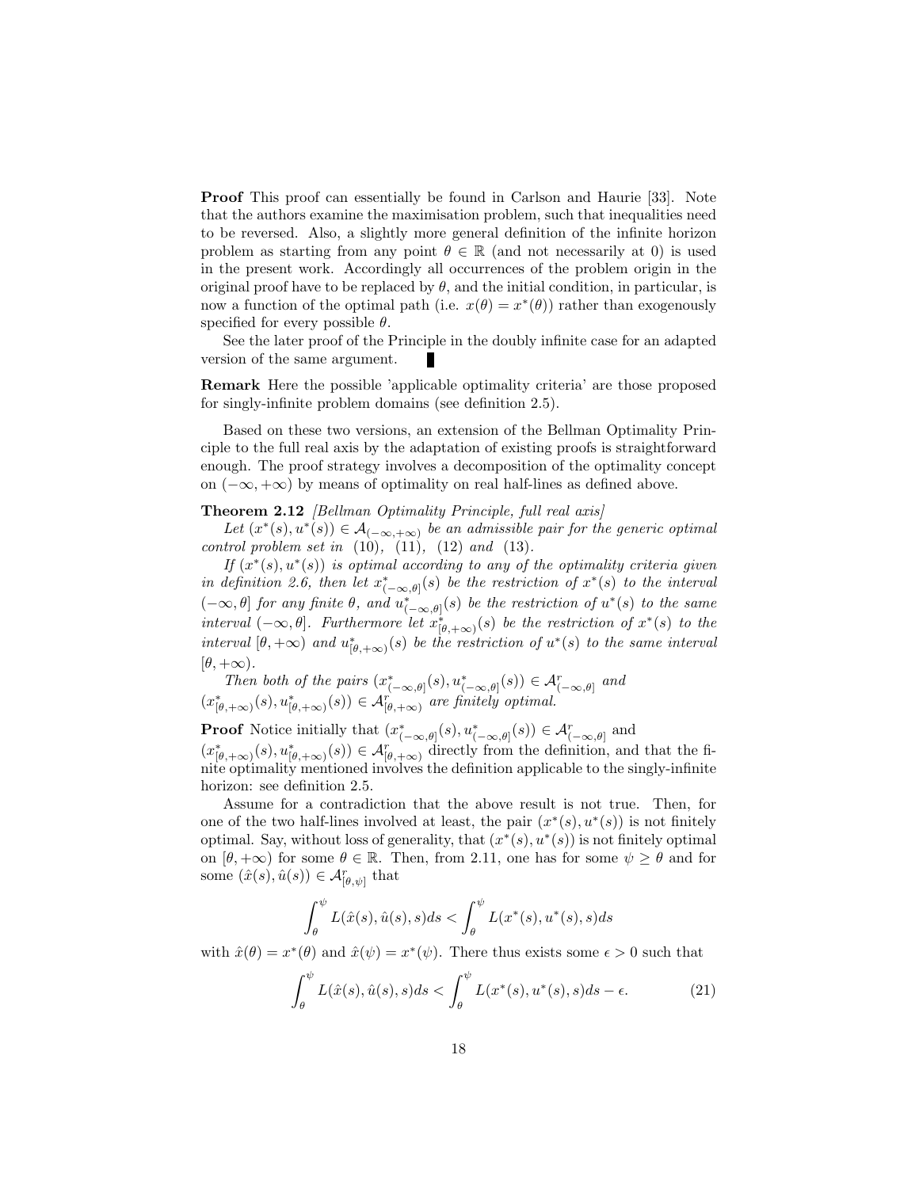**Proof** This proof can essentially be found in Carlson and Haurie [33]. Note that the authors examine the maximisation problem, such that inequalities need to be reversed. Also, a slightly more general definition of the infinite horizon problem as starting from any point $\theta \in \mathbb{R}$ (and not necessarily at 0) is used in the present work. Accordingly all occurrences of the problem origin in the original proof have to be replaced by $\theta$, and the initial condition, in particular, is now a function of the optimal path (i.e. $x(\theta) = x^*(\theta)$) rather than exogenously specified for every possible $\theta$.

See the later proof of the Principle in the doubly infinite case for an adapted version of the same argument. ∎

**Remark** Here the possible 'applicable optimality criteria' are those proposed for singly-infinite problem domains (see definition 2.5).

Based on these two versions, an extension of the Bellman Optimality Principle to the full real axis by the adaptation of existing proofs is straightforward enough. The proof strategy involves a decomposition of the optimality concept on $(-\infty, +\infty)$ by means of optimality on real half-lines as defined above.

**Theorem 2.12** *[Bellman Optimality Principle, full real axis]*

*Let $(x^*(s), u^*(s)) \in \mathcal{A}_{(-\infty,+\infty)}$ be an admissible pair for the generic optimal control problem set in (10), (11), (12) and (13).*

*If $(x^*(s), u^*(s))$ is optimal according to any of the optimality criteria given in definition 2.6, then let $x^*_{(-\infty,\theta]}(s)$ be the restriction of $x^*(s)$ to the interval $(-\infty, \theta]$ for any finite $\theta$, and $u^*_{(-\infty,\theta]}(s)$ be the restriction of $u^*(s)$ to the same interval $(-\infty, \theta]$. Furthermore let $x^*_{[\theta,+\infty)}(s)$ be the restriction of $x^*(s)$ to the interval $[\theta, +\infty)$ and $u^*_{[\theta,+\infty)}(s)$ be the restriction of $u^*(s)$ to the same interval $[\theta, +\infty)$.*

*Then both of the pairs $(x^*_{(-\infty,\theta]}(s), u^*_{(-\infty,\theta]}(s)) \in \mathcal{A}^r_{(-\infty,\theta]}$ and $(x^*_{[\theta,+\infty)}(s), u^*_{[\theta,+\infty)}(s)) \in \mathcal{A}^r_{[\theta,+\infty)}$ are finitely optimal.*

**Proof** Notice initially that $(x^*_{(-\infty,\theta]}(s), u^*_{(-\infty,\theta]}(s)) \in \mathcal{A}^r_{(-\infty,\theta]}$ and $(x^*_{[\theta,+\infty)}(s), u^*_{[\theta,+\infty)}(s)) \in \mathcal{A}^r_{[\theta,+\infty)}$ directly from the definition, and that the finite optimality mentioned involves the definition applicable to the singly-infinite horizon: see definition 2.5.

Assume for a contradiction that the above result is not true. Then, for one of the two half-lines involved at least, the pair $(x^*(s), u^*(s))$ is not finitely optimal. Say, without loss of generality, that $(x^*(s), u^*(s))$ is not finitely optimal on $[\theta, +\infty)$ for some $\theta \in \mathbb{R}$. Then, from 2.11, one has for some $\psi \geq \theta$ and for some $(\hat{x}(s), \hat{u}(s)) \in \mathcal{A}^r_{[\theta,\psi]}$ that

$$\int_\theta^\psi L(\hat{x}(s), \hat{u}(s), s)ds < \int_\theta^\psi L(x^*(s), u^*(s), s)ds$$

with $\hat{x}(\theta) = x^*(\theta)$ and $\hat{x}(\psi) = x^*(\psi)$. There thus exists some $\epsilon > 0$ such that

$$\int_\theta^\psi L(\hat{x}(s), \hat{u}(s), s)ds < \int_\theta^\psi L(x^*(s), u^*(s), s)ds - \epsilon. \tag{21}$$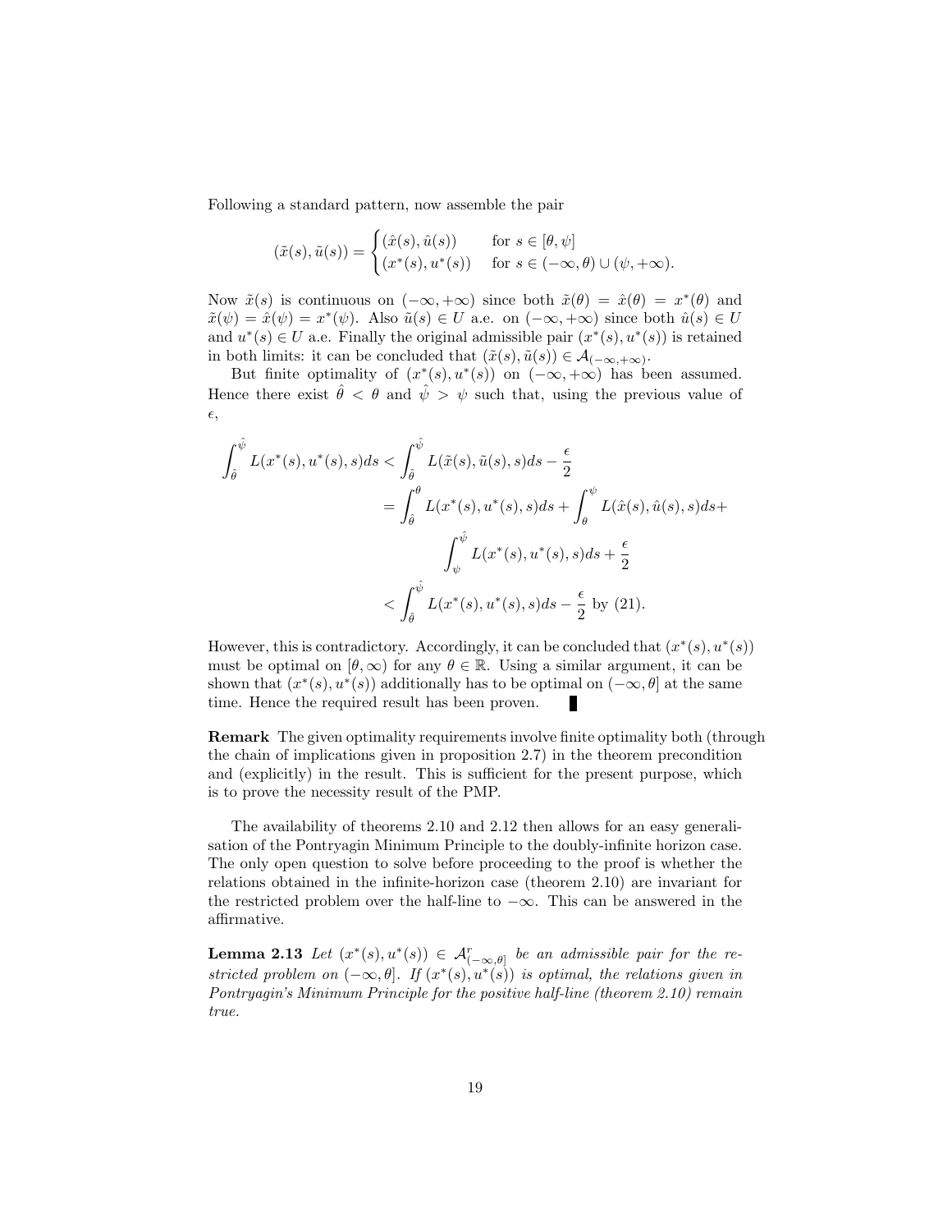Following a standard pattern, now assemble the pair

$$(\tilde{x}(s), \tilde{u}(s)) = \begin{cases} (\hat{x}(s), \hat{u}(s)) & \text{for } s \in [\theta, \psi] \\ (x^*(s), u^*(s)) & \text{for } s \in (-\infty, \theta) \cup (\psi, +\infty). \end{cases}$$

Now $\tilde{x}(s)$ is continuous on $(-\infty, +\infty)$ since both $\tilde{x}(\theta) = \hat{x}(\theta) = x^*(\theta)$ and $\tilde{x}(\psi) = \hat{x}(\psi) = x^*(\psi)$. Also $\tilde{u}(s) \in U$ a.e. on $(-\infty, +\infty)$ since both $\hat{u}(s) \in U$ and $u^*(s) \in U$ a.e. Finally the original admissible pair $(x^*(s), u^*(s))$ is retained in both limits: it can be concluded that $(\tilde{x}(s), \tilde{u}(s)) \in \mathcal{A}_{(-\infty,+\infty)}$.

But finite optimality of $(x^*(s), u^*(s))$ on $(-\infty, +\infty)$ has been assumed. Hence there exist $\hat{\theta} < \theta$ and $\hat{\psi} > \psi$ such that, using the previous value of $\epsilon$,

$$\begin{aligned}
\int_{\hat{\theta}}^{\hat{\psi}} L(x^*(s), u^*(s), s)ds &< \int_{\hat{\theta}}^{\hat{\psi}} L(\tilde{x}(s), \tilde{u}(s), s)ds - \frac{\epsilon}{2} \\
&= \int_{\hat{\theta}}^{\theta} L(x^*(s), u^*(s), s)ds + \int_{\theta}^{\psi} L(\hat{x}(s), \hat{u}(s), s)ds + \\
&\qquad \int_{\psi}^{\hat{\psi}} L(x^*(s), u^*(s), s)ds + \frac{\epsilon}{2} \\
&< \int_{\hat{\theta}}^{\hat{\psi}} L(x^*(s), u^*(s), s)ds - \frac{\epsilon}{2} \text{ by (21).}
\end{aligned}$$

However, this is contradictory. Accordingly, it can be concluded that $(x^*(s), u^*(s))$ must be optimal on $[\theta, \infty)$ for any $\theta \in \mathbb{R}$. Using a similar argument, it can be shown that $(x^*(s), u^*(s))$ additionally has to be optimal on $(-\infty, \theta]$ at the same time. Hence the required result has been proven. ∎

**Remark** The given optimality requirements involve finite optimality both (through the chain of implications given in proposition 2.7) in the theorem precondition and (explicitly) in the result. This is sufficient for the present purpose, which is to prove the necessity result of the PMP.

The availability of theorems 2.10 and 2.12 then allows for an easy generalisation of the Pontryagin Minimum Principle to the doubly-infinite horizon case. The only open question to solve before proceeding to the proof is whether the relations obtained in the infinite-horizon case (theorem 2.10) are invariant for the restricted problem over the half-line to $-\infty$. This can be answered in the affirmative.

**Lemma 2.13** *Let $(x^*(s), u^*(s)) \in \mathcal{A}^r_{(-\infty,\theta]}$ be an admissible pair for the restricted problem on $(-\infty, \theta]$. If $(x^*(s), u^*(s))$ is optimal, the relations given in Pontryagin's Minimum Principle for the positive half-line (theorem 2.10) remain true.*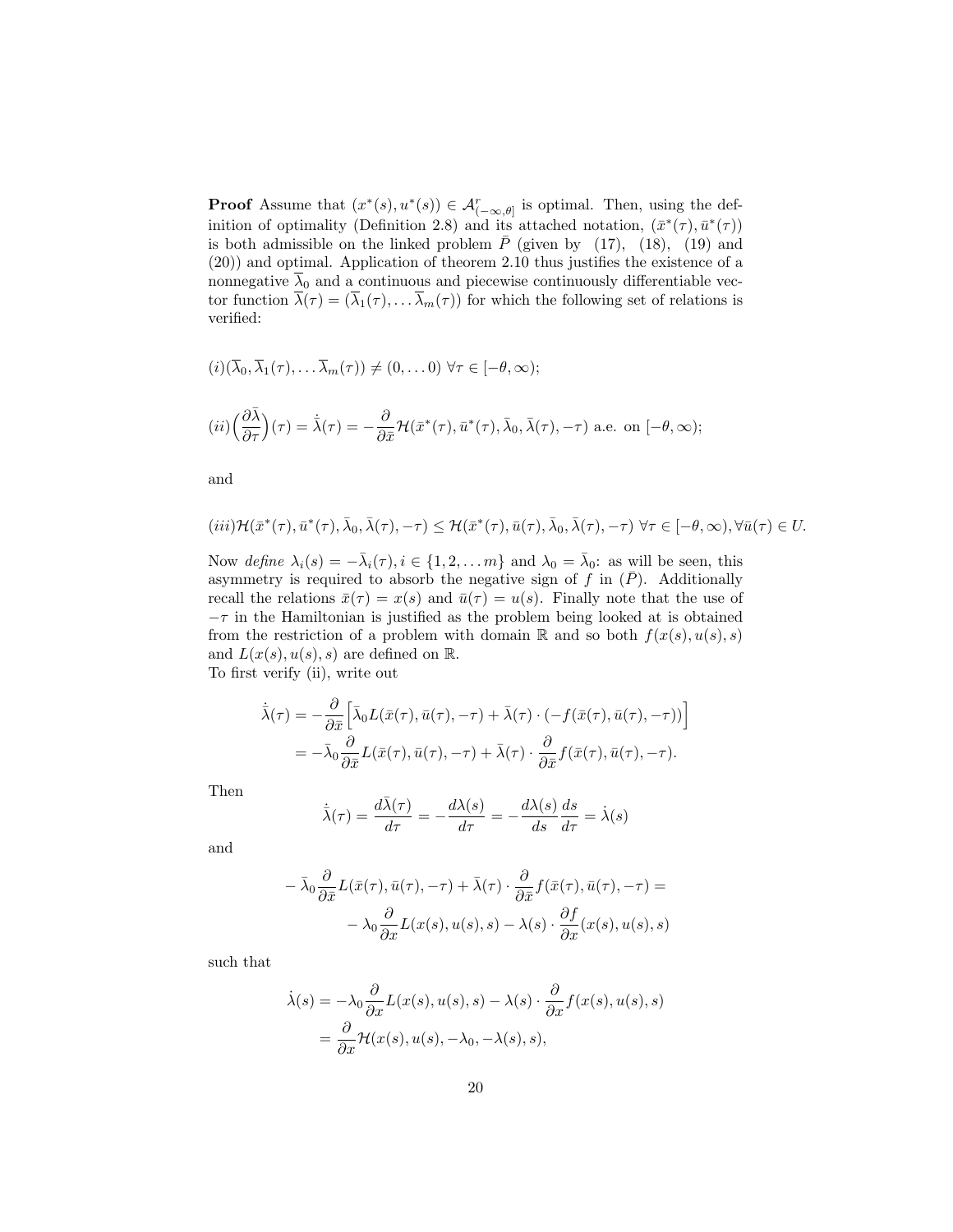**Proof** Assume that $(x^*(s), u^*(s)) \in \mathcal{A}^r_{(-\infty,\theta]}$ is optimal. Then, using the definition of optimality (Definition 2.8) and its attached notation, $(\bar{x}^*(\tau), \bar{u}^*(\tau))$ is both admissible on the linked problem $\bar{P}$ (given by (17), (18), (19) and (20)) and optimal. Application of theorem 2.10 thus justifies the existence of a nonnegative $\overline{\lambda}_0$ and a continuous and piecewise continuously differentiable vector function $\overline{\lambda}(\tau) = (\overline{\lambda}_1(\tau), \dots \overline{\lambda}_m(\tau))$ for which the following set of relations is verified:

$$(i)(\overline{\lambda}_0, \overline{\lambda}_1(\tau), \dots \overline{\lambda}_m(\tau)) \neq (0, \dots 0) \ \forall \tau \in [-\theta, \infty);$$

$$(ii)\Big(\frac{\partial \bar{\lambda}}{\partial \tau}\Big)(\tau) = \dot{\bar{\lambda}}(\tau) = -\frac{\partial}{\partial \bar{x}} \mathcal{H}(\bar{x}^*(\tau), \bar{u}^*(\tau), \bar{\lambda}_0, \bar{\lambda}(\tau), -\tau) \text{ a.e. on } [-\theta, \infty);$$

and

$$(iii)\mathcal{H}(\bar{x}^*(\tau), \bar{u}^*(\tau), \bar{\lambda}_0, \bar{\lambda}(\tau), -\tau) \leq \mathcal{H}(\bar{x}^*(\tau), \bar{u}(\tau), \bar{\lambda}_0, \bar{\lambda}(\tau), -\tau) \ \forall \tau \in [-\theta, \infty), \forall \bar{u}(\tau) \in U.$$

Now *define* $\lambda_i(s) = -\bar{\lambda}_i(\tau), i \in \{1, 2, \dots m\}$ and $\lambda_0 = \bar{\lambda}_0$: as will be seen, this asymmetry is required to absorb the negative sign of $f$ in $(\bar{P})$. Additionally recall the relations $\bar{x}(\tau) = x(s)$ and $\bar{u}(\tau) = u(s)$. Finally note that the use of $-\tau$ in the Hamiltonian is justified as the problem being looked at is obtained from the restriction of a problem with domain $\mathbb{R}$ and so both $f(x(s), u(s), s)$ and $L(x(s), u(s), s)$ are defined on $\mathbb{R}$.
To first verify (ii), write out

$$\begin{aligned}
\dot{\bar{\lambda}}(\tau) &= -\frac{\partial}{\partial \bar{x}}\Big[\bar{\lambda}_0 L(\bar{x}(\tau), \bar{u}(\tau), -\tau) + \bar{\lambda}(\tau) \cdot (-f(\bar{x}(\tau), \bar{u}(\tau), -\tau))\Big] \\
&= -\bar{\lambda}_0 \frac{\partial}{\partial \bar{x}} L(\bar{x}(\tau), \bar{u}(\tau), -\tau) + \bar{\lambda}(\tau) \cdot \frac{\partial}{\partial \bar{x}} f(\bar{x}(\tau), \bar{u}(\tau), -\tau).
\end{aligned}$$

Then

$$\dot{\bar{\lambda}}(\tau) = \frac{d\bar{\lambda}(\tau)}{d\tau} = -\frac{d\lambda(s)}{d\tau} = -\frac{d\lambda(s)}{ds}\frac{ds}{d\tau} = \dot{\lambda}(s)$$

and

$$\begin{aligned}
&-\bar{\lambda}_0 \frac{\partial}{\partial \bar{x}} L(\bar{x}(\tau), \bar{u}(\tau), -\tau) + \bar{\lambda}(\tau) \cdot \frac{\partial}{\partial \bar{x}} f(\bar{x}(\tau), \bar{u}(\tau), -\tau) = \\
&\qquad - \lambda_0 \frac{\partial}{\partial x} L(x(s), u(s), s) - \lambda(s) \cdot \frac{\partial f}{\partial x}(x(s), u(s), s)
\end{aligned}$$

such that

$$\begin{aligned}
\dot{\lambda}(s) &= -\lambda_0 \frac{\partial}{\partial x} L(x(s), u(s), s) - \lambda(s) \cdot \frac{\partial}{\partial x} f(x(s), u(s), s) \\
&= \frac{\partial}{\partial x} \mathcal{H}(x(s), u(s), -\lambda_0, -\lambda(s), s),
\end{aligned}$$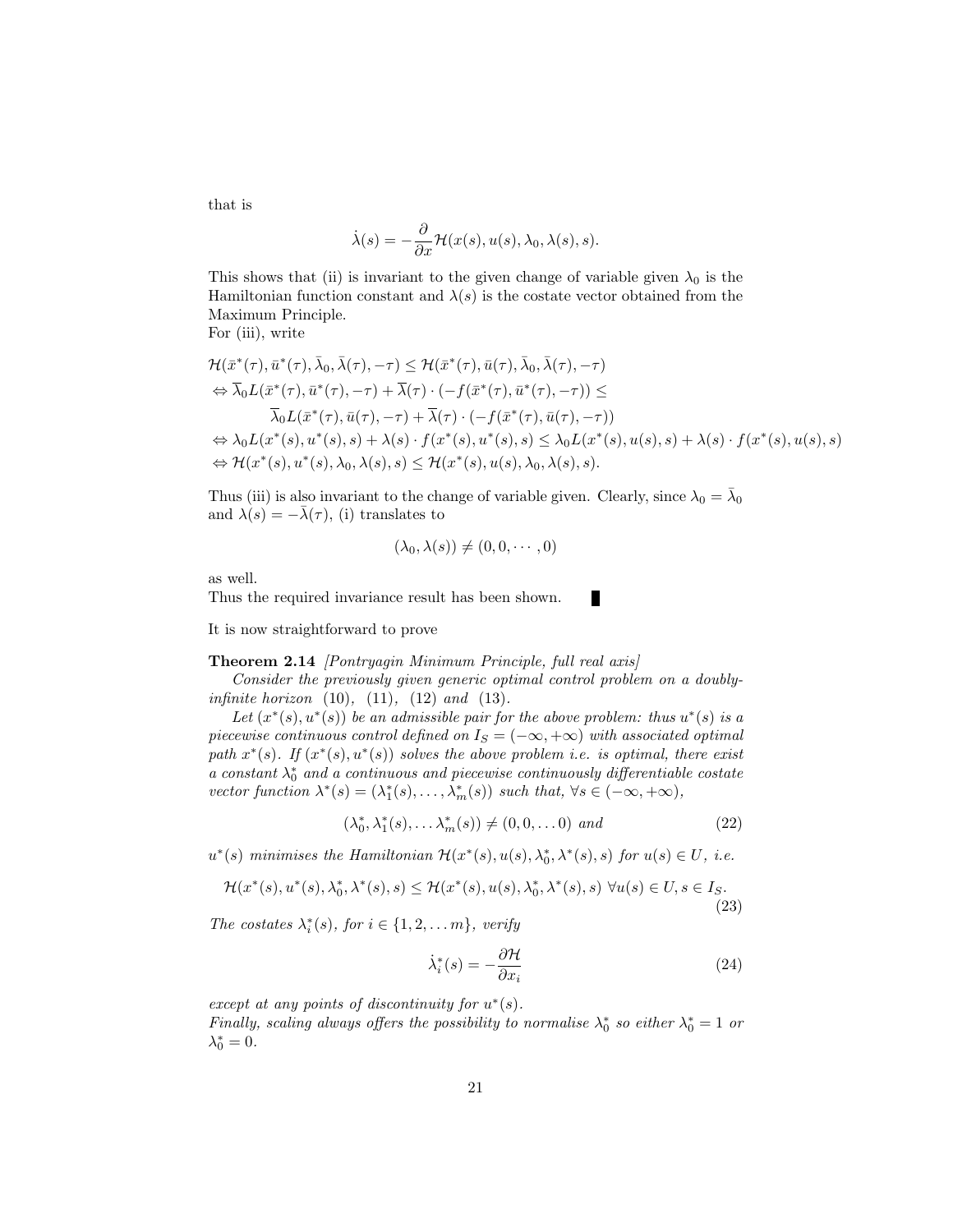that is

$$\dot{\lambda}(s) = -\frac{\partial}{\partial x}\mathcal{H}(x(s), u(s), \lambda_0, \lambda(s), s).$$

This shows that (ii) is invariant to the given change of variable given $\lambda_0$ is the Hamiltonian function constant and $\lambda(s)$ is the costate vector obtained from the Maximum Principle.
For (iii), write

$$\begin{aligned}
&\mathcal{H}(\bar{x}^*(\tau), \bar{u}^*(\tau), \bar{\lambda}_0, \bar{\lambda}(\tau), -\tau) \leq \mathcal{H}(\bar{x}^*(\tau), \bar{u}(\tau), \bar{\lambda}_0, \bar{\lambda}(\tau), -\tau) \\
&\Leftrightarrow \overline{\lambda}_0 L(\bar{x}^*(\tau), \bar{u}^*(\tau), -\tau) + \overline{\lambda}(\tau) \cdot (-f(\bar{x}^*(\tau), \bar{u}^*(\tau), -\tau)) \leq \\
&\qquad \overline{\lambda}_0 L(\bar{x}^*(\tau), \bar{u}(\tau), -\tau) + \overline{\lambda}(\tau) \cdot (-f(\bar{x}^*(\tau), \bar{u}(\tau), -\tau)) \\
&\Leftrightarrow \lambda_0 L(x^*(s), u^*(s), s) + \lambda(s) \cdot f(x^*(s), u^*(s), s) \leq \lambda_0 L(x^*(s), u(s), s) + \lambda(s) \cdot f(x^*(s), u(s), s) \\
&\Leftrightarrow \mathcal{H}(x^*(s), u^*(s), \lambda_0, \lambda(s), s) \leq \mathcal{H}(x^*(s), u(s), \lambda_0, \lambda(s), s).
\end{aligned}$$

Thus (iii) is also invariant to the change of variable given. Clearly, since $\lambda_0 = \bar{\lambda}_0$ and $\lambda(s) = -\bar{\lambda}(\tau)$, (i) translates to

$$(\lambda_0, \lambda(s)) \neq (0, 0, \cdots, 0)$$

as well.
Thus the required invariance result has been shown. ∎

It is now straightforward to prove

**Theorem 2.14** *[Pontryagin Minimum Principle, full real axis]*
*Consider the previously given generic optimal control problem on a doubly-infinite horizon (10), (11), (12) and (13).*
*Let $(x^*(s), u^*(s))$ be an admissible pair for the above problem: thus $u^*(s)$ is a piecewise continuous control defined on $I_S = (-\infty, +\infty)$ with associated optimal path $x^*(s)$. If $(x^*(s), u^*(s))$ solves the above problem i.e. is optimal, there exist a constant $\lambda_0^*$ and a continuous and piecewise continuously differentiable costate vector function $\lambda^*(s) = (\lambda_1^*(s), \ldots, \lambda_m^*(s))$ such that, $\forall s \in (-\infty, +\infty)$,*

$$(\lambda_0^*, \lambda_1^*(s), \ldots \lambda_m^*(s)) \neq (0, 0, \ldots 0) \text{ and} \tag{22}$$

*$u^*(s)$ minimises the Hamiltonian $\mathcal{H}(x^*(s), u(s), \lambda_0^*, \lambda^*(s), s)$ for $u(s) \in U$, i.e.*

$$\mathcal{H}(x^*(s), u^*(s), \lambda_0^*, \lambda^*(s), s) \leq \mathcal{H}(x^*(s), u(s), \lambda_0^*, \lambda^*(s), s) \;\forall u(s) \in U, s \in I_S. \tag{23}$$

*The costates $\lambda_i^*(s)$, for $i \in \{1, 2, \ldots m\}$, verify*

$$\dot{\lambda}_i^*(s) = -\frac{\partial \mathcal{H}}{\partial x_i} \tag{24}$$

*except at any points of discontinuity for $u^*(s)$.*
*Finally, scaling always offers the possibility to normalise $\lambda_0^*$ so either $\lambda_0^* = 1$ or $\lambda_0^* = 0$.*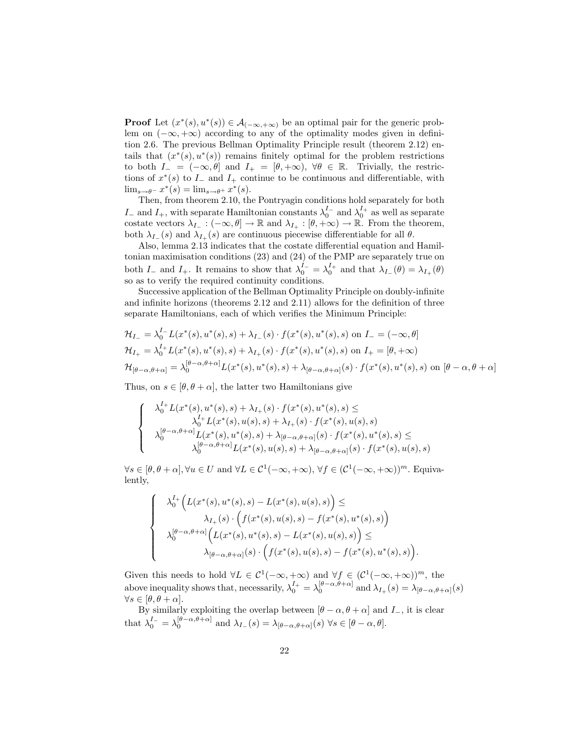**Proof** Let $(x^*(s), u^*(s)) \in \mathcal{A}_{(-\infty,+\infty)}$ be an optimal pair for the generic problem on $(-\infty, +\infty)$ according to any of the optimality modes given in definition 2.6. The previous Bellman Optimality Principle result (theorem 2.12) entails that $(x^*(s), u^*(s))$ remains finitely optimal for the problem restrictions to both $I_- = (-\infty, \theta]$ and $I_+ = [\theta, +\infty)$, $\forall \theta \in \mathbb{R}$. Trivially, the restrictions of $x^*(s)$ to $I_-$ and $I_+$ continue to be continuous and differentiable, with $\lim_{s\to\theta^-} x^*(s) = \lim_{s\to\theta^+} x^*(s)$.

Then, from theorem 2.10, the Pontryagin conditions hold separately for both $I_-$ and $I_+$, with separate Hamiltonian constants $\lambda_0^{I_-}$ and $\lambda_0^{I_+}$ as well as separate costate vectors $\lambda_{I_-} : (-\infty, \theta] \to \mathbb{R}$ and $\lambda_{I_+} : [\theta, +\infty) \to \mathbb{R}$. From the theorem, both $\lambda_{I_-}(s)$ and $\lambda_{I_+}(s)$ are continuous piecewise differentiable for all $\theta$.

Also, lemma 2.13 indicates that the costate differential equation and Hamiltonian maximisation conditions (23) and (24) of the PMP are separately true on both $I_-$ and $I_+$. It remains to show that $\lambda_0^{I_-} = \lambda_0^{I_+}$ and that $\lambda_{I_-}(\theta) = \lambda_{I_+}(\theta)$ so as to verify the required continuity conditions.

Successive application of the Bellman Optimality Principle on doubly-infinite and infinite horizons (theorems 2.12 and 2.11) allows for the definition of three separate Hamiltonians, each of which verifies the Minimum Principle:

$$\mathcal{H}_{I_-} = \lambda_0^{I_-} L(x^*(s), u^*(s), s) + \lambda_{I_-}(s) \cdot f(x^*(s), u^*(s), s) \text{ on } I_- = (-\infty, \theta]$$
$$\mathcal{H}_{I_+} = \lambda_0^{I_+} L(x^*(s), u^*(s), s) + \lambda_{I_+}(s) \cdot f(x^*(s), u^*(s), s) \text{ on } I_+ = [\theta, +\infty)$$
$$\mathcal{H}_{[\theta-\alpha,\theta+\alpha]} = \lambda_0^{[\theta-\alpha,\theta+\alpha]} L(x^*(s), u^*(s), s) + \lambda_{[\theta-\alpha,\theta+\alpha]}(s) \cdot f(x^*(s), u^*(s), s) \text{ on } [\theta-\alpha, \theta+\alpha]$$

Thus, on $s \in [\theta, \theta + \alpha]$, the latter two Hamiltonians give

$$\begin{cases} \lambda_0^{I_+} L(x^*(s), u^*(s), s) + \lambda_{I_+}(s) \cdot f(x^*(s), u^*(s), s) \leq \\ \qquad \lambda_0^{I_+} L(x^*(s), u(s), s) + \lambda_{I_+}(s) \cdot f(x^*(s), u(s), s) \\ \lambda_0^{[\theta-\alpha,\theta+\alpha]} L(x^*(s), u^*(s), s) + \lambda_{[\theta-\alpha,\theta+\alpha]}(s) \cdot f(x^*(s), u^*(s), s) \leq \\ \qquad \lambda_0^{[\theta-\alpha,\theta+\alpha]} L(x^*(s), u(s), s) + \lambda_{[\theta-\alpha,\theta+\alpha]}(s) \cdot f(x^*(s), u(s), s) \end{cases}$$

$\forall s \in [\theta, \theta + \alpha], \forall u \in U$ and $\forall L \in \mathcal{C}^1(-\infty, +\infty)$, $\forall f \in (\mathcal{C}^1(-\infty, +\infty))^m$. Equivalently,

$$\begin{cases} \lambda_0^{I_+} \Big( L(x^*(s), u^*(s), s) - L(x^*(s), u(s), s) \Big) \leq \\ \qquad \lambda_{I_+}(s) \cdot \Big( f(x^*(s), u(s), s) - f(x^*(s), u^*(s), s) \Big) \\ \lambda_0^{[\theta-\alpha,\theta+\alpha]} \Big( L(x^*(s), u^*(s), s) - L(x^*(s), u(s), s) \Big) \leq \\ \qquad \lambda_{[\theta-\alpha,\theta+\alpha]}(s) \cdot \Big( f(x^*(s), u(s), s) - f(x^*(s), u^*(s), s) \Big). \end{cases}$$

Given this needs to hold $\forall L \in \mathcal{C}^1(-\infty, +\infty)$ and $\forall f \in (\mathcal{C}^1(-\infty, +\infty))^m$, the above inequality shows that, necessarily, $\lambda_0^{I_+} = \lambda_0^{[\theta-\alpha,\theta+\alpha]}$ and $\lambda_{I_+}(s) = \lambda_{[\theta-\alpha,\theta+\alpha]}(s)$ $\forall s \in [\theta, \theta + \alpha]$.

By similarly exploiting the overlap between $[\theta - \alpha, \theta + \alpha]$ and $I_-$, it is clear that $\lambda_0^{I_-} = \lambda_0^{[\theta-\alpha,\theta+\alpha]}$ and $\lambda_{I_-}(s) = \lambda_{[\theta-\alpha,\theta+\alpha]}(s)$ $\forall s \in [\theta - \alpha, \theta]$.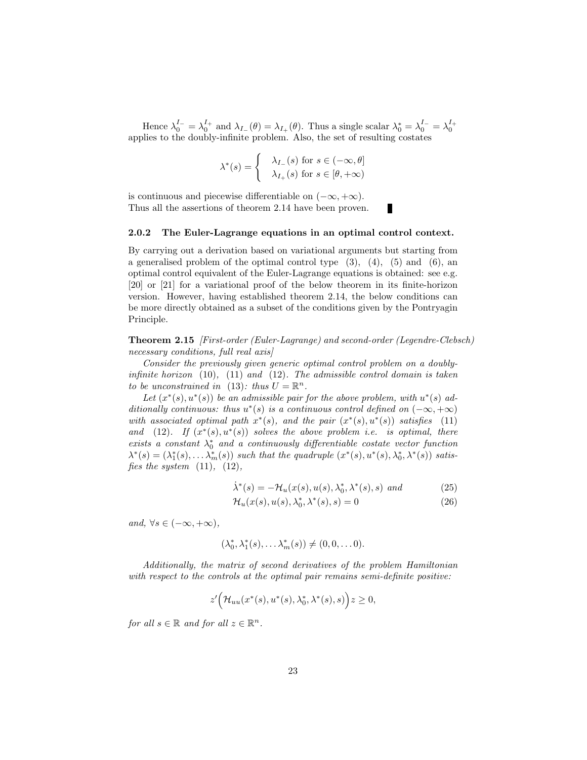Hence $\lambda_0^{I_-} = \lambda_0^{I_+}$ and $\lambda_{I_-}(\theta) = \lambda_{I_+}(\theta)$. Thus a single scalar $\lambda_0^* = \lambda_0^{I_-} = \lambda_0^{I_+}$ applies to the doubly-infinite problem. Also, the set of resulting costates

$$\lambda^*(s) = \begin{cases} \lambda_{I_-}(s) \text{ for } s \in (-\infty, \theta] \\ \lambda_{I_+}(s) \text{ for } s \in [\theta, +\infty) \end{cases}$$

is continuous and piecewise differentiable on $(-\infty, +\infty)$.
Thus all the assertions of theorem 2.14 have been proven. ■

### 2.0.2 The Euler-Lagrange equations in an optimal control context.

By carrying out a derivation based on variational arguments but starting from a generalised problem of the optimal control type (3), (4), (5) and (6), an optimal control equivalent of the Euler-Lagrange equations is obtained: see e.g. [20] or [21] for a variational proof of the below theorem in its finite-horizon version. However, having established theorem 2.14, the below conditions can be more directly obtained as a subset of the conditions given by the Pontryagin Principle.

**Theorem 2.15** *[First-order (Euler-Lagrange) and second-order (Legendre-Clebsch) necessary conditions, full real axis]*

*Consider the previously given generic optimal control problem on a doubly-infinite horizon (10), (11) and (12). The admissible control domain is taken to be unconstrained in (13): thus $U = \mathbb{R}^n$.*

*Let $(x^*(s), u^*(s))$ be an admissible pair for the above problem, with $u^*(s)$ additionally continuous: thus $u^*(s)$ is a continuous control defined on $(-\infty, +\infty)$ with associated optimal path $x^*(s)$, and the pair $(x^*(s), u^*(s))$ satisfies (11) and (12). If $(x^*(s), u^*(s))$ solves the above problem i.e. is optimal, there exists a constant $\lambda_0^*$ and a continuously differentiable costate vector function $\lambda^*(s) = (\lambda_1^*(s), \ldots \lambda_m^*(s))$ such that the quadruple $(x^*(s), u^*(s), \lambda_0^*, \lambda^*(s))$ satisfies the system (11), (12),*

$$\dot{\lambda}^*(s) = -\mathcal{H}_u(x(s), u(s), \lambda_0^*, \lambda^*(s), s) \text{ and} \tag{25}$$

$$\mathcal{H}_u(x(s), u(s), \lambda_0^*, \lambda^*(s), s) = 0 \tag{26}$$

*and, $\forall s \in (-\infty, +\infty)$,*

$$(\lambda_0^*, \lambda_1^*(s), \ldots \lambda_m^*(s)) \neq (0, 0, \ldots 0).$$

*Additionally, the matrix of second derivatives of the problem Hamiltonian with respect to the controls at the optimal pair remains semi-definite positive:*

$$z'\Big(\mathcal{H}_{uu}(x^*(s), u^*(s), \lambda_0^*, \lambda^*(s), s)\Big)z \geq 0,$$

*for all $s \in \mathbb{R}$ and for all $z \in \mathbb{R}^n$.*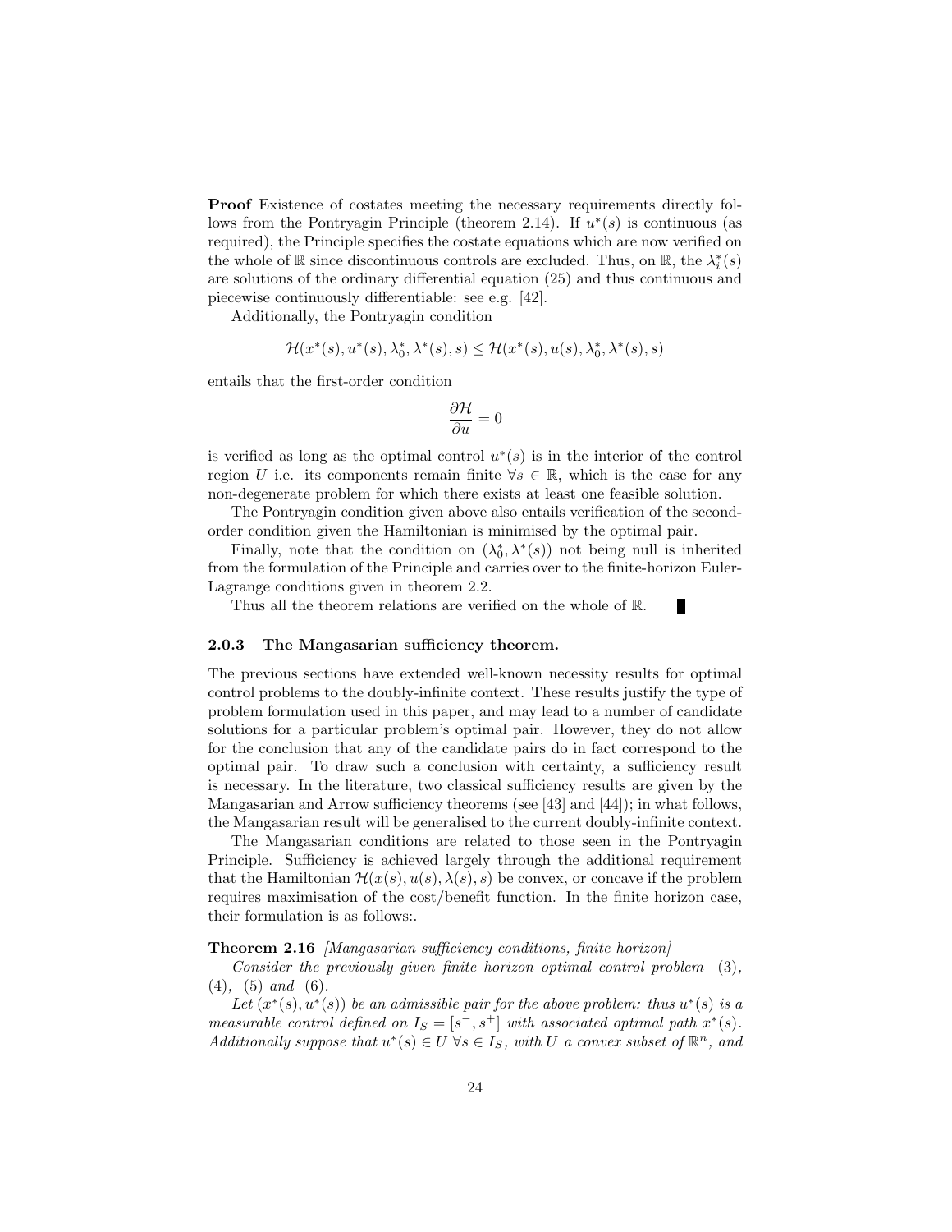**Proof** Existence of costates meeting the necessary requirements directly follows from the Pontryagin Principle (theorem 2.14). If $u^*(s)$ is continuous (as required), the Principle specifies the costate equations which are now verified on the whole of $\mathbb{R}$ since discontinuous controls are excluded. Thus, on $\mathbb{R}$, the $\lambda_i^*(s)$ are solutions of the ordinary differential equation (25) and thus continuous and piecewise continuously differentiable: see e.g. [42].

Additionally, the Pontryagin condition

$$\mathcal{H}(x^*(s), u^*(s), \lambda_0^*, \lambda^*(s), s) \leq \mathcal{H}(x^*(s), u(s), \lambda_0^*, \lambda^*(s), s)$$

entails that the first-order condition

$$\frac{\partial \mathcal{H}}{\partial u} = 0$$

is verified as long as the optimal control $u^*(s)$ is in the interior of the control region $U$ i.e. its components remain finite $\forall s \in \mathbb{R}$, which is the case for any non-degenerate problem for which there exists at least one feasible solution.

The Pontryagin condition given above also entails verification of the second-order condition given the Hamiltonian is minimised by the optimal pair.

Finally, note that the condition on $(\lambda_0^*, \lambda^*(s))$ not being null is inherited from the formulation of the Principle and carries over to the finite-horizon Euler-Lagrange conditions given in theorem 2.2.

Thus all the theorem relations are verified on the whole of $\mathbb{R}$. ∎

### 2.0.3 The Mangasarian sufficiency theorem.

The previous sections have extended well-known necessity results for optimal control problems to the doubly-infinite context. These results justify the type of problem formulation used in this paper, and may lead to a number of candidate solutions for a particular problem's optimal pair. However, they do not allow for the conclusion that any of the candidate pairs do in fact correspond to the optimal pair. To draw such a conclusion with certainty, a sufficiency result is necessary. In the literature, two classical sufficiency results are given by the Mangasarian and Arrow sufficiency theorems (see [43] and [44]); in what follows, the Mangasarian result will be generalised to the current doubly-infinite context.

The Mangasarian conditions are related to those seen in the Pontryagin Principle. Sufficiency is achieved largely through the additional requirement that the Hamiltonian $\mathcal{H}(x(s), u(s), \lambda(s), s)$ be convex, or concave if the problem requires maximisation of the cost/benefit function. In the finite horizon case, their formulation is as follows:.

**Theorem 2.16** *[Mangasarian sufficiency conditions, finite horizon]*

*Consider the previously given finite horizon optimal control problem (3), (4), (5) and (6).*

*Let $(x^*(s), u^*(s))$ be an admissible pair for the above problem: thus $u^*(s)$ is a measurable control defined on $I_S = [s^-, s^+]$ with associated optimal path $x^*(s)$. Additionally suppose that $u^*(s) \in U$ $\forall s \in I_S$, with $U$ a convex subset of $\mathbb{R}^n$, and*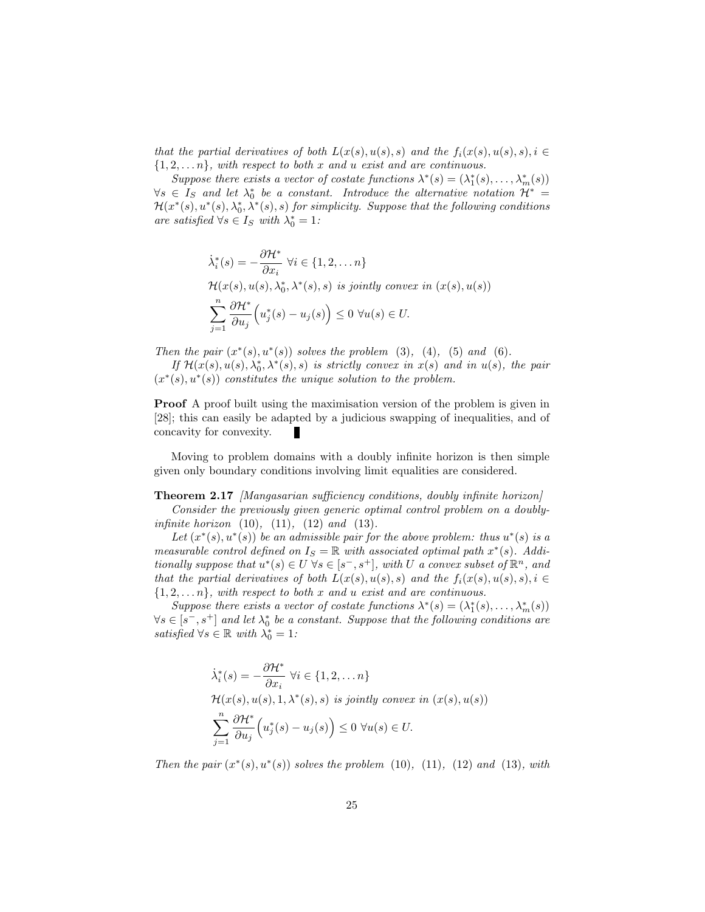*that the partial derivatives of both $L(x(s), u(s), s)$ and the $f_i(x(s), u(s), s), i \in \{1, 2, \dots n\}$, with respect to both $x$ and $u$ exist and are continuous.*

*Suppose there exists a vector of costate functions $\lambda^*(s) = (\lambda_1^*(s), \dots, \lambda_m^*(s))$ $\forall s \in I_S$ and let $\lambda_0^*$ be a constant. Introduce the alternative notation $\mathcal{H}^* = \mathcal{H}(x^*(s), u^*(s), \lambda_0^*, \lambda^*(s), s)$ for simplicity. Suppose that the following conditions are satisfied $\forall s \in I_S$ with $\lambda_0^* = 1$:*

$$\dot{\lambda}_i^*(s) = -\frac{\partial \mathcal{H}^*}{\partial x_i} \;\; \forall i \in \{1, 2, \dots n\}$$

$$\mathcal{H}(x(s), u(s), \lambda_0^*, \lambda^*(s), s) \text{ is jointly convex in } (x(s), u(s))$$

$$\sum_{j=1}^{n} \frac{\partial \mathcal{H}^*}{\partial u_j}\Big(u_j^*(s) - u_j(s)\Big) \leq 0 \;\; \forall u(s) \in U.$$

*Then the pair $(x^*(s), u^*(s))$ solves the problem (3), (4), (5) and (6).*

*If $\mathcal{H}(x(s), u(s), \lambda_0^*, \lambda^*(s), s)$ is strictly convex in $x(s)$ and in $u(s)$, the pair $(x^*(s), u^*(s))$ constitutes the unique solution to the problem.*

**Proof** A proof built using the maximisation version of the problem is given in [28]; this can easily be adapted by a judicious swapping of inequalities, and of concavity for convexity. ∎

Moving to problem domains with a doubly infinite horizon is then simple given only boundary conditions involving limit equalities are considered.

**Theorem 2.17** *[Mangasarian sufficiency conditions, doubly infinite horizon]*

*Consider the previously given generic optimal control problem on a doubly-infinite horizon (10), (11), (12) and (13).*

*Let $(x^*(s), u^*(s))$ be an admissible pair for the above problem: thus $u^*(s)$ is a measurable control defined on $I_S = \mathbb{R}$ with associated optimal path $x^*(s)$. Additionally suppose that $u^*(s) \in U$ $\forall s \in [s^-, s^+]$, with $U$ a convex subset of $\mathbb{R}^n$, and that the partial derivatives of both $L(x(s), u(s), s)$ and the $f_i(x(s), u(s), s), i \in \{1, 2, \dots n\}$, with respect to both $x$ and $u$ exist and are continuous.*

*Suppose there exists a vector of costate functions $\lambda^*(s) = (\lambda_1^*(s), \dots, \lambda_m^*(s))$ $\forall s \in [s^-, s^+]$ and let $\lambda_0^*$ be a constant. Suppose that the following conditions are satisfied $\forall s \in \mathbb{R}$ with $\lambda_0^* = 1$:*

$$\dot{\lambda}_i^*(s) = -\frac{\partial \mathcal{H}^*}{\partial x_i} \;\; \forall i \in \{1, 2, \dots n\}$$

$$\mathcal{H}(x(s), u(s), 1, \lambda^*(s), s) \text{ is jointly convex in } (x(s), u(s))$$

$$\sum_{j=1}^{n} \frac{\partial \mathcal{H}^*}{\partial u_j}\Big(u_j^*(s) - u_j(s)\Big) \leq 0 \;\; \forall u(s) \in U.$$

*Then the pair $(x^*(s), u^*(s))$ solves the problem (10), (11), (12) and (13), with*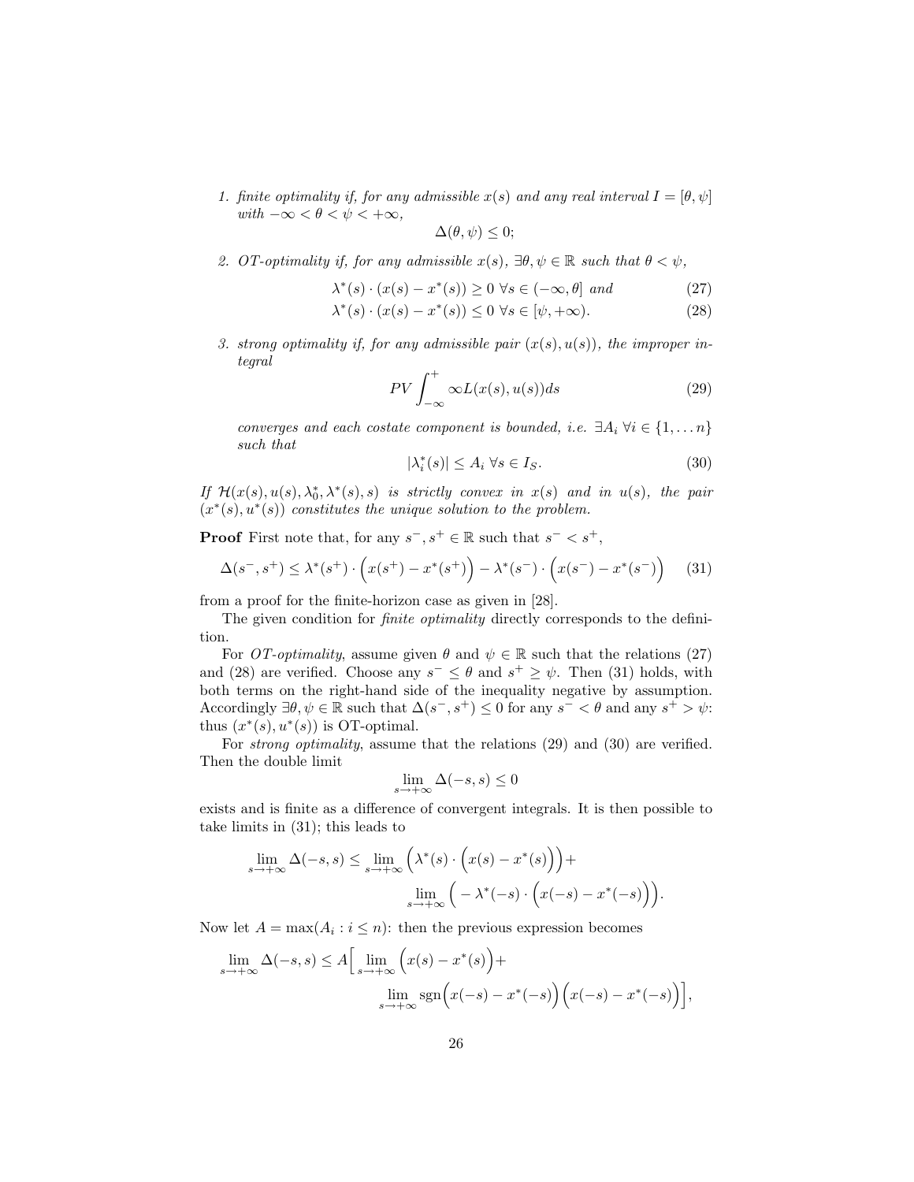1. *finite optimality if, for any admissible $x(s)$ and any real interval $I = [\theta, \psi]$ with $-\infty < \theta < \psi < +\infty$,*

$$\Delta(\theta, \psi) \leq 0;$$

2. *OT-optimality if, for any admissible $x(s)$, $\exists \theta, \psi \in \mathbb{R}$ such that $\theta < \psi$,*

$$\lambda^*(s) \cdot (x(s) - x^*(s)) \geq 0 \;\; \forall s \in (-\infty, \theta] \text{ and} \tag{27}$$

$$\lambda^*(s) \cdot (x(s) - x^*(s)) \leq 0 \;\; \forall s \in [\psi, +\infty). \tag{28}$$

3. *strong optimality if, for any admissible pair $(x(s), u(s))$, the improper integral*

$$PV \int_{-\infty}^{+} \infty L(x(s), u(s)) ds \tag{29}$$

*converges and each costate component is bounded, i.e. $\exists A_i \; \forall i \in \{1, \dots n\}$ such that*

$$|\lambda_i^*(s)| \leq A_i \;\; \forall s \in I_S. \tag{30}$$

*If $\mathcal{H}(x(s), u(s), \lambda_0^*, \lambda^*(s), s)$ is strictly convex in $x(s)$ and in $u(s)$, the pair $(x^*(s), u^*(s))$ constitutes the unique solution to the problem.*

**Proof** First note that, for any $s^-, s^+ \in \mathbb{R}$ such that $s^- < s^+$,

$$\Delta(s^-, s^+) \leq \lambda^*(s^+) \cdot \Big(x(s^+) - x^*(s^+)\Big) - \lambda^*(s^-) \cdot \Big(x(s^-) - x^*(s^-)\Big) \tag{31}$$

from a proof for the finite-horizon case as given in [28].

The given condition for *finite optimality* directly corresponds to the definition.

For *OT-optimality*, assume given $\theta$ and $\psi \in \mathbb{R}$ such that the relations (27) and (28) are verified. Choose any $s^- \leq \theta$ and $s^+ \geq \psi$. Then (31) holds, with both terms on the right-hand side of the inequality negative by assumption. Accordingly $\exists \theta, \psi \in \mathbb{R}$ such that $\Delta(s^-, s^+) \leq 0$ for any $s^- < \theta$ and any $s^+ > \psi$: thus $(x^*(s), u^*(s))$ is OT-optimal.

For *strong optimality*, assume that the relations (29) and (30) are verified. Then the double limit

$$\lim_{s \to +\infty} \Delta(-s, s) \leq 0$$

exists and is finite as a difference of convergent integrals. It is then possible to take limits in (31); this leads to

$$\lim_{s \to +\infty} \Delta(-s, s) \leq \lim_{s \to +\infty} \Big(\lambda^*(s) \cdot \Big(x(s) - x^*(s)\Big)\Big) + \lim_{s \to +\infty} \Big(-\lambda^*(-s) \cdot \Big(x(-s) - x^*(-s)\Big)\Big).$$

Now let $A = \max(A_i : i \leq n)$: then the previous expression becomes

$$\lim_{s \to +\infty} \Delta(-s, s) \leq A \Big[\lim_{s \to +\infty} \Big(x(s) - x^*(s)\Big) + \lim_{s \to +\infty} \operatorname{sgn}\Big(x(-s) - x^*(-s)\Big)\Big(x(-s) - x^*(-s)\Big)\Big],$$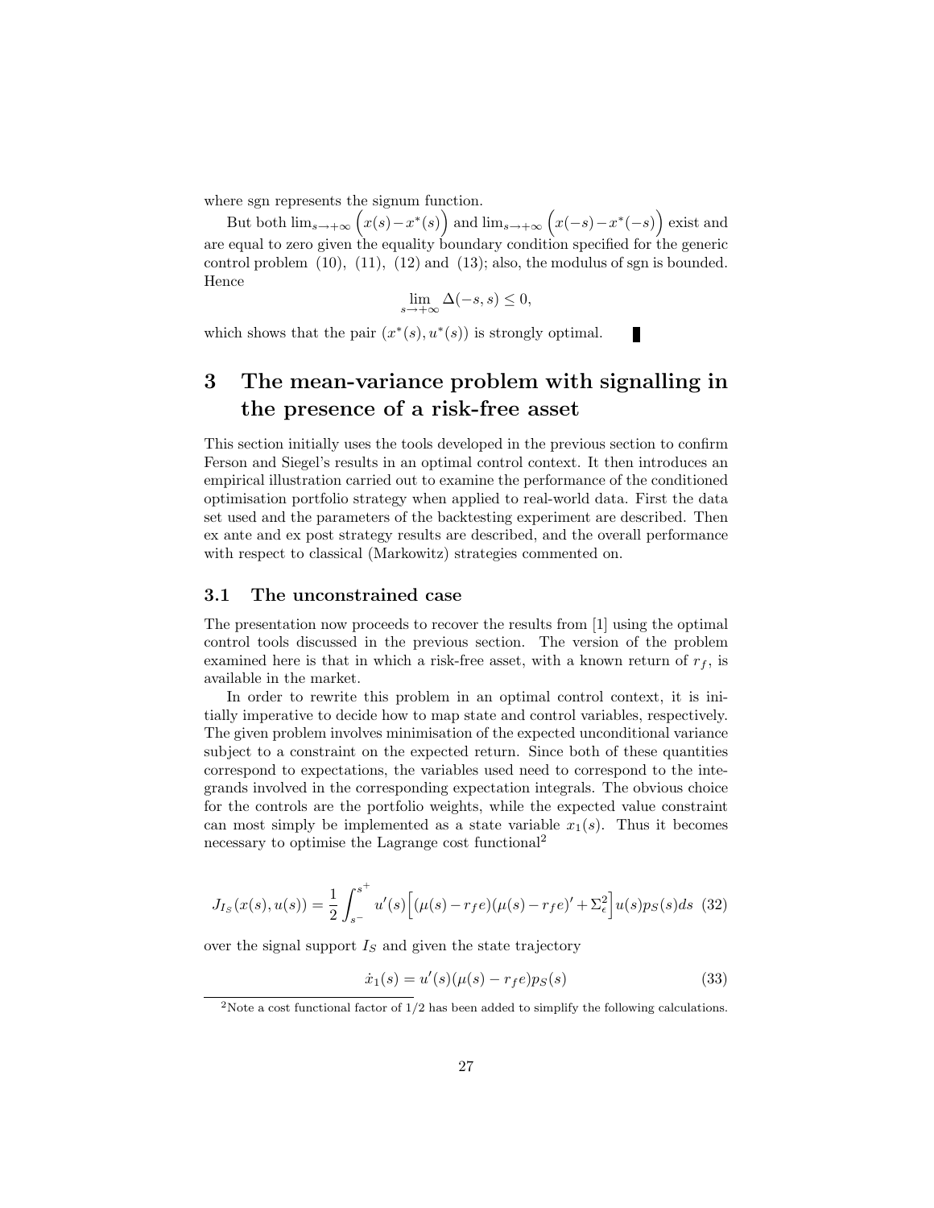where sgn represents the signum function.

But both $\lim_{s\to+\infty}\Big(x(s)-x^*(s)\Big)$ and $\lim_{s\to+\infty}\Big(x(-s)-x^*(-s)\Big)$ exist and are equal to zero given the equality boundary condition specified for the generic control problem (10), (11), (12) and (13); also, the modulus of sgn is bounded. Hence

$$\lim_{s\to+\infty}\Delta(-s,s)\leq 0,$$

which shows that the pair $(x^*(s),u^*(s))$ is strongly optimal. ∎

# 3 The mean-variance problem with signalling in the presence of a risk-free asset

This section initially uses the tools developed in the previous section to confirm Ferson and Siegel's results in an optimal control context. It then introduces an empirical illustration carried out to examine the performance of the conditioned optimisation portfolio strategy when applied to real-world data. First the data set used and the parameters of the backtesting experiment are described. Then ex ante and ex post strategy results are described, and the overall performance with respect to classical (Markowitz) strategies commented on.

## 3.1 The unconstrained case

The presentation now proceeds to recover the results from [1] using the optimal control tools discussed in the previous section. The version of the problem examined here is that in which a risk-free asset, with a known return of $r_f$, is available in the market.

In order to rewrite this problem in an optimal control context, it is initially imperative to decide how to map state and control variables, respectively. The given problem involves minimisation of the expected unconditional variance subject to a constraint on the expected return. Since both of these quantities correspond to expectations, the variables used need to correspond to the integrands involved in the corresponding expectation integrals. The obvious choice for the controls are the portfolio weights, while the expected value constraint can most simply be implemented as a state variable $x_1(s)$. Thus it becomes necessary to optimise the Lagrange cost functional[2]

$$J_{I_S}(x(s),u(s))=\frac{1}{2}\int_{s^-}^{s^+}u'(s)\Big[(\mu(s)-r_fe)(\mu(s)-r_fe)'+\Sigma_\epsilon^2\Big]u(s)p_S(s)ds \quad (32)$$

over the signal support $I_S$ and given the state trajectory

$$\dot{x}_1(s)=u'(s)(\mu(s)-r_fe)p_S(s) \quad (33)$$

[2] Note a cost functional factor of $1/2$ has been added to simplify the following calculations.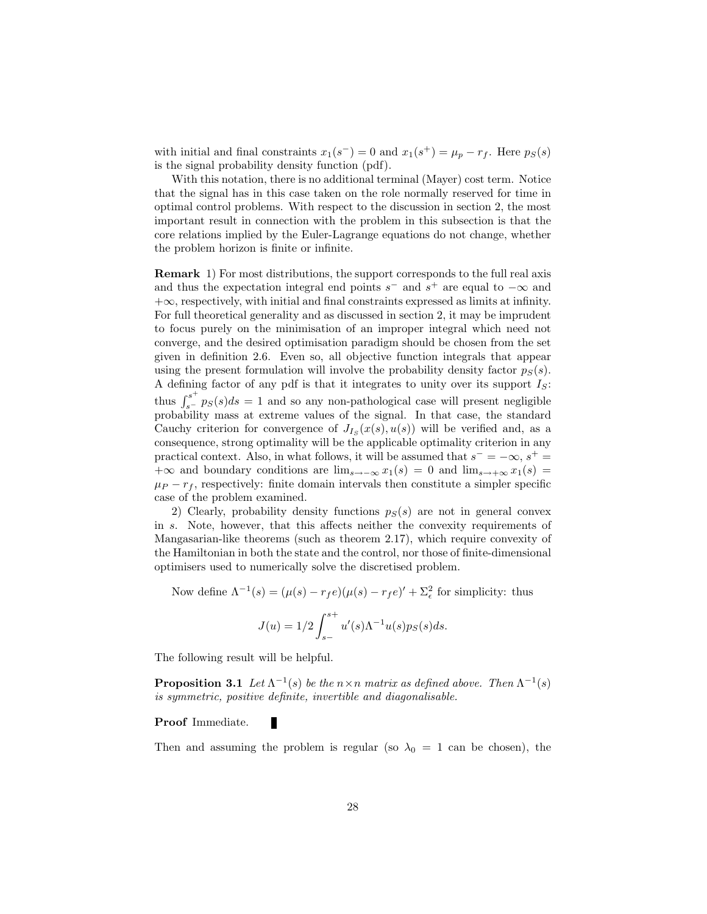with initial and final constraints $x_1(s^-) = 0$ and $x_1(s^+) = \mu_p - r_f$. Here $p_S(s)$ is the signal probability density function (pdf).

With this notation, there is no additional terminal (Mayer) cost term. Notice that the signal has in this case taken on the role normally reserved for time in optimal control problems. With respect to the discussion in section 2, the most important result in connection with the problem in this subsection is that the core relations implied by the Euler-Lagrange equations do not change, whether the problem horizon is finite or infinite.

**Remark** 1) For most distributions, the support corresponds to the full real axis and thus the expectation integral end points $s^-$ and $s^+$ are equal to $-\infty$ and $+\infty$, respectively, with initial and final constraints expressed as limits at infinity. For full theoretical generality and as discussed in section 2, it may be imprudent to focus purely on the minimisation of an improper integral which need not converge, and the desired optimisation paradigm should be chosen from the set given in definition 2.6. Even so, all objective function integrals that appear using the present formulation will involve the probability density factor $p_S(s)$. A defining factor of any pdf is that it integrates to unity over its support $I_S$: thus $\int_{s^-}^{s^+} p_S(s)ds = 1$ and so any non-pathological case will present negligible probability mass at extreme values of the signal. In that case, the standard Cauchy criterion for convergence of $J_{I_S}(x(s), u(s))$ will be verified and, as a consequence, strong optimality will be the applicable optimality criterion in any practical context. Also, in what follows, it will be assumed that $s^- = -\infty$, $s^+ = +\infty$ and boundary conditions are $\lim_{s\to-\infty} x_1(s) = 0$ and $\lim_{s\to+\infty} x_1(s) = \mu_P - r_f$, respectively: finite domain intervals then constitute a simpler specific case of the problem examined.

2) Clearly, probability density functions $p_S(s)$ are not in general convex in $s$. Note, however, that this affects neither the convexity requirements of Mangasarian-like theorems (such as theorem 2.17), which require convexity of the Hamiltonian in both the state and the control, nor those of finite-dimensional optimisers used to numerically solve the discretised problem.

Now define $\Lambda^{-1}(s) = (\mu(s) - r_f e)(\mu(s) - r_f e)' + \Sigma_\epsilon^2$ for simplicity: thus

$$J(u) = 1/2 \int_{s-}^{s+} u'(s)\Lambda^{-1}u(s)p_S(s)ds.$$

The following result will be helpful.

**Proposition 3.1** *Let $\Lambda^{-1}(s)$ be the $n \times n$ matrix as defined above. Then $\Lambda^{-1}(s)$ is symmetric, positive definite, invertible and diagonalisable.*

**Proof** Immediate. ∎

Then and assuming the problem is regular (so $\lambda_0 = 1$ can be chosen), the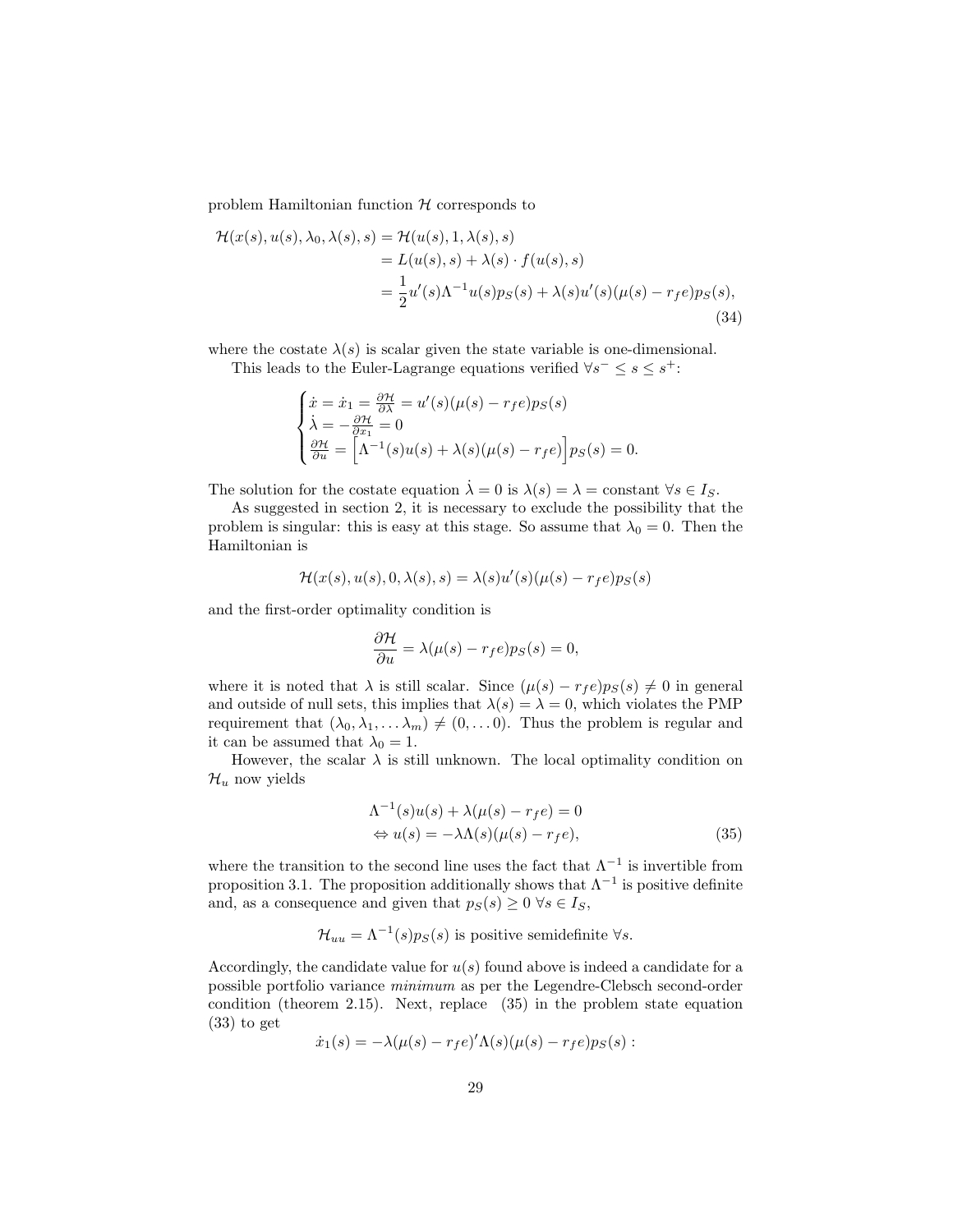problem Hamiltonian function $\mathcal{H}$ corresponds to

$$
\begin{aligned}
\mathcal{H}(x(s), u(s), \lambda_0, \lambda(s), s) &= \mathcal{H}(u(s), 1, \lambda(s), s) \\
&= L(u(s), s) + \lambda(s) \cdot f(u(s), s) \\
&= \frac{1}{2} u'(s) \Lambda^{-1} u(s) p_S(s) + \lambda(s) u'(s)(\mu(s) - r_f e) p_S(s),
\end{aligned}
\tag{34}
$$

where the costate $\lambda(s)$ is scalar given the state variable is one-dimensional.

This leads to the Euler-Lagrange equations verified $\forall s^- \leq s \leq s^+$:

$$
\begin{cases}
\dot{x} = \dot{x}_1 = \frac{\partial \mathcal{H}}{\partial \lambda} = u'(s)(\mu(s) - r_f e) p_S(s) \\
\dot{\lambda} = -\frac{\partial \mathcal{H}}{\partial x_1} = 0 \\
\frac{\partial \mathcal{H}}{\partial u} = \Big[ \Lambda^{-1}(s) u(s) + \lambda(s)(\mu(s) - r_f e) \Big] p_S(s) = 0.
\end{cases}
$$

The solution for the costate equation $\dot{\lambda} = 0$ is $\lambda(s) = \lambda = \text{constant } \forall s \in I_S$.

As suggested in section 2, it is necessary to exclude the possibility that the problem is singular: this is easy at this stage. So assume that $\lambda_0 = 0$. Then the Hamiltonian is

$$
\mathcal{H}(x(s), u(s), 0, \lambda(s), s) = \lambda(s) u'(s)(\mu(s) - r_f e) p_S(s)
$$

and the first-order optimality condition is

$$
\frac{\partial \mathcal{H}}{\partial u} = \lambda(\mu(s) - r_f e) p_S(s) = 0,
$$

where it is noted that $\lambda$ is still scalar. Since $(\mu(s) - r_f e) p_S(s) \neq 0$ in general and outside of null sets, this implies that $\lambda(s) = \lambda = 0$, which violates the PMP requirement that $(\lambda_0, \lambda_1, \ldots \lambda_m) \neq (0, \ldots 0)$. Thus the problem is regular and it can be assumed that $\lambda_0 = 1$.

However, the scalar $\lambda$ is still unknown. The local optimality condition on $\mathcal{H}_u$ now yields

$$
\begin{aligned}
&\Lambda^{-1}(s) u(s) + \lambda(\mu(s) - r_f e) = 0 \\
\Leftrightarrow\ & u(s) = -\lambda \Lambda(s)(\mu(s) - r_f e),
\end{aligned}
\tag{35}
$$

where the transition to the second line uses the fact that $\Lambda^{-1}$ is invertible from proposition 3.1. The proposition additionally shows that $\Lambda^{-1}$ is positive definite and, as a consequence and given that $p_S(s) \geq 0\ \forall s \in I_S$,

$$
\mathcal{H}_{uu} = \Lambda^{-1}(s) p_S(s) \text{ is positive semidefinite } \forall s.
$$

Accordingly, the candidate value for $u(s)$ found above is indeed a candidate for a possible portfolio variance *minimum* as per the Legendre-Clebsch second-order condition (theorem 2.15). Next, replace (35) in the problem state equation (33) to get

$$
\dot{x}_1(s) = -\lambda(\mu(s) - r_f e)' \Lambda(s)(\mu(s) - r_f e) p_S(s):
$$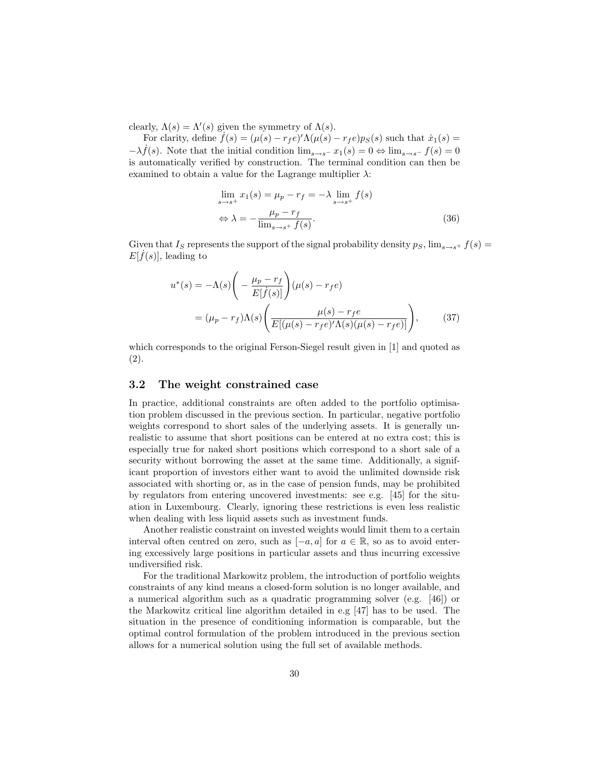clearly, $\Lambda(s) = \Lambda'(s)$ given the symmetry of $\Lambda(s)$.

For clarity, define $\dot{f}(s) = (\mu(s) - r_f e)'\Lambda(\mu(s) - r_f e)p_S(s)$ such that $\dot{x}_1(s) = -\lambda \dot{f}(s)$. Note that the initial condition $\lim_{s\to s^-} x_1(s) = 0 \Leftrightarrow \lim_{s\to s^-} f(s) = 0$ is automatically verified by construction. The terminal condition can then be examined to obtain a value for the Lagrange multiplier $\lambda$:

$$
\begin{aligned}
\lim_{s\to s^+} x_1(s) &= \mu_p - r_f = -\lambda \lim_{s\to s^+} f(s) \\
\Leftrightarrow \lambda &= -\frac{\mu_p - r_f}{\lim_{s\to s^+} f(s)}.
\end{aligned}
\tag{36}
$$

Given that $I_S$ represents the support of the signal probability density $p_S$, $\lim_{s\to s^+} f(s) = E[\dot{f}(s)]$, leading to

$$
\begin{aligned}
u^*(s) &= -\Lambda(s)\left(-\frac{\mu_p - r_f}{E[\dot{f}(s)]}\right)(\mu(s) - r_f e) \\
&= (\mu_p - r_f)\Lambda(s)\left(\frac{\mu(s) - r_f e}{E[(\mu(s) - r_f e)'\Lambda(s)(\mu(s) - r_f e)]}\right),
\end{aligned}
\tag{37}
$$

which corresponds to the original Ferson-Siegel result given in [1] and quoted as (2).

### 3.2 The weight constrained case

In practice, additional constraints are often added to the portfolio optimisation problem discussed in the previous section. In particular, negative portfolio weights correspond to short sales of the underlying assets. It is generally unrealistic to assume that short positions can be entered at no extra cost; this is especially true for naked short positions which correspond to a short sale of a security without borrowing the asset at the same time. Additionally, a significant proportion of investors either want to avoid the unlimited downside risk associated with shorting or, as in the case of pension funds, may be prohibited by regulators from entering uncovered investments: see e.g. [45] for the situation in Luxembourg. Clearly, ignoring these restrictions is even less realistic when dealing with less liquid assets such as investment funds.

Another realistic constraint on invested weights would limit them to a certain interval often centred on zero, such as $[-a, a]$ for $a \in \mathbb{R}$, so as to avoid entering excessively large positions in particular assets and thus incurring excessive undiversified risk.

For the traditional Markowitz problem, the introduction of portfolio weights constraints of any kind means a closed-form solution is no longer available, and a numerical algorithm such as a quadratic programming solver (e.g. [46]) or the Markowitz critical line algorithm detailed in e.g [47] has to be used. The situation in the presence of conditioning information is comparable, but the optimal control formulation of the problem introduced in the previous section allows for a numerical solution using the full set of available methods.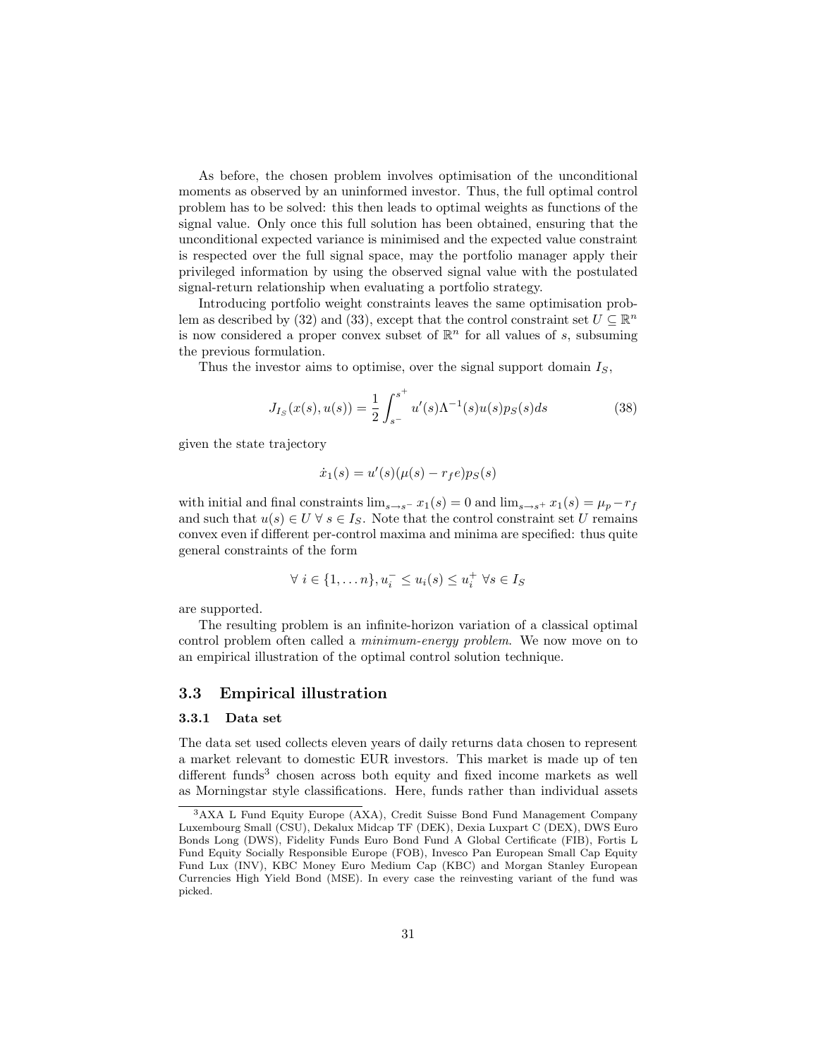As before, the chosen problem involves optimisation of the unconditional moments as observed by an uninformed investor. Thus, the full optimal control problem has to be solved: this then leads to optimal weights as functions of the signal value. Only once this full solution has been obtained, ensuring that the unconditional expected variance is minimised and the expected value constraint is respected over the full signal space, may the portfolio manager apply their privileged information by using the observed signal value with the postulated signal-return relationship when evaluating a portfolio strategy.

Introducing portfolio weight constraints leaves the same optimisation problem as described by (32) and (33), except that the control constraint set $U \subseteq \mathbb{R}^n$ is now considered a proper convex subset of $\mathbb{R}^n$ for all values of $s$, subsuming the previous formulation.

Thus the investor aims to optimise, over the signal support domain $I_S$,

$$J_{I_S}(x(s), u(s)) = \frac{1}{2} \int_{s^-}^{s^+} u'(s)\Lambda^{-1}(s)u(s)p_S(s)ds \tag{38}$$

given the state trajectory

$$\dot{x}_1(s) = u'(s)(\mu(s) - r_f e)p_S(s)$$

with initial and final constraints $\lim_{s \to s^-} x_1(s) = 0$ and $\lim_{s \to s^+} x_1(s) = \mu_p - r_f$ and such that $u(s) \in U \; \forall \; s \in I_S$. Note that the control constraint set $U$ remains convex even if different per-control maxima and minima are specified: thus quite general constraints of the form

$$\forall \; i \in \{1, \dots n\}, u_i^- \leq u_i(s) \leq u_i^+ \; \forall s \in I_S$$

are supported.

The resulting problem is an infinite-horizon variation of a classical optimal control problem often called a *minimum-energy problem*. We now move on to an empirical illustration of the optimal control solution technique.

## 3.3 Empirical illustration

### 3.3.1 Data set

The data set used collects eleven years of daily returns data chosen to represent a market relevant to domestic EUR investors. This market is made up of ten different funds[3] chosen across both equity and fixed income markets as well as Morningstar style classifications. Here, funds rather than individual assets

[3] AXA L Fund Equity Europe (AXA), Credit Suisse Bond Fund Management Company Luxembourg Small (CSU), Dekalux Midcap TF (DEK), Dexia Luxpart C (DEX), DWS Euro Bonds Long (DWS), Fidelity Funds Euro Bond Fund A Global Certificate (FIB), Fortis L Fund Equity Socially Responsible Europe (FOB), Invesco Pan European Small Cap Equity Fund Lux (INV), KBC Money Euro Medium Cap (KBC) and Morgan Stanley European Currencies High Yield Bond (MSE). In every case the reinvesting variant of the fund was picked.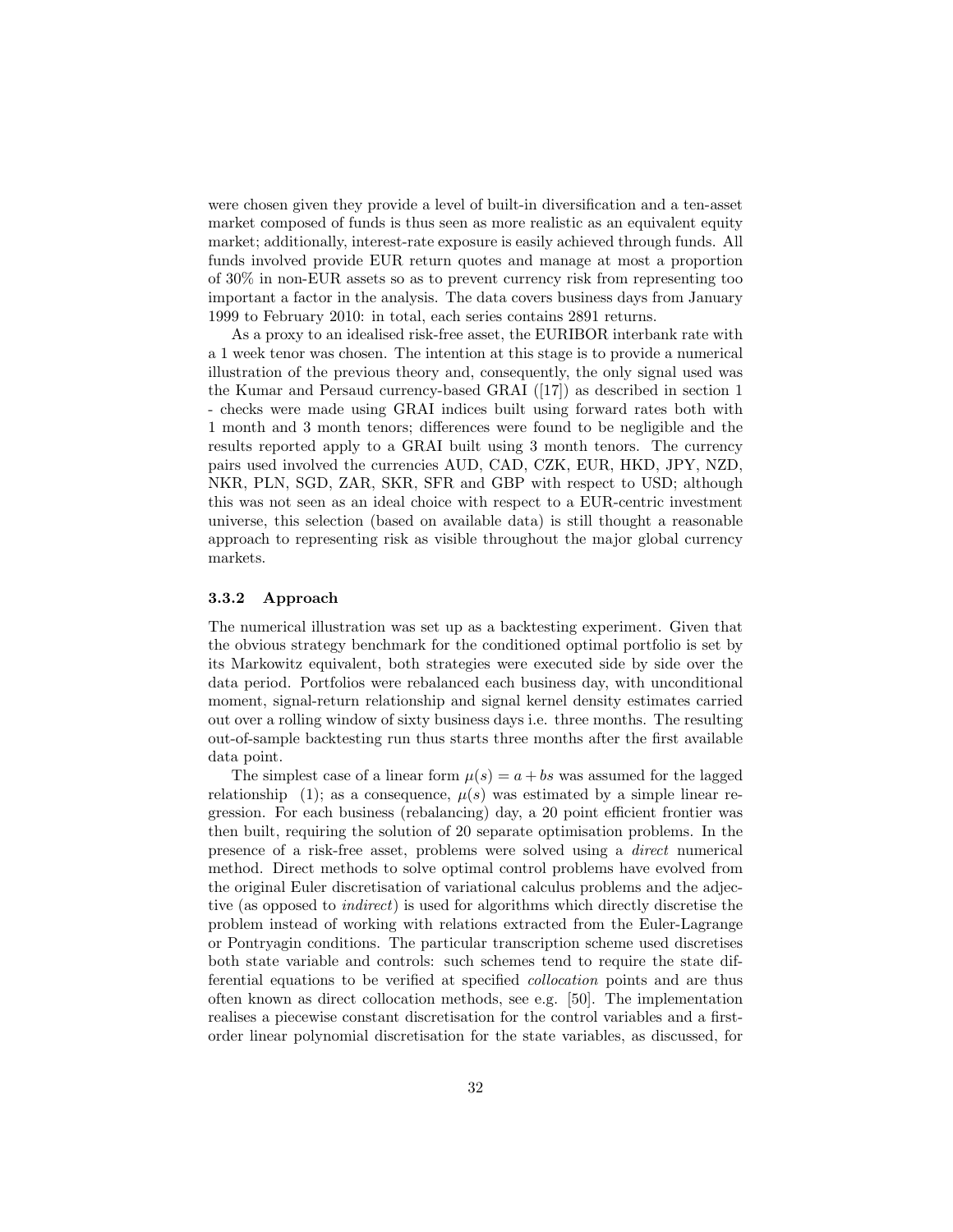were chosen given they provide a level of built-in diversification and a ten-asset market composed of funds is thus seen as more realistic as an equivalent equity market; additionally, interest-rate exposure is easily achieved through funds. All funds involved provide EUR return quotes and manage at most a proportion of 30% in non-EUR assets so as to prevent currency risk from representing too important a factor in the analysis. The data covers business days from January 1999 to February 2010: in total, each series contains 2891 returns.

As a proxy to an idealised risk-free asset, the EURIBOR interbank rate with a 1 week tenor was chosen. The intention at this stage is to provide a numerical illustration of the previous theory and, consequently, the only signal used was the Kumar and Persaud currency-based GRAI ([17]) as described in section 1 - checks were made using GRAI indices built using forward rates both with 1 month and 3 month tenors; differences were found to be negligible and the results reported apply to a GRAI built using 3 month tenors. The currency pairs used involved the currencies AUD, CAD, CZK, EUR, HKD, JPY, NZD, NKR, PLN, SGD, ZAR, SKR, SFR and GBP with respect to USD; although this was not seen as an ideal choice with respect to a EUR-centric investment universe, this selection (based on available data) is still thought a reasonable approach to representing risk as visible throughout the major global currency markets.

### 3.3.2 Approach

The numerical illustration was set up as a backtesting experiment. Given that the obvious strategy benchmark for the conditioned optimal portfolio is set by its Markowitz equivalent, both strategies were executed side by side over the data period. Portfolios were rebalanced each business day, with unconditional moment, signal-return relationship and signal kernel density estimates carried out over a rolling window of sixty business days i.e. three months. The resulting out-of-sample backtesting run thus starts three months after the first available data point.

The simplest case of a linear form $\mu(s) = a + bs$ was assumed for the lagged relationship (1); as a consequence, $\mu(s)$ was estimated by a simple linear regression. For each business (rebalancing) day, a 20 point efficient frontier was then built, requiring the solution of 20 separate optimisation problems. In the presence of a risk-free asset, problems were solved using a *direct* numerical method. Direct methods to solve optimal control problems have evolved from the original Euler discretisation of variational calculus problems and the adjective (as opposed to *indirect*) is used for algorithms which directly discretise the problem instead of working with relations extracted from the Euler-Lagrange or Pontryagin conditions. The particular transcription scheme used discretises both state variable and controls: such schemes tend to require the state differential equations to be verified at specified *collocation* points and are thus often known as direct collocation methods, see e.g. [50]. The implementation realises a piecewise constant discretisation for the control variables and a first-order linear polynomial discretisation for the state variables, as discussed, for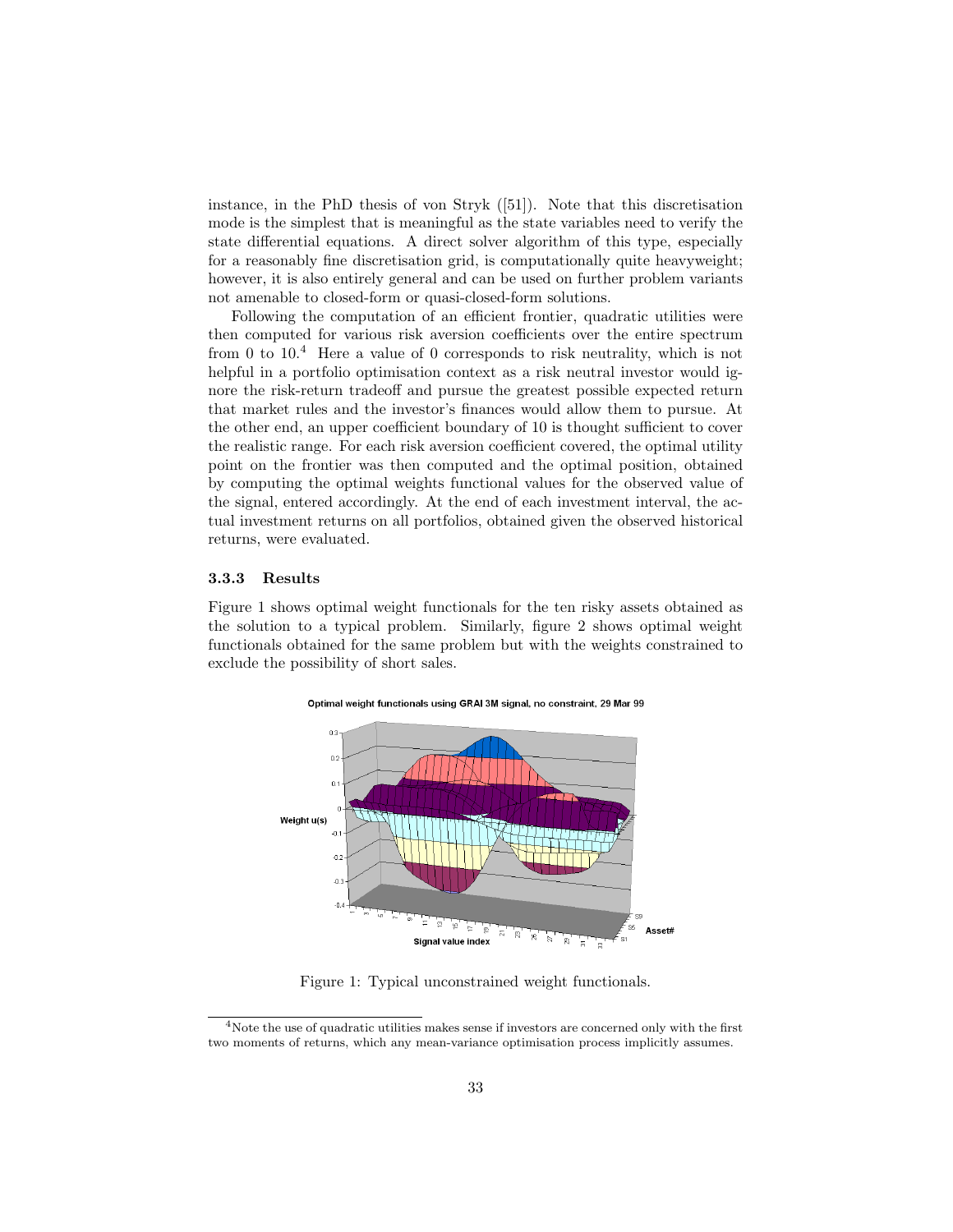instance, in the PhD thesis of von Stryk ([51]). Note that this discretisation mode is the simplest that is meaningful as the state variables need to verify the state differential equations. A direct solver algorithm of this type, especially for a reasonably fine discretisation grid, is computationally quite heavyweight; however, it is also entirely general and can be used on further problem variants not amenable to closed-form or quasi-closed-form solutions.

Following the computation of an efficient frontier, quadratic utilities were then computed for various risk aversion coefficients over the entire spectrum from 0 to 10.[4] Here a value of 0 corresponds to risk neutrality, which is not helpful in a portfolio optimisation context as a risk neutral investor would ignore the risk-return tradeoff and pursue the greatest possible expected return that market rules and the investor's finances would allow them to pursue. At the other end, an upper coefficient boundary of 10 is thought sufficient to cover the realistic range. For each risk aversion coefficient covered, the optimal utility point on the frontier was then computed and the optimal position, obtained by computing the optimal weights functional values for the observed value of the signal, entered accordingly. At the end of each investment interval, the actual investment returns on all portfolios, obtained given the observed historical returns, were evaluated.

### 3.3.3 Results

Figure 1 shows optimal weight functionals for the ten risky assets obtained as the solution to a typical problem. Similarly, figure 2 shows optimal weight functionals obtained for the same problem but with the weights constrained to exclude the possibility of short sales.

Figure 1: Typical unconstrained weight functionals.

[4] Note the use of quadratic utilities makes sense if investors are concerned only with the first two moments of returns, which any mean-variance optimisation process implicitly assumes.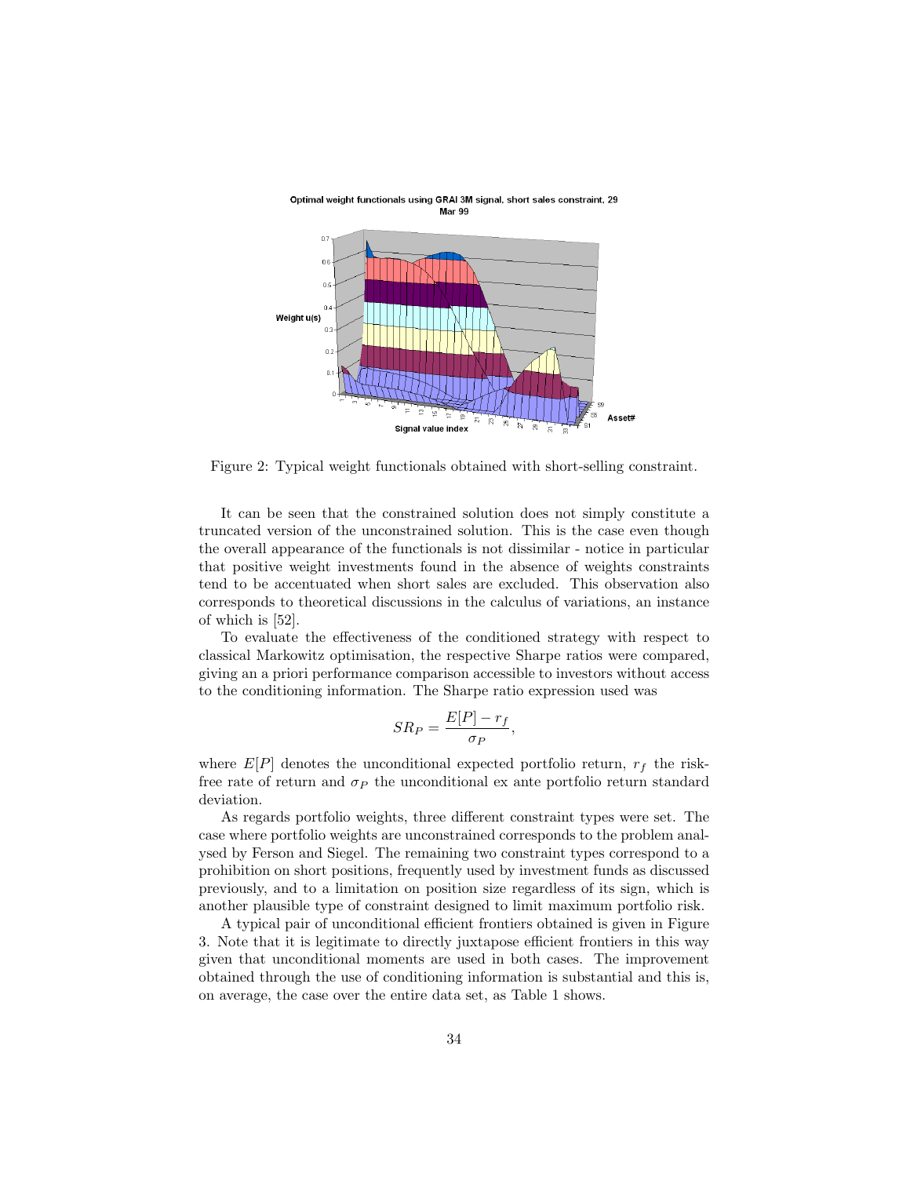Optimal weight functionals using GRAI 3M signal, short sales constraint, 29 Mar 99

Figure 2: Typical weight functionals obtained with short-selling constraint.

It can be seen that the constrained solution does not simply constitute a truncated version of the unconstrained solution. This is the case even though the overall appearance of the functionals is not dissimilar - notice in particular that positive weight investments found in the absence of weights constraints tend to be accentuated when short sales are excluded. This observation also corresponds to theoretical discussions in the calculus of variations, an instance of which is [52].

To evaluate the effectiveness of the conditioned strategy with respect to classical Markowitz optimisation, the respective Sharpe ratios were compared, giving an a priori performance comparison accessible to investors without access to the conditioning information. The Sharpe ratio expression used was

$$SR_P = \frac{E[P] - r_f}{\sigma_P},$$

where $E[P]$ denotes the unconditional expected portfolio return, $r_f$ the risk-free rate of return and $\sigma_P$ the unconditional ex ante portfolio return standard deviation.

As regards portfolio weights, three different constraint types were set. The case where portfolio weights are unconstrained corresponds to the problem analysed by Ferson and Siegel. The remaining two constraint types correspond to a prohibition on short positions, frequently used by investment funds as discussed previously, and to a limitation on position size regardless of its sign, which is another plausible type of constraint designed to limit maximum portfolio risk.

A typical pair of unconditional efficient frontiers obtained is given in Figure 3. Note that it is legitimate to directly juxtapose efficient frontiers in this way given that unconditional moments are used in both cases. The improvement obtained through the use of conditioning information is substantial and this is, on average, the case over the entire data set, as Table 1 shows.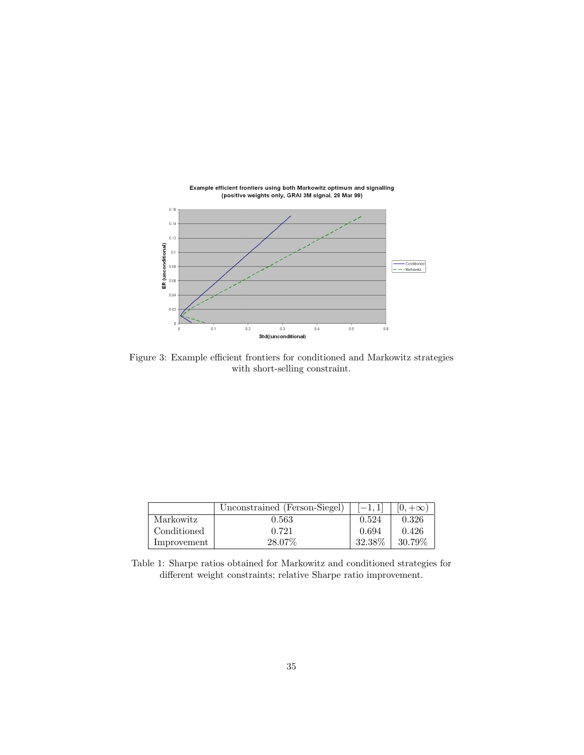Figure 3: Example efficient frontiers for conditioned and Markowitz strategies with short-selling constraint.

| | Unconstrained (Ferson-Siegel) | $[-1, 1]$ | $[0, +\infty)$ |
|---|---|---|---|
| Markowitz | 0.563 | 0.524 | 0.326 |
| Conditioned | 0.721 | 0.694 | 0.426 |
| Improvement | 28.07% | 32.38% | 30.79% |

Table 1: Sharpe ratios obtained for Markowitz and conditioned strategies for different weight constraints; relative Sharpe ratio improvement.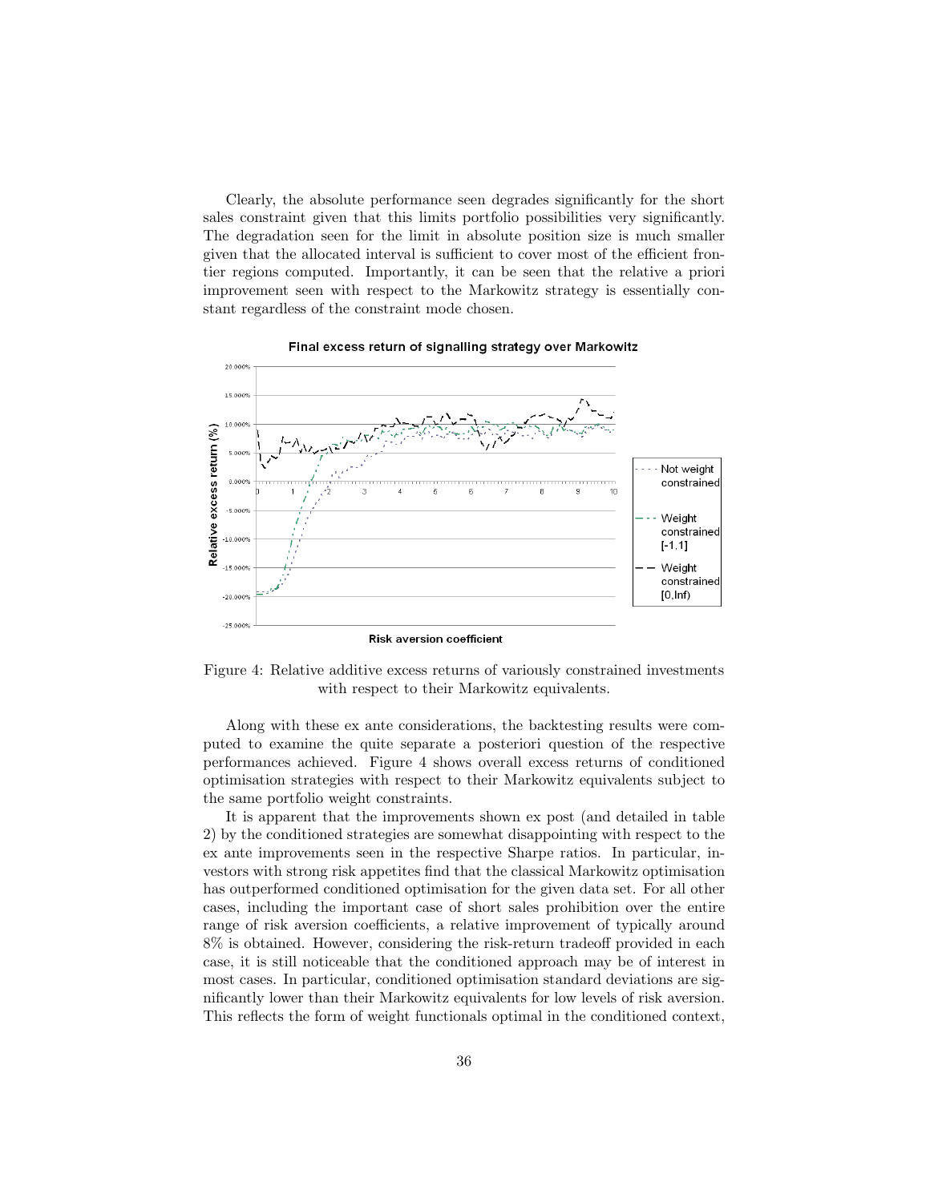Clearly, the absolute performance seen degrades significantly for the short sales constraint given that this limits portfolio possibilities very significantly. The degradation seen for the limit in absolute position size is much smaller given that the allocated interval is sufficient to cover most of the efficient frontier regions computed. Importantly, it can be seen that the relative a priori improvement seen with respect to the Markowitz strategy is essentially constant regardless of the constraint mode chosen.

Figure 4: Relative additive excess returns of variously constrained investments with respect to their Markowitz equivalents.

Along with these ex ante considerations, the backtesting results were computed to examine the quite separate a posteriori question of the respective performances achieved. Figure 4 shows overall excess returns of conditioned optimisation strategies with respect to their Markowitz equivalents subject to the same portfolio weight constraints.

It is apparent that the improvements shown ex post (and detailed in table 2) by the conditioned strategies are somewhat disappointing with respect to the ex ante improvements seen in the respective Sharpe ratios. In particular, investors with strong risk appetites find that the classical Markowitz optimisation has outperformed conditioned optimisation for the given data set. For all other cases, including the important case of short sales prohibition over the entire range of risk aversion coefficients, a relative improvement of typically around 8% is obtained. However, considering the risk-return tradeoff provided in each case, it is still noticeable that the conditioned approach may be of interest in most cases. In particular, conditioned optimisation standard deviations are significantly lower than their Markowitz equivalents for low levels of risk aversion. This reflects the form of weight functionals optimal in the conditioned context,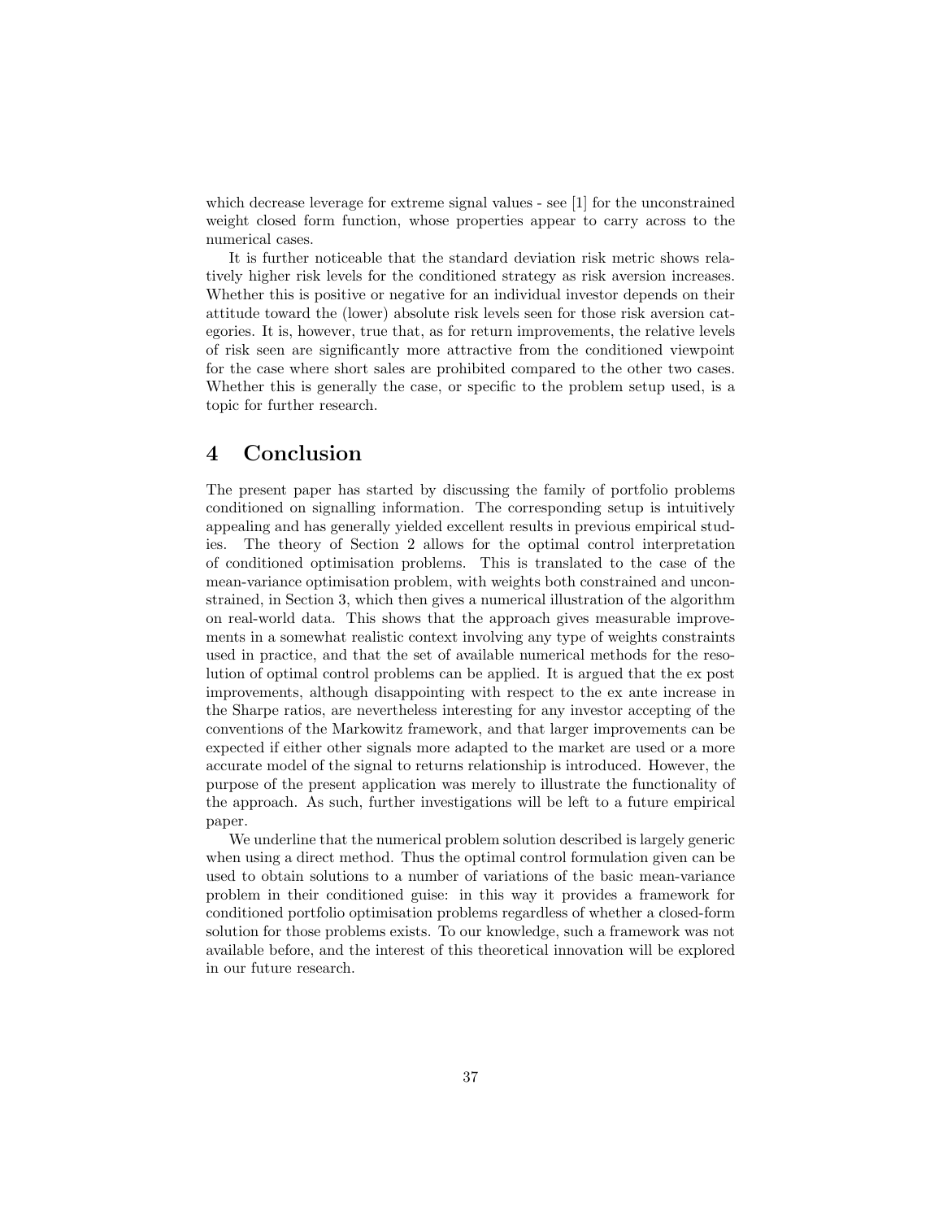which decrease leverage for extreme signal values - see [1] for the unconstrained weight closed form function, whose properties appear to carry across to the numerical cases.

It is further noticeable that the standard deviation risk metric shows relatively higher risk levels for the conditioned strategy as risk aversion increases. Whether this is positive or negative for an individual investor depends on their attitude toward the (lower) absolute risk levels seen for those risk aversion categories. It is, however, true that, as for return improvements, the relative levels of risk seen are significantly more attractive from the conditioned viewpoint for the case where short sales are prohibited compared to the other two cases. Whether this is generally the case, or specific to the problem setup used, is a topic for further research.

# 4 Conclusion

The present paper has started by discussing the family of portfolio problems conditioned on signalling information. The corresponding setup is intuitively appealing and has generally yielded excellent results in previous empirical studies. The theory of Section 2 allows for the optimal control interpretation of conditioned optimisation problems. This is translated to the case of the mean-variance optimisation problem, with weights both constrained and unconstrained, in Section 3, which then gives a numerical illustration of the algorithm on real-world data. This shows that the approach gives measurable improvements in a somewhat realistic context involving any type of weights constraints used in practice, and that the set of available numerical methods for the resolution of optimal control problems can be applied. It is argued that the ex post improvements, although disappointing with respect to the ex ante increase in the Sharpe ratios, are nevertheless interesting for any investor accepting of the conventions of the Markowitz framework, and that larger improvements can be expected if either other signals more adapted to the market are used or a more accurate model of the signal to returns relationship is introduced. However, the purpose of the present application was merely to illustrate the functionality of the approach. As such, further investigations will be left to a future empirical paper.

We underline that the numerical problem solution described is largely generic when using a direct method. Thus the optimal control formulation given can be used to obtain solutions to a number of variations of the basic mean-variance problem in their conditioned guise: in this way it provides a framework for conditioned portfolio optimisation problems regardless of whether a closed-form solution for those problems exists. To our knowledge, such a framework was not available before, and the interest of this theoretical innovation will be explored in our future research.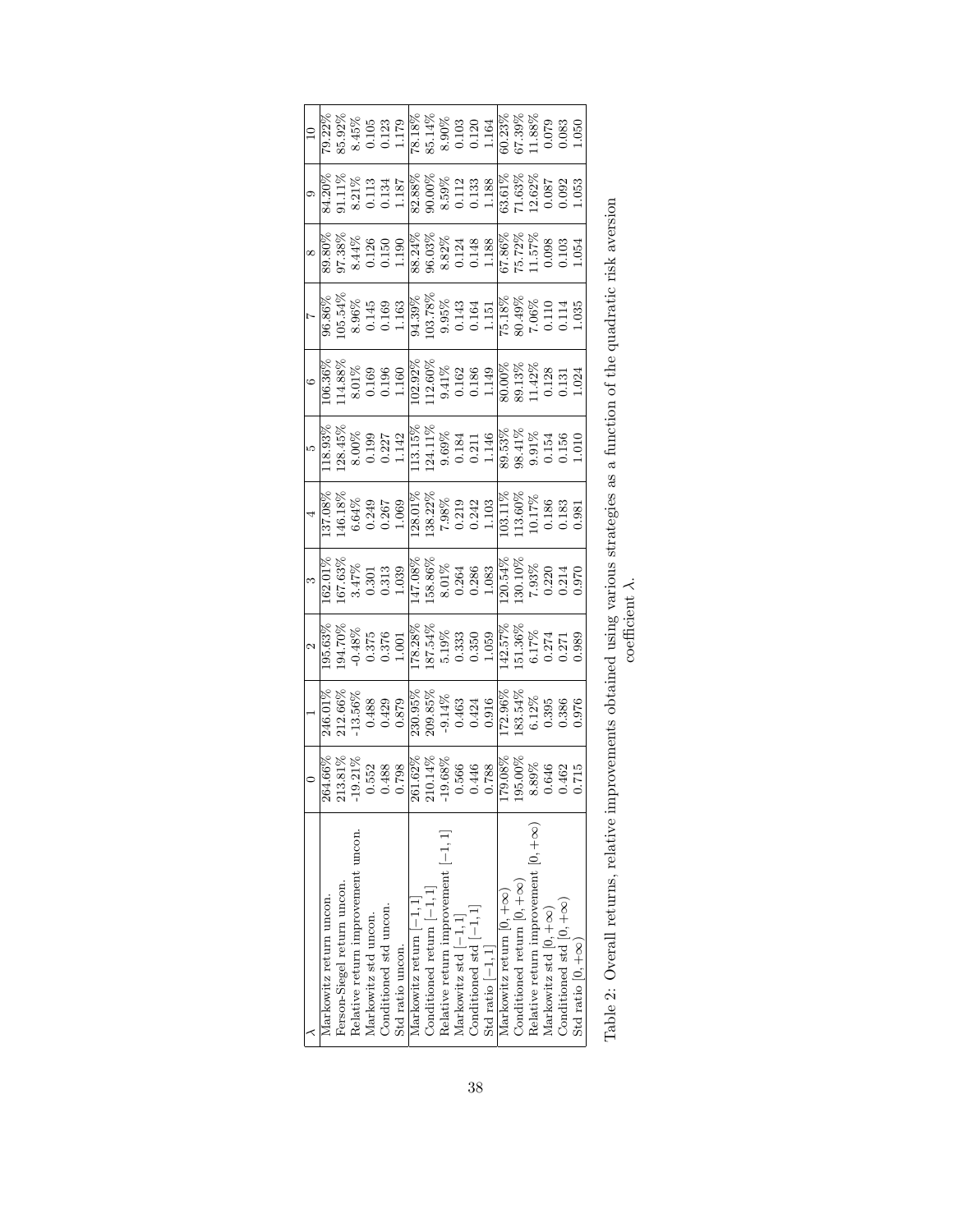| $\lambda$ | 0 | 1 | 2 | 3 | 4 | 5 | 6 | 7 | 8 | 9 | 10 |
|---|---|---|---|---|---|---|---|---|---|---|---|
| Markowitz return uncon. | 264.66% | 246.01% | 195.63% | 162.01% | 137.08% | 118.93% | 106.36% | 96.86% | 89.80% | 84.20% | 79.22% |
| Ferson-Siegel return uncon. | 213.81% | 212.66% | 194.70% | 167.63% | 146.18% | 128.45% | 114.88% | 105.54% | 97.38% | 91.11% | 85.92% |
| Relative return improvement uncon. | -19.21% | -13.56% | -0.48% | 3.47% | 6.64% | 8.00% | 8.01% | 8.96% | 8.44% | 8.21% | 8.45% |
| Markowitz std uncon. | 0.552 | 0.488 | 0.375 | 0.301 | 0.249 | 0.199 | 0.169 | 0.145 | 0.126 | 0.113 | 0.105 |
| Conditioned std uncon. | 0.488 | 0.429 | 0.376 | 0.313 | 0.267 | 0.227 | 0.196 | 0.169 | 0.150 | 0.134 | 0.123 |
| Std ratio uncon. | 0.798 | 0.879 | 1.001 | 1.039 | 1.069 | 1.142 | 1.160 | 1.163 | 1.190 | 1.187 | 1.179 |
| Markowitz return $[-1,1]$ | 261.62% | 230.95% | 178.28% | 147.08% | 128.01% | 113.15% | 102.92% | 94.39% | 88.24% | 82.88% | 78.18% |
| Conditioned return $[-1,1]$ | 210.14% | 209.85% | 187.54% | 158.86% | 138.22% | 124.11% | 112.60% | 103.78% | 96.03% | 90.00% | 85.14% |
| Relative return improvement $[-1,1]$ | -19.68% | -9.14% | 5.19% | 8.01% | 7.98% | 9.69% | 9.41% | 9.95% | 8.82% | 8.59% | 8.90% |
| Markowitz std $[-1,1]$ | 0.566 | 0.463 | 0.333 | 0.264 | 0.219 | 0.184 | 0.162 | 0.143 | 0.124 | 0.112 | 0.103 |
| Conditioned std $[-1,1]$ | 0.446 | 0.424 | 0.350 | 0.286 | 0.242 | 0.211 | 0.186 | 0.164 | 0.148 | 0.133 | 0.120 |
| Std ratio $[-1,1]$ | 0.788 | 0.916 | 1.059 | 1.083 | 1.103 | 1.146 | 1.149 | 1.151 | 1.188 | 1.188 | 1.164 |
| Markowitz return $[0,+\infty)$ | 179.08% | 172.96% | 142.57% | 120.54% | 103.11% | 89.53% | 80.00% | 75.18% | 67.86% | 63.61% | 60.23% |
| Conditioned return $[0,+\infty)$ | 195.00% | 183.54% | 151.36% | 130.10% | 113.60% | 98.41% | 89.13% | 80.49% | 75.72% | 71.63% | 67.39% |
| Relative return improvement $[0,+\infty)$ | 8.89% | 6.12% | 6.17% | 7.93% | 10.17% | 9.91% | 11.42% | 7.06% | 11.57% | 12.62% | 11.88% |
| Markowitz std $[0,+\infty)$ | 0.646 | 0.395 | 0.274 | 0.220 | 0.186 | 0.154 | 0.128 | 0.110 | 0.098 | 0.087 | 0.079 |
| Conditioned std $[0,+\infty)$ | 0.462 | 0.386 | 0.271 | 0.214 | 0.183 | 0.156 | 0.131 | 0.114 | 0.103 | 0.092 | 0.083 |
| Std ratio $[0,+\infty)$ | 0.715 | 0.976 | 0.989 | 0.970 | 0.981 | 1.010 | 1.024 | 1.035 | 1.054 | 1.053 | 1.050 |

Table 2: Overall returns, relative improvements obtained using various strategies as a function of the quadratic risk aversion coefficient $\lambda$.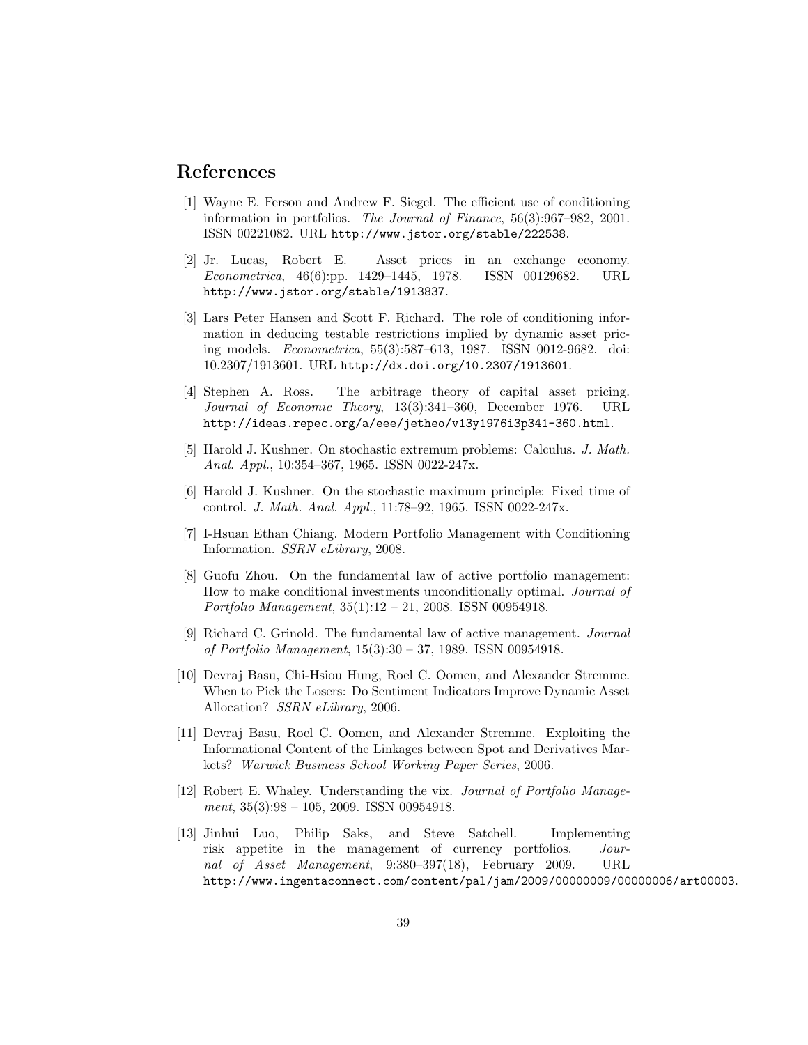## References

[1] Wayne E. Ferson and Andrew F. Siegel. The efficient use of conditioning information in portfolios. *The Journal of Finance*, 56(3):967–982, 2001. ISSN 00221082. URL http://www.jstor.org/stable/222538.

[2] Jr. Lucas, Robert E. Asset prices in an exchange economy. *Econometrica*, 46(6):pp. 1429–1445, 1978. ISSN 00129682. URL http://www.jstor.org/stable/1913837.

[3] Lars Peter Hansen and Scott F. Richard. The role of conditioning information in deducing testable restrictions implied by dynamic asset pricing models. *Econometrica*, 55(3):587–613, 1987. ISSN 0012-9682. doi: 10.2307/1913601. URL http://dx.doi.org/10.2307/1913601.

[4] Stephen A. Ross. The arbitrage theory of capital asset pricing. *Journal of Economic Theory*, 13(3):341–360, December 1976. URL http://ideas.repec.org/a/eee/jetheo/v13y1976i3p341-360.html.

[5] Harold J. Kushner. On stochastic extremum problems: Calculus. *J. Math. Anal. Appl.*, 10:354–367, 1965. ISSN 0022-247x.

[6] Harold J. Kushner. On the stochastic maximum principle: Fixed time of control. *J. Math. Anal. Appl.*, 11:78–92, 1965. ISSN 0022-247x.

[7] I-Hsuan Ethan Chiang. Modern Portfolio Management with Conditioning Information. *SSRN eLibrary*, 2008.

[8] Guofu Zhou. On the fundamental law of active portfolio management: How to make conditional investments unconditionally optimal. *Journal of Portfolio Management*, 35(1):12 – 21, 2008. ISSN 00954918.

[9] Richard C. Grinold. The fundamental law of active management. *Journal of Portfolio Management*, 15(3):30 – 37, 1989. ISSN 00954918.

[10] Devraj Basu, Chi-Hsiou Hung, Roel C. Oomen, and Alexander Stremme. When to Pick the Losers: Do Sentiment Indicators Improve Dynamic Asset Allocation? *SSRN eLibrary*, 2006.

[11] Devraj Basu, Roel C. Oomen, and Alexander Stremme. Exploiting the Informational Content of the Linkages between Spot and Derivatives Markets? *Warwick Business School Working Paper Series*, 2006.

[12] Robert E. Whaley. Understanding the vix. *Journal of Portfolio Management*, 35(3):98 – 105, 2009. ISSN 00954918.

[13] Jinhui Luo, Philip Saks, and Steve Satchell. Implementing risk appetite in the management of currency portfolios. *Journal of Asset Management*, 9:380–397(18), February 2009. URL http://www.ingentaconnect.com/content/pal/jam/2009/00000009/00000006/art00003.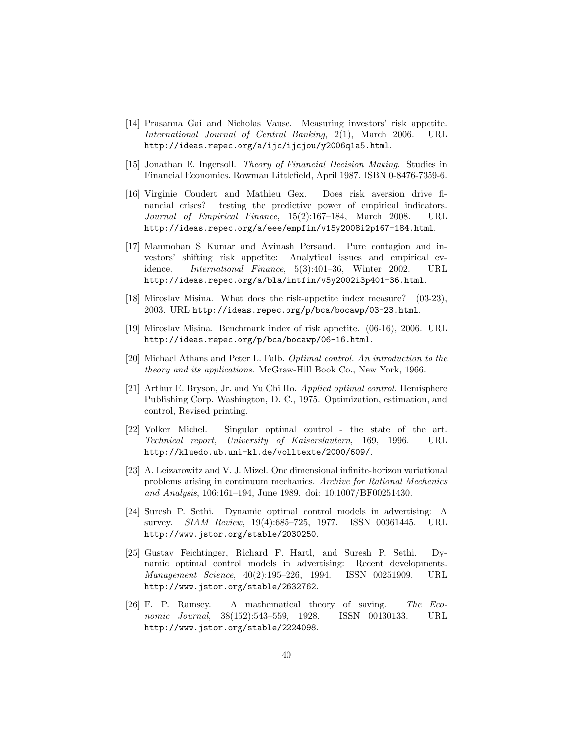[14] Prasanna Gai and Nicholas Vause. Measuring investors' risk appetite. *International Journal of Central Banking*, 2(1), March 2006. URL http://ideas.repec.org/a/ijc/ijcjou/y2006q1a5.html.

[15] Jonathan E. Ingersoll. *Theory of Financial Decision Making*. Studies in Financial Economics. Rowman Littlefield, April 1987. ISBN 0-8476-7359-6.

[16] Virginie Coudert and Mathieu Gex. Does risk aversion drive financial crises? testing the predictive power of empirical indicators. *Journal of Empirical Finance*, 15(2):167–184, March 2008. URL http://ideas.repec.org/a/eee/empfin/v15y2008i2p167-184.html.

[17] Manmohan S Kumar and Avinash Persaud. Pure contagion and investors' shifting risk appetite: Analytical issues and empirical evidence. *International Finance*, 5(3):401–36, Winter 2002. URL http://ideas.repec.org/a/bla/intfin/v5y2002i3p401-36.html.

[18] Miroslav Misina. What does the risk-appetite index measure? (03-23), 2003. URL http://ideas.repec.org/p/bca/bocawp/03-23.html.

[19] Miroslav Misina. Benchmark index of risk appetite. (06-16), 2006. URL http://ideas.repec.org/p/bca/bocawp/06-16.html.

[20] Michael Athans and Peter L. Falb. *Optimal control. An introduction to the theory and its applications*. McGraw-Hill Book Co., New York, 1966.

[21] Arthur E. Bryson, Jr. and Yu Chi Ho. *Applied optimal control*. Hemisphere Publishing Corp. Washington, D. C., 1975. Optimization, estimation, and control, Revised printing.

[22] Volker Michel. Singular optimal control - the state of the art. *Technical report, University of Kaiserslautern*, 169, 1996. URL http://kluedo.ub.uni-kl.de/volltexte/2000/609/.

[23] A. Leizarowitz and V. J. Mizel. One dimensional infinite-horizon variational problems arising in continuum mechanics. *Archive for Rational Mechanics and Analysis*, 106:161–194, June 1989. doi: 10.1007/BF00251430.

[24] Suresh P. Sethi. Dynamic optimal control models in advertising: A survey. *SIAM Review*, 19(4):685–725, 1977. ISSN 00361445. URL http://www.jstor.org/stable/2030250.

[25] Gustav Feichtinger, Richard F. Hartl, and Suresh P. Sethi. Dynamic optimal control models in advertising: Recent developments. *Management Science*, 40(2):195–226, 1994. ISSN 00251909. URL http://www.jstor.org/stable/2632762.

[26] F. P. Ramsey. A mathematical theory of saving. *The Economic Journal*, 38(152):543–559, 1928. ISSN 00130133. URL http://www.jstor.org/stable/2224098.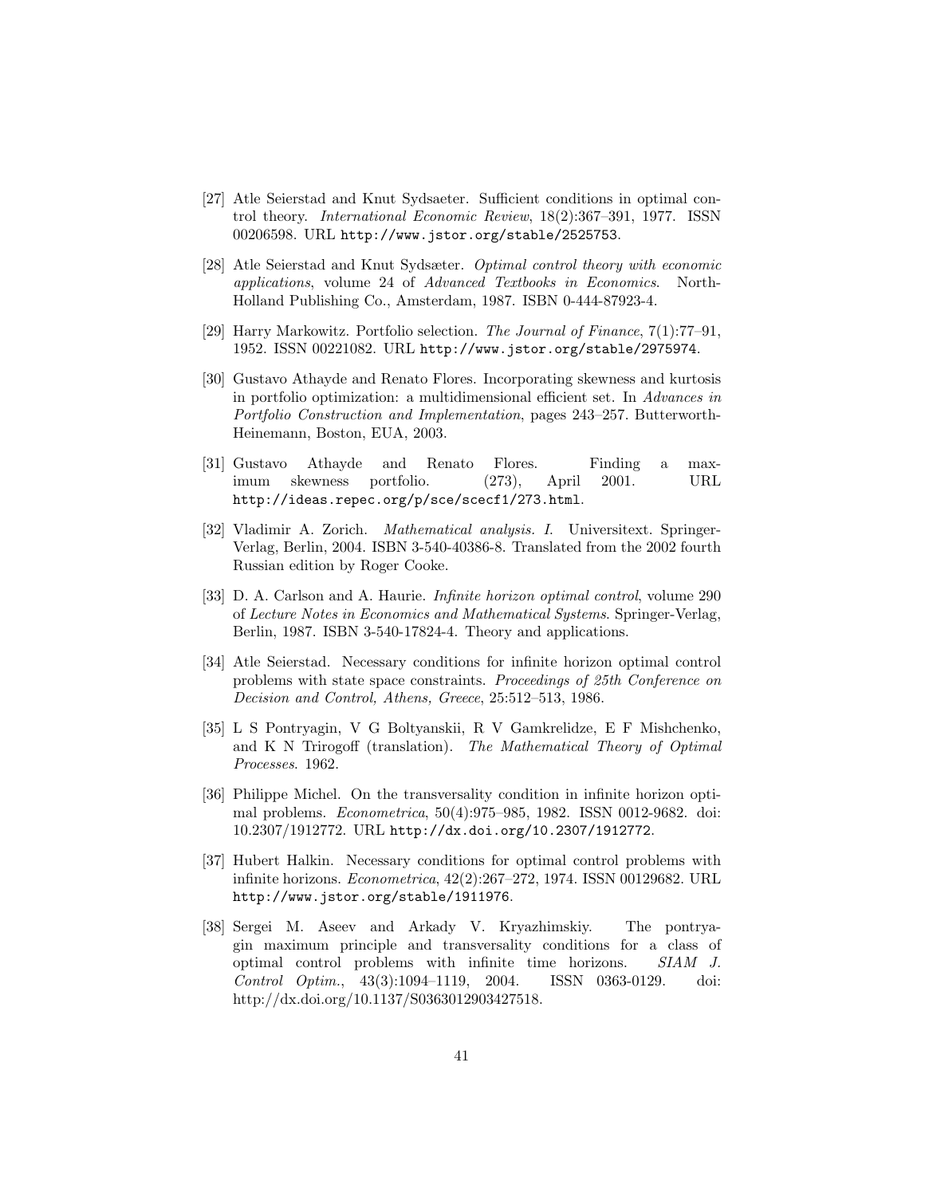[27] Atle Seierstad and Knut Sydsaeter. Sufficient conditions in optimal control theory. *International Economic Review*, 18(2):367–391, 1977. ISSN 00206598. URL http://www.jstor.org/stable/2525753.

[28] Atle Seierstad and Knut Sydsæter. *Optimal control theory with economic applications*, volume 24 of *Advanced Textbooks in Economics*. North-Holland Publishing Co., Amsterdam, 1987. ISBN 0-444-87923-4.

[29] Harry Markowitz. Portfolio selection. *The Journal of Finance*, 7(1):77–91, 1952. ISSN 00221082. URL http://www.jstor.org/stable/2975974.

[30] Gustavo Athayde and Renato Flores. Incorporating skewness and kurtosis in portfolio optimization: a multidimensional efficient set. In *Advances in Portfolio Construction and Implementation*, pages 243–257. Butterworth-Heinemann, Boston, EUA, 2003.

[31] Gustavo Athayde and Renato Flores. Finding a maximum skewness portfolio. (273), April 2001. URL http://ideas.repec.org/p/sce/scecf1/273.html.

[32] Vladimir A. Zorich. *Mathematical analysis. I.* Universitext. Springer-Verlag, Berlin, 2004. ISBN 3-540-40386-8. Translated from the 2002 fourth Russian edition by Roger Cooke.

[33] D. A. Carlson and A. Haurie. *Infinite horizon optimal control*, volume 290 of *Lecture Notes in Economics and Mathematical Systems*. Springer-Verlag, Berlin, 1987. ISBN 3-540-17824-4. Theory and applications.

[34] Atle Seierstad. Necessary conditions for infinite horizon optimal control problems with state space constraints. *Proceedings of 25th Conference on Decision and Control, Athens, Greece*, 25:512–513, 1986.

[35] L S Pontryagin, V G Boltyanskii, R V Gamkrelidze, E F Mishchenko, and K N Trirogoff (translation). *The Mathematical Theory of Optimal Processes*. 1962.

[36] Philippe Michel. On the transversality condition in infinite horizon optimal problems. *Econometrica*, 50(4):975–985, 1982. ISSN 0012-9682. doi: 10.2307/1912772. URL http://dx.doi.org/10.2307/1912772.

[37] Hubert Halkin. Necessary conditions for optimal control problems with infinite horizons. *Econometrica*, 42(2):267–272, 1974. ISSN 00129682. URL http://www.jstor.org/stable/1911976.

[38] Sergei M. Aseev and Arkady V. Kryazhimskiy. The pontryagin maximum principle and transversality conditions for a class of optimal control problems with infinite time horizons. *SIAM J. Control Optim.*, 43(3):1094–1119, 2004. ISSN 0363-0129. doi: http://dx.doi.org/10.1137/S0363012903427518.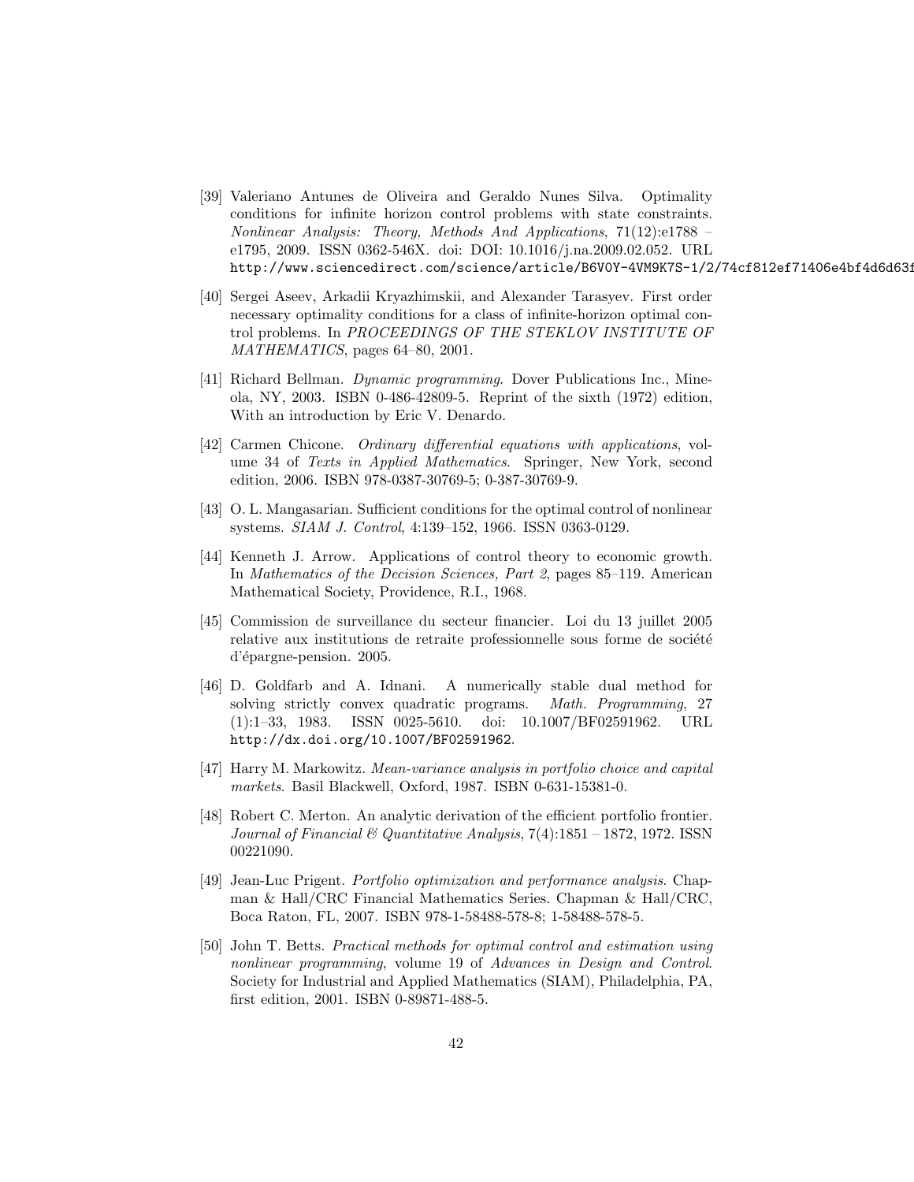[39] Valeriano Antunes de Oliveira and Geraldo Nunes Silva. Optimality conditions for infinite horizon control problems with state constraints. *Nonlinear Analysis: Theory, Methods And Applications*, 71(12):e1788 – e1795, 2009. ISSN 0362-546X. doi: DOI: 10.1016/j.na.2009.02.052. URL http://www.sciencedirect.com/science/article/B6V0Y-4VM9K7S-1/2/74cf812ef71406e4bf4d6d63f

[40] Sergei Aseev, Arkadii Kryazhimskii, and Alexander Tarasyev. First order necessary optimality conditions for a class of infinite-horizon optimal control problems. In *PROCEEDINGS OF THE STEKLOV INSTITUTE OF MATHEMATICS*, pages 64–80, 2001.

[41] Richard Bellman. *Dynamic programming*. Dover Publications Inc., Mineola, NY, 2003. ISBN 0-486-42809-5. Reprint of the sixth (1972) edition, With an introduction by Eric V. Denardo.

[42] Carmen Chicone. *Ordinary differential equations with applications*, volume 34 of *Texts in Applied Mathematics*. Springer, New York, second edition, 2006. ISBN 978-0387-30769-5; 0-387-30769-9.

[43] O. L. Mangasarian. Sufficient conditions for the optimal control of nonlinear systems. *SIAM J. Control*, 4:139–152, 1966. ISSN 0363-0129.

[44] Kenneth J. Arrow. Applications of control theory to economic growth. In *Mathematics of the Decision Sciences, Part 2*, pages 85–119. American Mathematical Society, Providence, R.I., 1968.

[45] Commission de surveillance du secteur financier. Loi du 13 juillet 2005 relative aux institutions de retraite professionnelle sous forme de société d'épargne-pension. 2005.

[46] D. Goldfarb and A. Idnani. A numerically stable dual method for solving strictly convex quadratic programs. *Math. Programming*, 27 (1):1–33, 1983. ISSN 0025-5610. doi: 10.1007/BF02591962. URL http://dx.doi.org/10.1007/BF02591962.

[47] Harry M. Markowitz. *Mean-variance analysis in portfolio choice and capital markets*. Basil Blackwell, Oxford, 1987. ISBN 0-631-15381-0.

[48] Robert C. Merton. An analytic derivation of the efficient portfolio frontier. *Journal of Financial & Quantitative Analysis*, 7(4):1851 – 1872, 1972. ISSN 00221090.

[49] Jean-Luc Prigent. *Portfolio optimization and performance analysis*. Chapman & Hall/CRC Financial Mathematics Series. Chapman & Hall/CRC, Boca Raton, FL, 2007. ISBN 978-1-58488-578-8; 1-58488-578-5.

[50] John T. Betts. *Practical methods for optimal control and estimation using nonlinear programming*, volume 19 of *Advances in Design and Control*. Society for Industrial and Applied Mathematics (SIAM), Philadelphia, PA, first edition, 2001. ISBN 0-89871-488-5.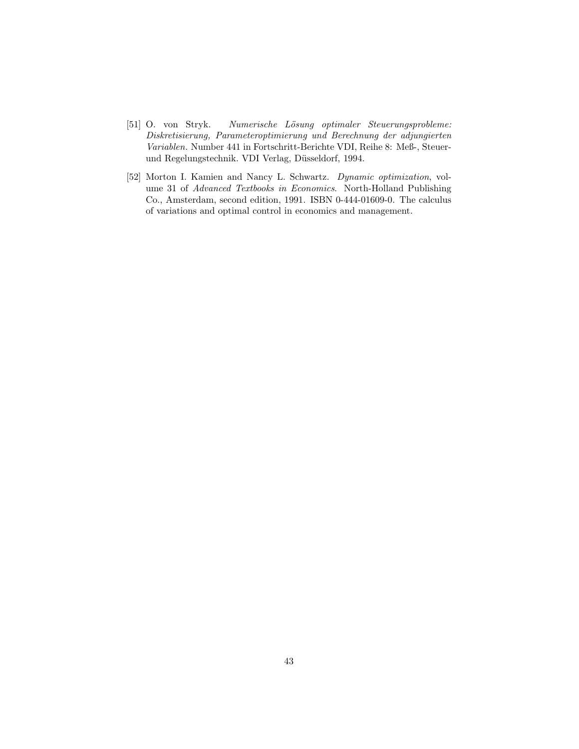[51] O. von Stryk. *Numerische Lösung optimaler Steuerungsprobleme: Diskretisierung, Parameteroptimierung und Berechnung der adjungierten Variablen.* Number 441 in Fortschritt-Berichte VDI, Reihe 8: Meß-, Steuer- und Regelungstechnik. VDI Verlag, Düsseldorf, 1994.

[52] Morton I. Kamien and Nancy L. Schwartz. *Dynamic optimization*, volume 31 of *Advanced Textbooks in Economics*. North-Holland Publishing Co., Amsterdam, second edition, 1991. ISBN 0-444-01609-0. The calculus of variations and optimal control in economics and management.